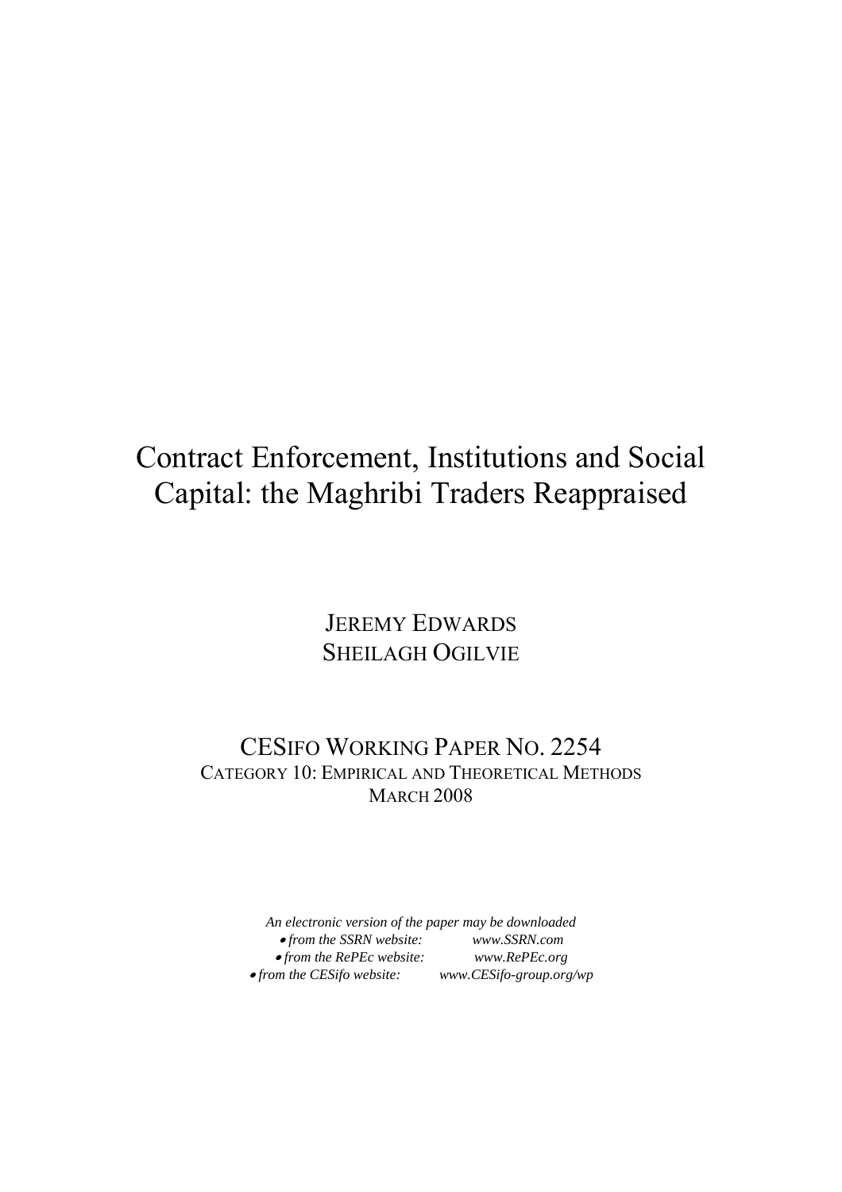# Contract Enforcement, Institutions and Social Capital: the Maghribi Traders Reappraised

JEREMY EDWARDS
SHEILAGH OGILVIE

CESIFO WORKING PAPER NO. 2254
CATEGORY 10: EMPIRICAL AND THEORETICAL METHODS
MARCH 2008

*An electronic version of the paper may be downloaded*

- *from the SSRN website:* *www.SSRN.com*
- *from the RePEc website:* *www.RePEc.org*
- *from the CESifo website:* *www.CESifo-group.org/wp*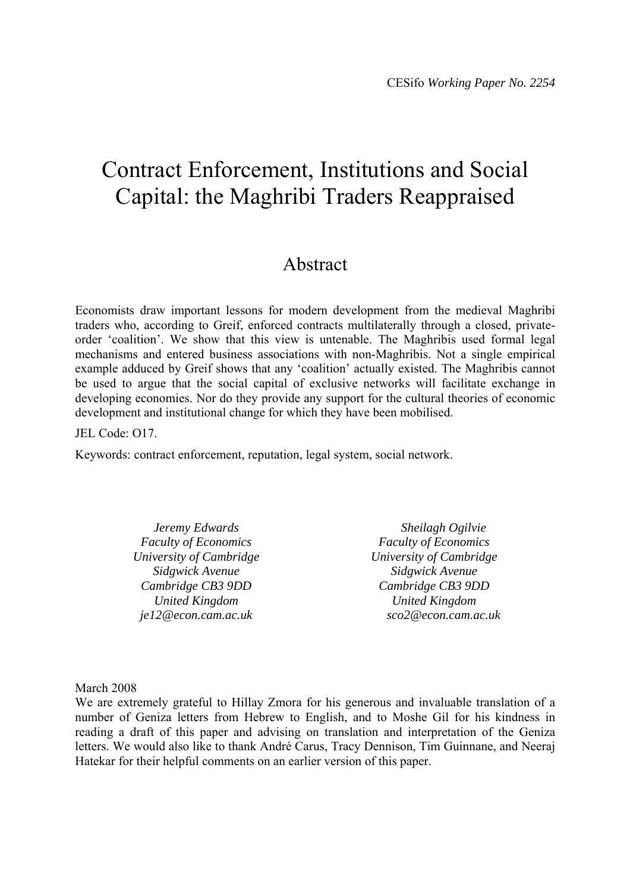CESifo *Working Paper No. 2254*

# Contract Enforcement, Institutions and Social Capital: the Maghribi Traders Reappraised

## Abstract

Economists draw important lessons for modern development from the medieval Maghribi traders who, according to Greif, enforced contracts multilaterally through a closed, private-order 'coalition'. We show that this view is untenable. The Maghribis used formal legal mechanisms and entered business associations with non-Maghribis. Not a single empirical example adduced by Greif shows that any 'coalition' actually existed. The Maghribis cannot be used to argue that the social capital of exclusive networks will facilitate exchange in developing economies. Nor do they provide any support for the cultural theories of economic development and institutional change for which they have been mobilised.

JEL Code: O17.

Keywords: contract enforcement, reputation, legal system, social network.

*Jeremy Edwards*
*Faculty of Economics*
*University of Cambridge*
*Sidgwick Avenue*
*Cambridge CB3 9DD*
*United Kingdom*
*je12@econ.cam.ac.uk*

*Sheilagh Ogilvie*
*Faculty of Economics*
*University of Cambridge*
*Sidgwick Avenue*
*Cambridge CB3 9DD*
*United Kingdom*
*sco2@econ.cam.ac.uk*

March 2008

We are extremely grateful to Hillay Zmora for his generous and invaluable translation of a number of Geniza letters from Hebrew to English, and to Moshe Gil for his kindness in reading a draft of this paper and advising on translation and interpretation of the Geniza letters. We would also like to thank André Carus, Tracy Dennison, Tim Guinnane, and Neeraj Hatekar for their helpful comments on an earlier version of this paper.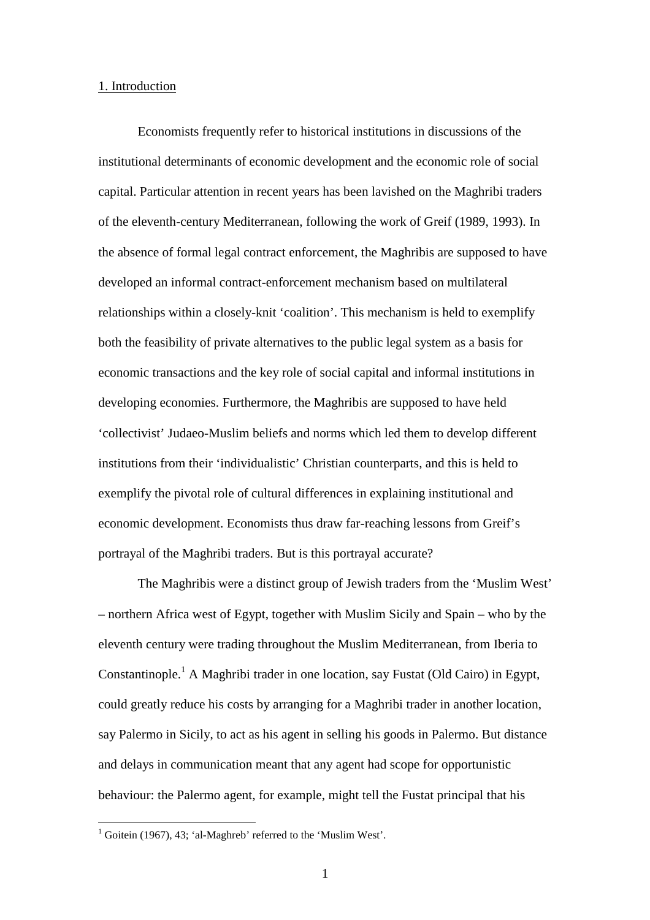## 1. Introduction

Economists frequently refer to historical institutions in discussions of the institutional determinants of economic development and the economic role of social capital. Particular attention in recent years has been lavished on the Maghribi traders of the eleventh-century Mediterranean, following the work of Greif (1989, 1993). In the absence of formal legal contract enforcement, the Maghribis are supposed to have developed an informal contract-enforcement mechanism based on multilateral relationships within a closely-knit 'coalition'. This mechanism is held to exemplify both the feasibility of private alternatives to the public legal system as a basis for economic transactions and the key role of social capital and informal institutions in developing economies. Furthermore, the Maghribis are supposed to have held 'collectivist' Judaeo-Muslim beliefs and norms which led them to develop different institutions from their 'individualistic' Christian counterparts, and this is held to exemplify the pivotal role of cultural differences in explaining institutional and economic development. Economists thus draw far-reaching lessons from Greif's portrayal of the Maghribi traders. But is this portrayal accurate?

The Maghribis were a distinct group of Jewish traders from the 'Muslim West' – northern Africa west of Egypt, together with Muslim Sicily and Spain – who by the eleventh century were trading throughout the Muslim Mediterranean, from Iberia to Constantinople.[1] A Maghribi trader in one location, say Fustat (Old Cairo) in Egypt, could greatly reduce his costs by arranging for a Maghribi trader in another location, say Palermo in Sicily, to act as his agent in selling his goods in Palermo. But distance and delays in communication meant that any agent had scope for opportunistic behaviour: the Palermo agent, for example, might tell the Fustat principal that his

[1] Goitein (1967), 43; 'al-Maghreb' referred to the 'Muslim West'.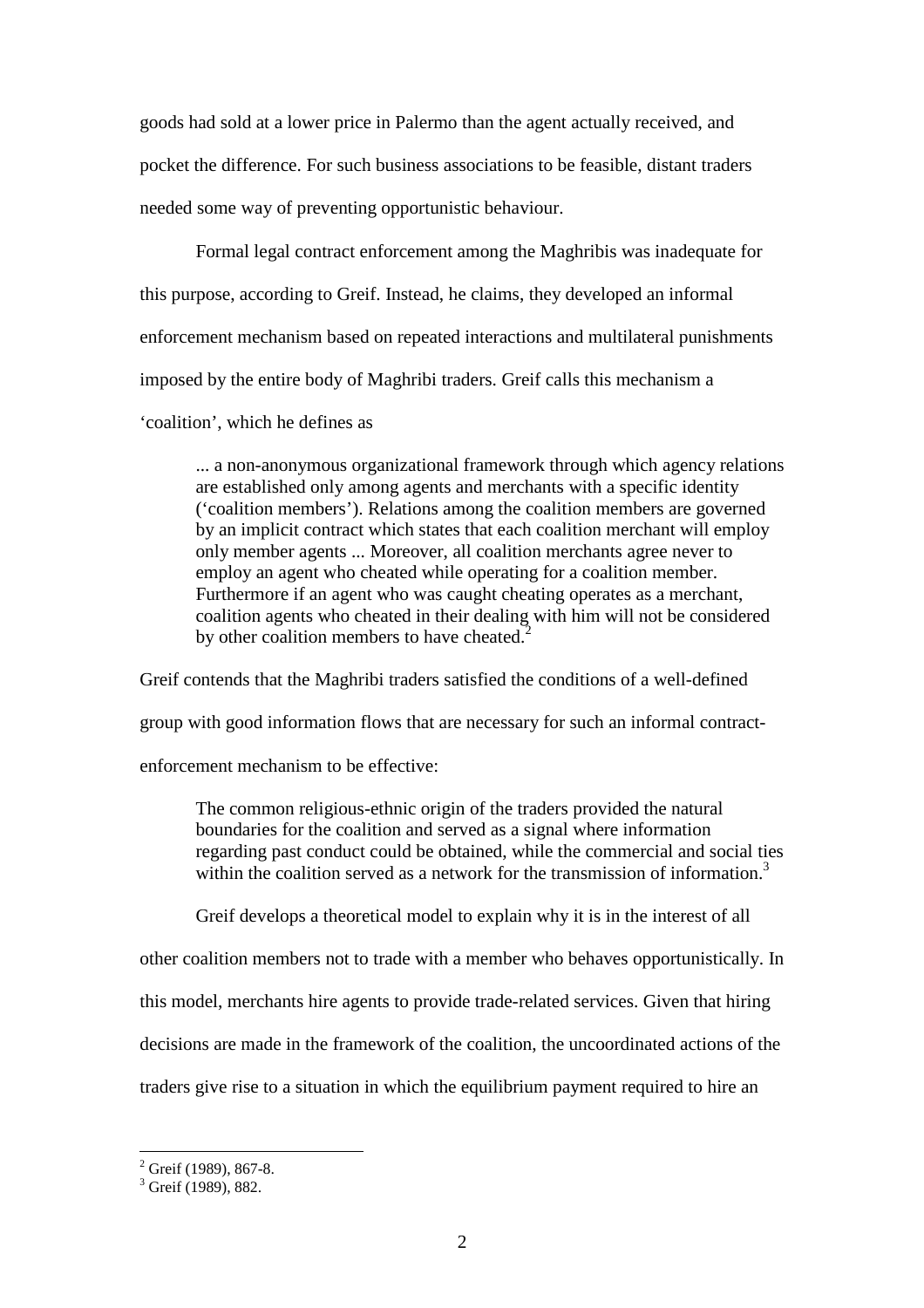goods had sold at a lower price in Palermo than the agent actually received, and pocket the difference. For such business associations to be feasible, distant traders needed some way of preventing opportunistic behaviour.

Formal legal contract enforcement among the Maghribis was inadequate for this purpose, according to Greif. Instead, he claims, they developed an informal enforcement mechanism based on repeated interactions and multilateral punishments imposed by the entire body of Maghribi traders. Greif calls this mechanism a 'coalition', which he defines as

> ... a non-anonymous organizational framework through which agency relations are established only among agents and merchants with a specific identity ('coalition members'). Relations among the coalition members are governed by an implicit contract which states that each coalition merchant will employ only member agents ... Moreover, all coalition merchants agree never to employ an agent who cheated while operating for a coalition member. Furthermore if an agent who was caught cheating operates as a merchant, coalition agents who cheated in their dealing with him will not be considered by other coalition members to have cheated.[2]

Greif contends that the Maghribi traders satisfied the conditions of a well-defined group with good information flows that are necessary for such an informal contract-enforcement mechanism to be effective:

> The common religious-ethnic origin of the traders provided the natural boundaries for the coalition and served as a signal where information regarding past conduct could be obtained, while the commercial and social ties within the coalition served as a network for the transmission of information.[3]

Greif develops a theoretical model to explain why it is in the interest of all other coalition members not to trade with a member who behaves opportunistically. In this model, merchants hire agents to provide trade-related services. Given that hiring decisions are made in the framework of the coalition, the uncoordinated actions of the traders give rise to a situation in which the equilibrium payment required to hire an

---

[2] Greif (1989), 867-8.

[3] Greif (1989), 882.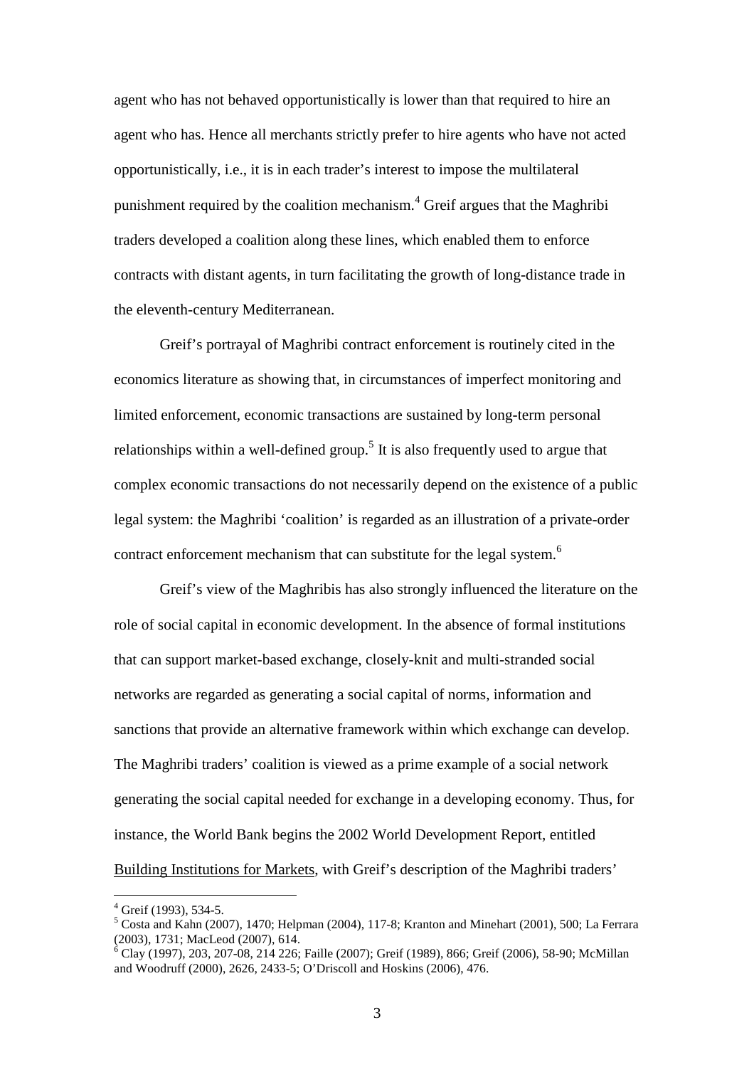agent who has not behaved opportunistically is lower than that required to hire an agent who has. Hence all merchants strictly prefer to hire agents who have not acted opportunistically, i.e., it is in each trader's interest to impose the multilateral punishment required by the coalition mechanism.[4] Greif argues that the Maghribi traders developed a coalition along these lines, which enabled them to enforce contracts with distant agents, in turn facilitating the growth of long-distance trade in the eleventh-century Mediterranean.

Greif's portrayal of Maghribi contract enforcement is routinely cited in the economics literature as showing that, in circumstances of imperfect monitoring and limited enforcement, economic transactions are sustained by long-term personal relationships within a well-defined group.[5] It is also frequently used to argue that complex economic transactions do not necessarily depend on the existence of a public legal system: the Maghribi 'coalition' is regarded as an illustration of a private-order contract enforcement mechanism that can substitute for the legal system.[6]

Greif's view of the Maghribis has also strongly influenced the literature on the role of social capital in economic development. In the absence of formal institutions that can support market-based exchange, closely-knit and multi-stranded social networks are regarded as generating a social capital of norms, information and sanctions that provide an alternative framework within which exchange can develop. The Maghribi traders' coalition is viewed as a prime example of a social network generating the social capital needed for exchange in a developing economy. Thus, for instance, the World Bank begins the 2002 World Development Report, entitled Building Institutions for Markets, with Greif's description of the Maghribi traders'

---

[4] Greif (1993), 534-5.

[5] Costa and Kahn (2007), 1470; Helpman (2004), 117-8; Kranton and Minehart (2001), 500; La Ferrara (2003), 1731; MacLeod (2007), 614.

[6] Clay (1997), 203, 207-08, 214 226; Faille (2007); Greif (1989), 866; Greif (2006), 58-90; McMillan and Woodruff (2000), 2626, 2433-5; O'Driscoll and Hoskins (2006), 476.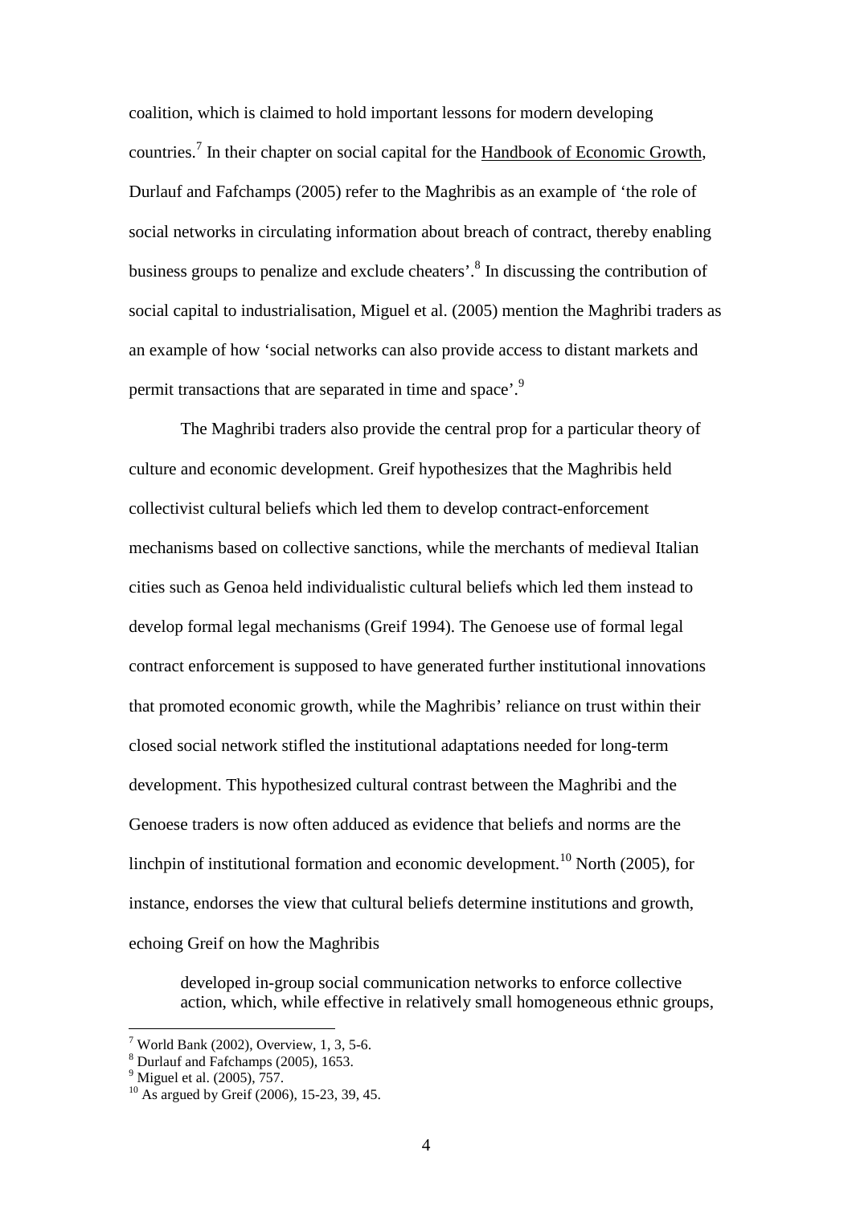coalition, which is claimed to hold important lessons for modern developing countries.[7] In their chapter on social capital for the Handbook of Economic Growth, Durlauf and Fafchamps (2005) refer to the Maghribis as an example of 'the role of social networks in circulating information about breach of contract, thereby enabling business groups to penalize and exclude cheaters'.[8] In discussing the contribution of social capital to industrialisation, Miguel et al. (2005) mention the Maghribi traders as an example of how 'social networks can also provide access to distant markets and permit transactions that are separated in time and space'.[9]

The Maghribi traders also provide the central prop for a particular theory of culture and economic development. Greif hypothesizes that the Maghribis held collectivist cultural beliefs which led them to develop contract-enforcement mechanisms based on collective sanctions, while the merchants of medieval Italian cities such as Genoa held individualistic cultural beliefs which led them instead to develop formal legal mechanisms (Greif 1994). The Genoese use of formal legal contract enforcement is supposed to have generated further institutional innovations that promoted economic growth, while the Maghribis' reliance on trust within their closed social network stifled the institutional adaptations needed for long-term development. This hypothesized cultural contrast between the Maghribi and the Genoese traders is now often adduced as evidence that beliefs and norms are the linchpin of institutional formation and economic development.[10] North (2005), for instance, endorses the view that cultural beliefs determine institutions and growth, echoing Greif on how the Maghribis

> developed in-group social communication networks to enforce collective action, which, while effective in relatively small homogeneous ethnic groups,

[7] World Bank (2002), Overview, 1, 3, 5-6.
[8] Durlauf and Fafchamps (2005), 1653.
[9] Miguel et al. (2005), 757.
[10] As argued by Greif (2006), 15-23, 39, 45.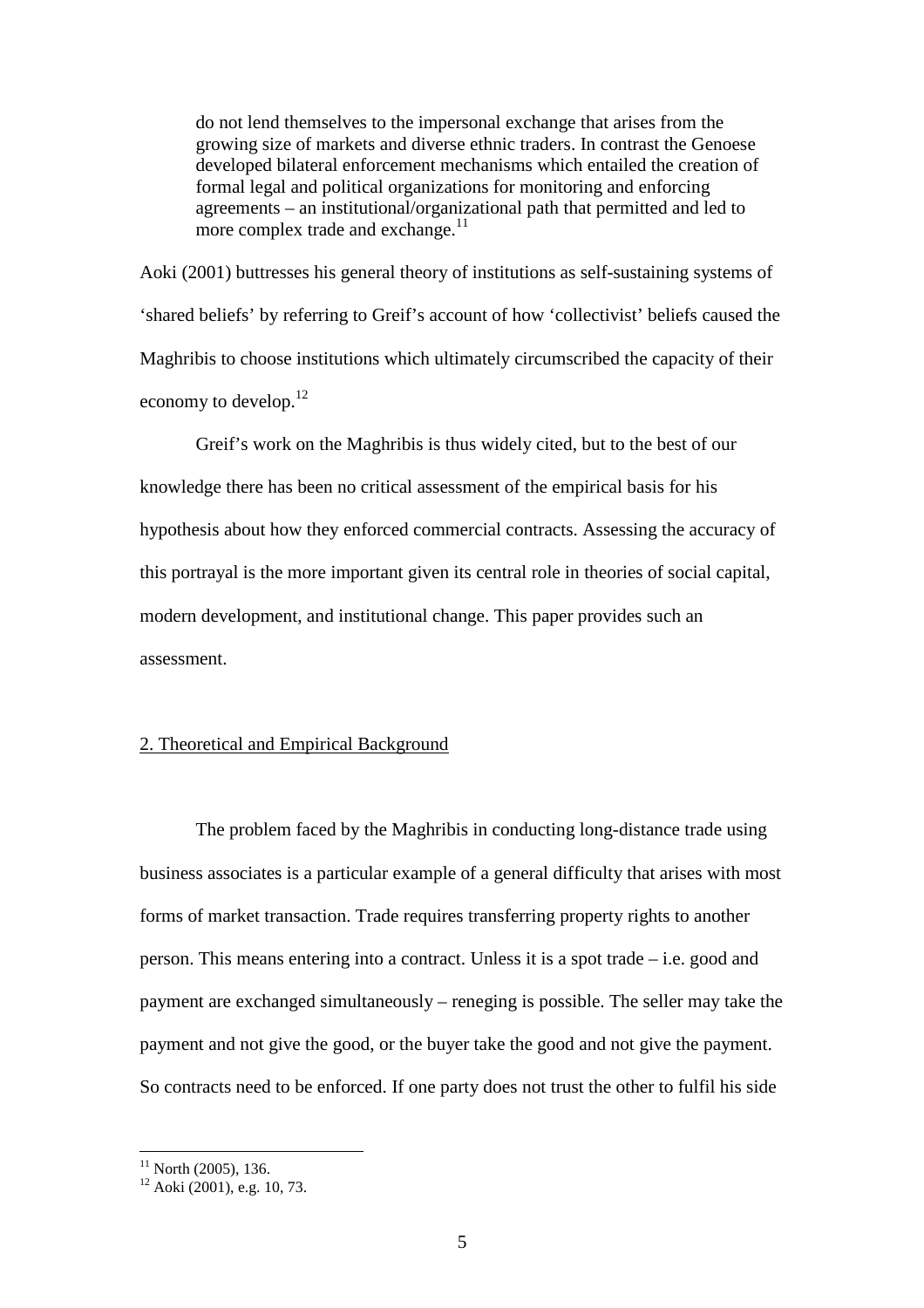> do not lend themselves to the impersonal exchange that arises from the growing size of markets and diverse ethnic traders. In contrast the Genoese developed bilateral enforcement mechanisms which entailed the creation of formal legal and political organizations for monitoring and enforcing agreements – an institutional/organizational path that permitted and led to more complex trade and exchange.[11]

Aoki (2001) buttresses his general theory of institutions as self-sustaining systems of 'shared beliefs' by referring to Greif's account of how 'collectivist' beliefs caused the Maghribis to choose institutions which ultimately circumscribed the capacity of their economy to develop.[12]

Greif's work on the Maghribis is thus widely cited, but to the best of our knowledge there has been no critical assessment of the empirical basis for his hypothesis about how they enforced commercial contracts. Assessing the accuracy of this portrayal is the more important given its central role in theories of social capital, modern development, and institutional change. This paper provides such an assessment.

## 2. Theoretical and Empirical Background

The problem faced by the Maghribis in conducting long-distance trade using business associates is a particular example of a general difficulty that arises with most forms of market transaction. Trade requires transferring property rights to another person. This means entering into a contract. Unless it is a spot trade – i.e. good and payment are exchanged simultaneously – reneging is possible. The seller may take the payment and not give the good, or the buyer take the good and not give the payment. So contracts need to be enforced. If one party does not trust the other to fulfil his side

---

[11] North (2005), 136.

[12] Aoki (2001), e.g. 10, 73.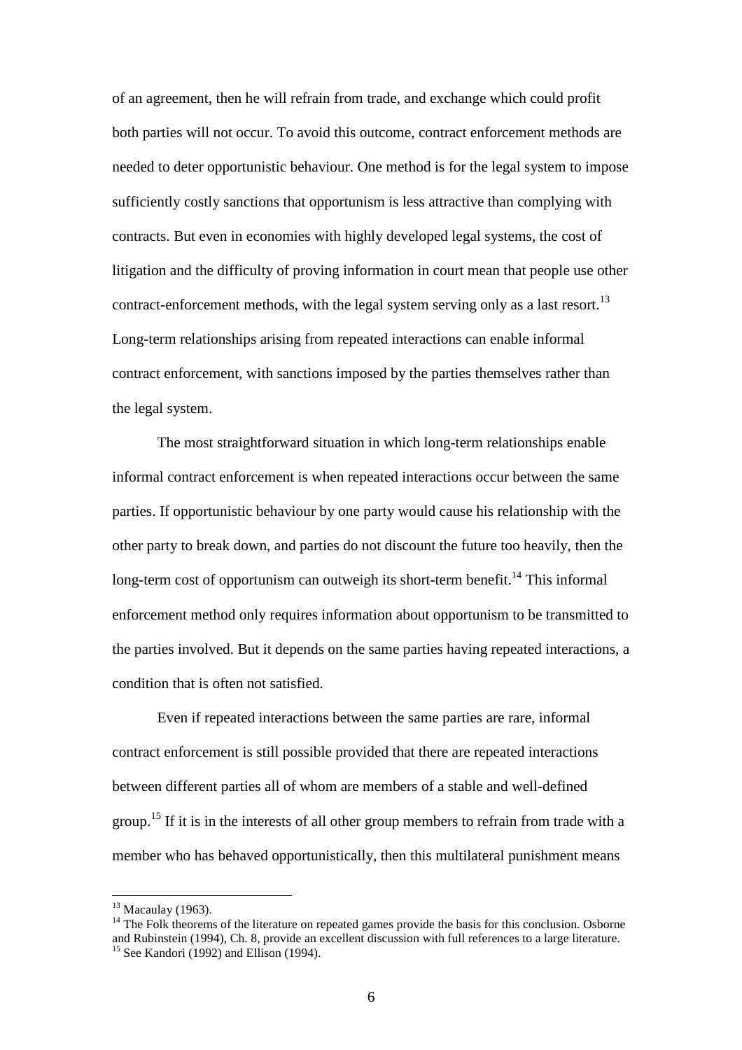of an agreement, then he will refrain from trade, and exchange which could profit both parties will not occur. To avoid this outcome, contract enforcement methods are needed to deter opportunistic behaviour. One method is for the legal system to impose sufficiently costly sanctions that opportunism is less attractive than complying with contracts. But even in economies with highly developed legal systems, the cost of litigation and the difficulty of proving information in court mean that people use other contract-enforcement methods, with the legal system serving only as a last resort.[13] Long-term relationships arising from repeated interactions can enable informal contract enforcement, with sanctions imposed by the parties themselves rather than the legal system.

The most straightforward situation in which long-term relationships enable informal contract enforcement is when repeated interactions occur between the same parties. If opportunistic behaviour by one party would cause his relationship with the other party to break down, and parties do not discount the future too heavily, then the long-term cost of opportunism can outweigh its short-term benefit.[14] This informal enforcement method only requires information about opportunism to be transmitted to the parties involved. But it depends on the same parties having repeated interactions, a condition that is often not satisfied.

Even if repeated interactions between the same parties are rare, informal contract enforcement is still possible provided that there are repeated interactions between different parties all of whom are members of a stable and well-defined group.[15] If it is in the interests of all other group members to refrain from trade with a member who has behaved opportunistically, then this multilateral punishment means

---

[13] Macaulay (1963).

[14] The Folk theorems of the literature on repeated games provide the basis for this conclusion. Osborne and Rubinstein (1994), Ch. 8, provide an excellent discussion with full references to a large literature.

[15] See Kandori (1992) and Ellison (1994).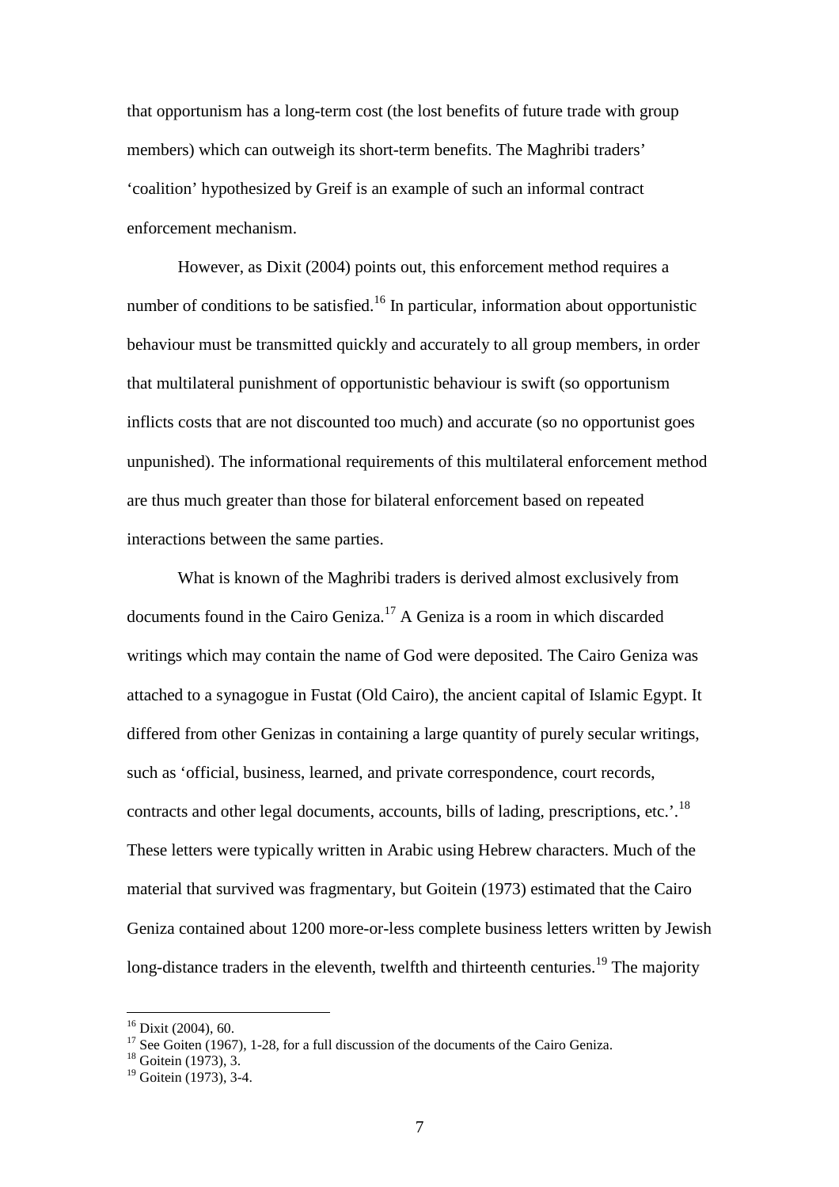that opportunism has a long-term cost (the lost benefits of future trade with group members) which can outweigh its short-term benefits. The Maghribi traders' 'coalition' hypothesized by Greif is an example of such an informal contract enforcement mechanism.

However, as Dixit (2004) points out, this enforcement method requires a number of conditions to be satisfied.[16] In particular, information about opportunistic behaviour must be transmitted quickly and accurately to all group members, in order that multilateral punishment of opportunistic behaviour is swift (so opportunism inflicts costs that are not discounted too much) and accurate (so no opportunist goes unpunished). The informational requirements of this multilateral enforcement method are thus much greater than those for bilateral enforcement based on repeated interactions between the same parties.

What is known of the Maghribi traders is derived almost exclusively from documents found in the Cairo Geniza.[17] A Geniza is a room in which discarded writings which may contain the name of God were deposited. The Cairo Geniza was attached to a synagogue in Fustat (Old Cairo), the ancient capital of Islamic Egypt. It differed from other Genizas in containing a large quantity of purely secular writings, such as 'official, business, learned, and private correspondence, court records, contracts and other legal documents, accounts, bills of lading, prescriptions, etc.'.[18] These letters were typically written in Arabic using Hebrew characters. Much of the material that survived was fragmentary, but Goitein (1973) estimated that the Cairo Geniza contained about 1200 more-or-less complete business letters written by Jewish long-distance traders in the eleventh, twelfth and thirteenth centuries.[19] The majority

[16] Dixit (2004), 60.

[17] See Goiten (1967), 1-28, for a full discussion of the documents of the Cairo Geniza.

[18] Goitein (1973), 3.

[19] Goitein (1973), 3-4.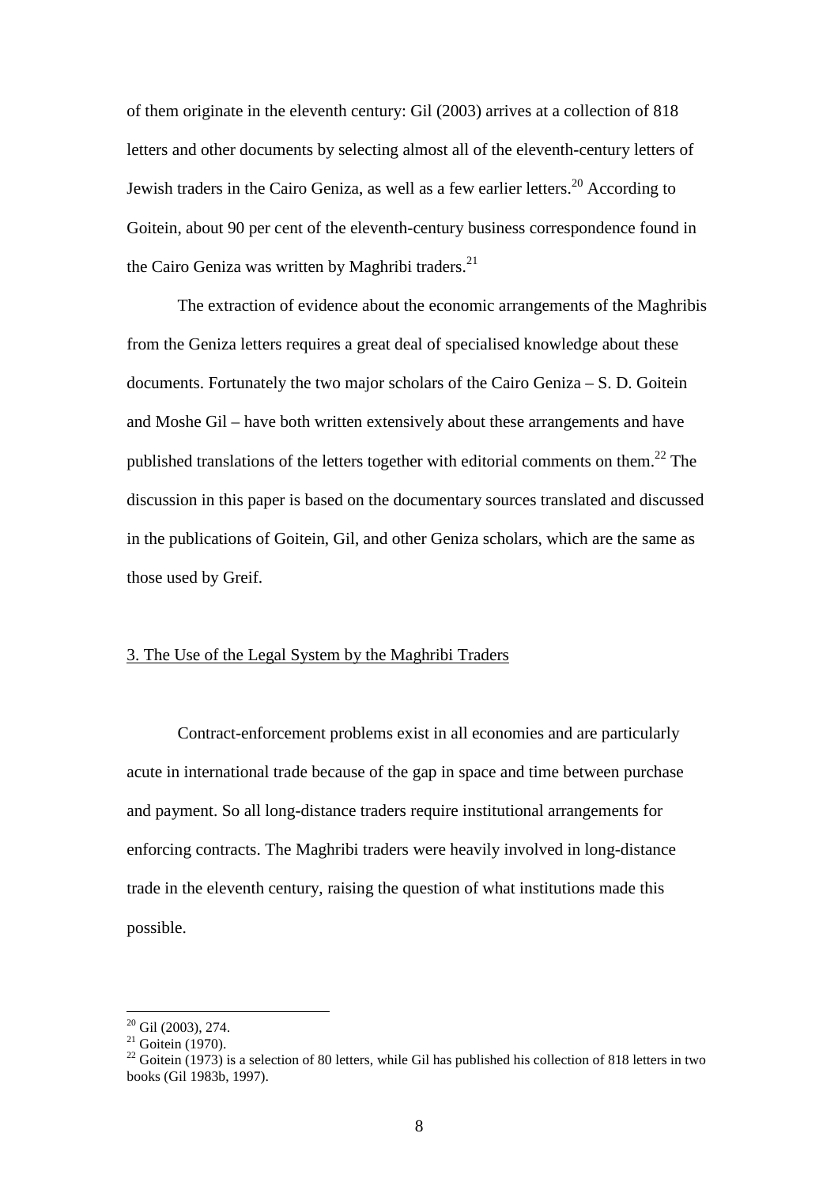of them originate in the eleventh century: Gil (2003) arrives at a collection of 818 letters and other documents by selecting almost all of the eleventh-century letters of Jewish traders in the Cairo Geniza, as well as a few earlier letters.[20] According to Goitein, about 90 per cent of the eleventh-century business correspondence found in the Cairo Geniza was written by Maghribi traders.[21]

The extraction of evidence about the economic arrangements of the Maghribis from the Geniza letters requires a great deal of specialised knowledge about these documents. Fortunately the two major scholars of the Cairo Geniza – S. D. Goitein and Moshe Gil – have both written extensively about these arrangements and have published translations of the letters together with editorial comments on them.[22] The discussion in this paper is based on the documentary sources translated and discussed in the publications of Goitein, Gil, and other Geniza scholars, which are the same as those used by Greif.

## 3. The Use of the Legal System by the Maghribi Traders

Contract-enforcement problems exist in all economies and are particularly acute in international trade because of the gap in space and time between purchase and payment. So all long-distance traders require institutional arrangements for enforcing contracts. The Maghribi traders were heavily involved in long-distance trade in the eleventh century, raising the question of what institutions made this possible.

---

[20] Gil (2003), 274.

[21] Goitein (1970).

[22] Goitein (1973) is a selection of 80 letters, while Gil has published his collection of 818 letters in two books (Gil 1983b, 1997).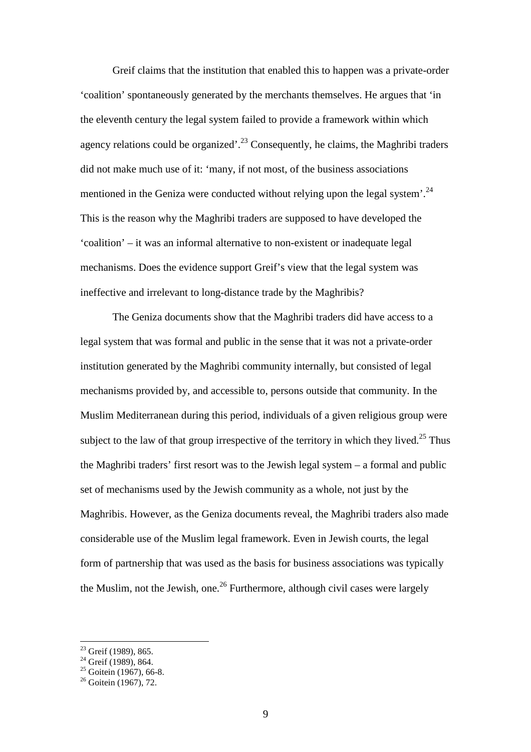Greif claims that the institution that enabled this to happen was a private-order 'coalition' spontaneously generated by the merchants themselves. He argues that 'in the eleventh century the legal system failed to provide a framework within which agency relations could be organized'.[23] Consequently, he claims, the Maghribi traders did not make much use of it: 'many, if not most, of the business associations mentioned in the Geniza were conducted without relying upon the legal system'.[24] This is the reason why the Maghribi traders are supposed to have developed the 'coalition' – it was an informal alternative to non-existent or inadequate legal mechanisms. Does the evidence support Greif's view that the legal system was ineffective and irrelevant to long-distance trade by the Maghribis?

The Geniza documents show that the Maghribi traders did have access to a legal system that was formal and public in the sense that it was not a private-order institution generated by the Maghribi community internally, but consisted of legal mechanisms provided by, and accessible to, persons outside that community. In the Muslim Mediterranean during this period, individuals of a given religious group were subject to the law of that group irrespective of the territory in which they lived.[25] Thus the Maghribi traders' first resort was to the Jewish legal system – a formal and public set of mechanisms used by the Jewish community as a whole, not just by the Maghribis. However, as the Geniza documents reveal, the Maghribi traders also made considerable use of the Muslim legal framework. Even in Jewish courts, the legal form of partnership that was used as the basis for business associations was typically the Muslim, not the Jewish, one.[26] Furthermore, although civil cases were largely

[23] Greif (1989), 865.

[24] Greif (1989), 864.

[25] Goitein (1967), 66-8.

[26] Goitein (1967), 72.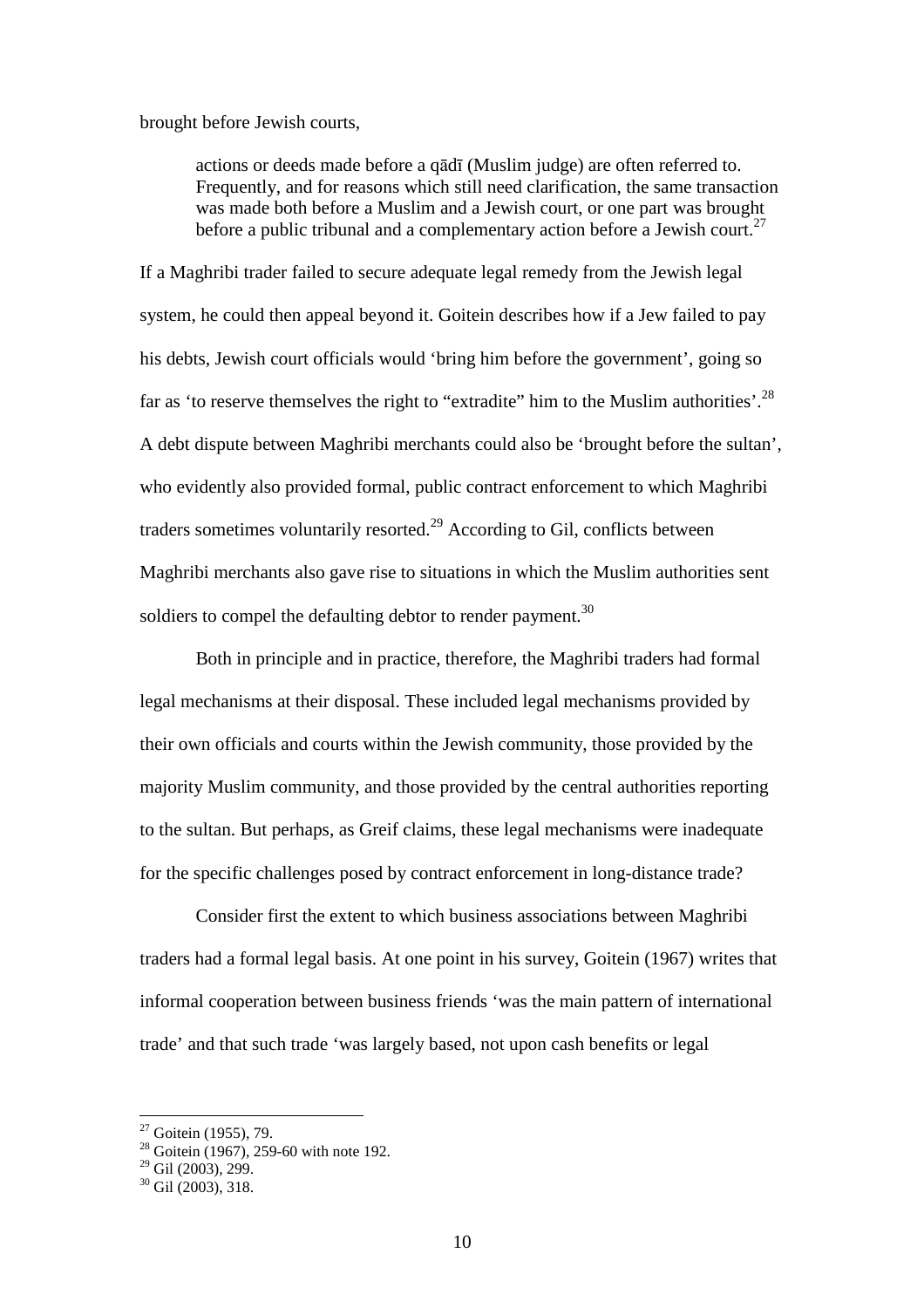brought before Jewish courts,

> actions or deeds made before a qāḍī (Muslim judge) are often referred to. Frequently, and for reasons which still need clarification, the same transaction was made both before a Muslim and a Jewish court, or one part was brought before a public tribunal and a complementary action before a Jewish court.[27]

If a Maghribi trader failed to secure adequate legal remedy from the Jewish legal system, he could then appeal beyond it. Goitein describes how if a Jew failed to pay his debts, Jewish court officials would 'bring him before the government', going so far as 'to reserve themselves the right to "extradite" him to the Muslim authorities'.[28] A debt dispute between Maghribi merchants could also be 'brought before the sultan', who evidently also provided formal, public contract enforcement to which Maghribi traders sometimes voluntarily resorted.[29] According to Gil, conflicts between Maghribi merchants also gave rise to situations in which the Muslim authorities sent soldiers to compel the defaulting debtor to render payment.[30]

Both in principle and in practice, therefore, the Maghribi traders had formal legal mechanisms at their disposal. These included legal mechanisms provided by their own officials and courts within the Jewish community, those provided by the majority Muslim community, and those provided by the central authorities reporting to the sultan. But perhaps, as Greif claims, these legal mechanisms were inadequate for the specific challenges posed by contract enforcement in long-distance trade?

Consider first the extent to which business associations between Maghribi traders had a formal legal basis. At one point in his survey, Goitein (1967) writes that informal cooperation between business friends 'was the main pattern of international trade' and that such trade 'was largely based, not upon cash benefits or legal

---

[27] Goitein (1955), 79.

[28] Goitein (1967), 259-60 with note 192.

[29] Gil (2003), 299.

[30] Gil (2003), 318.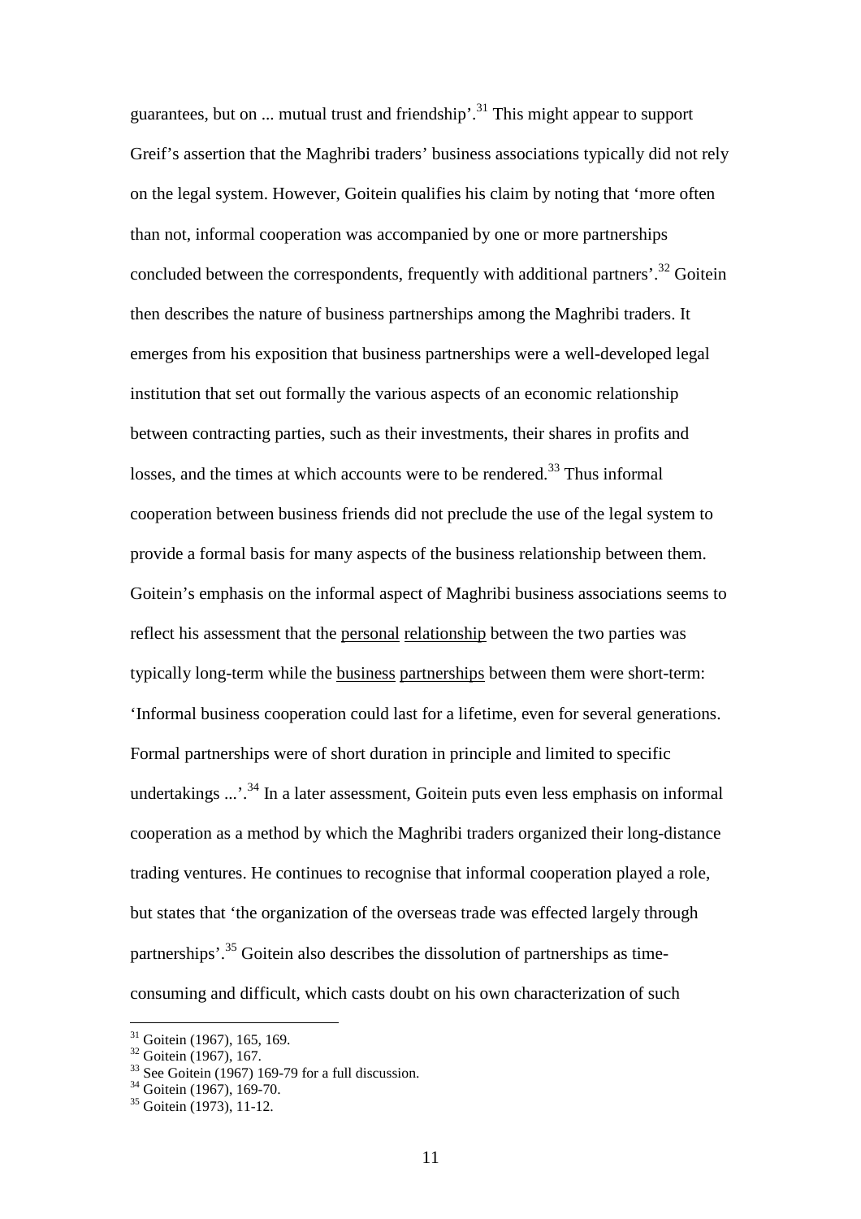guarantees, but on ... mutual trust and friendship'.[31] This might appear to support Greif's assertion that the Maghribi traders' business associations typically did not rely on the legal system. However, Goitein qualifies his claim by noting that 'more often than not, informal cooperation was accompanied by one or more partnerships concluded between the correspondents, frequently with additional partners'.[32] Goitein then describes the nature of business partnerships among the Maghribi traders. It emerges from his exposition that business partnerships were a well-developed legal institution that set out formally the various aspects of an economic relationship between contracting parties, such as their investments, their shares in profits and losses, and the times at which accounts were to be rendered.[33] Thus informal cooperation between business friends did not preclude the use of the legal system to provide a formal basis for many aspects of the business relationship between them. Goitein's emphasis on the informal aspect of Maghribi business associations seems to reflect his assessment that the <u>personal</u> <u>relationship</u> between the two parties was typically long-term while the <u>business</u> <u>partnerships</u> between them were short-term: 'Informal business cooperation could last for a lifetime, even for several generations. Formal partnerships were of short duration in principle and limited to specific undertakings ...'.[34] In a later assessment, Goitein puts even less emphasis on informal cooperation as a method by which the Maghribi traders organized their long-distance trading ventures. He continues to recognise that informal cooperation played a role, but states that 'the organization of the overseas trade was effected largely through partnerships'.[35] Goitein also describes the dissolution of partnerships as time-consuming and difficult, which casts doubt on his own characterization of such

[31] Goitein (1967), 165, 169.
[32] Goitein (1967), 167.
[33] See Goitein (1967) 169-79 for a full discussion.
[34] Goitein (1967), 169-70.
[35] Goitein (1973), 11-12.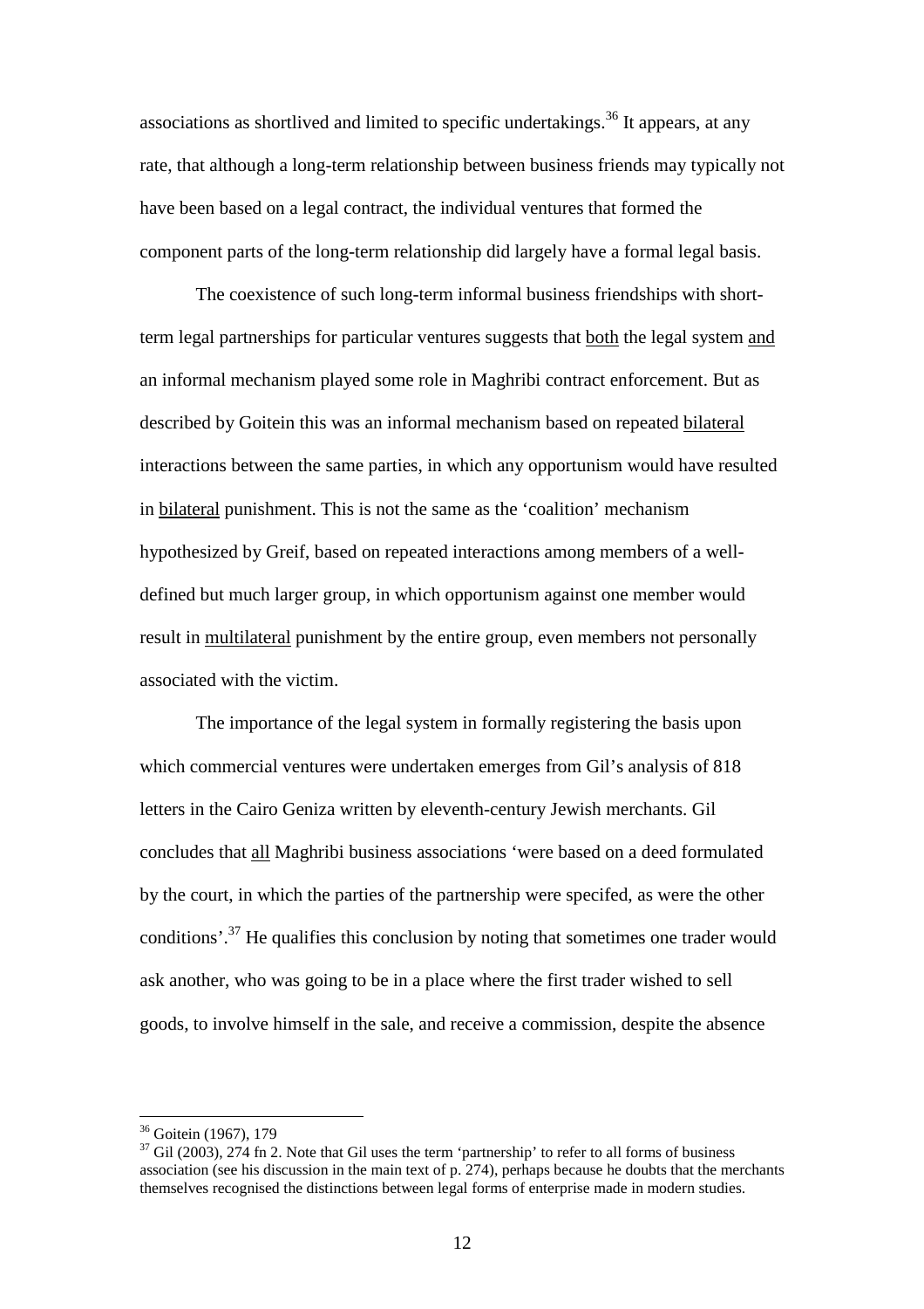associations as shortlived and limited to specific undertakings.[36] It appears, at any rate, that although a long-term relationship between business friends may typically not have been based on a legal contract, the individual ventures that formed the component parts of the long-term relationship did largely have a formal legal basis.

The coexistence of such long-term informal business friendships with short-term legal partnerships for particular ventures suggests that <u>both</u> the legal system <u>and</u> an informal mechanism played some role in Maghribi contract enforcement. But as described by Goitein this was an informal mechanism based on repeated <u>bilateral</u> interactions between the same parties, in which any opportunism would have resulted in <u>bilateral</u> punishment. This is not the same as the 'coalition' mechanism hypothesized by Greif, based on repeated interactions among members of a well-defined but much larger group, in which opportunism against one member would result in <u>multilateral</u> punishment by the entire group, even members not personally associated with the victim.

The importance of the legal system in formally registering the basis upon which commercial ventures were undertaken emerges from Gil's analysis of 818 letters in the Cairo Geniza written by eleventh-century Jewish merchants. Gil concludes that <u>all</u> Maghribi business associations 'were based on a deed formulated by the court, in which the parties of the partnership were specifed, as were the other conditions'.[37] He qualifies this conclusion by noting that sometimes one trader would ask another, who was going to be in a place where the first trader wished to sell goods, to involve himself in the sale, and receive a commission, despite the absence

---

[36] Goitein (1967), 179

[37] Gil (2003), 274 fn 2. Note that Gil uses the term 'partnership' to refer to all forms of business association (see his discussion in the main text of p. 274), perhaps because he doubts that the merchants themselves recognised the distinctions between legal forms of enterprise made in modern studies.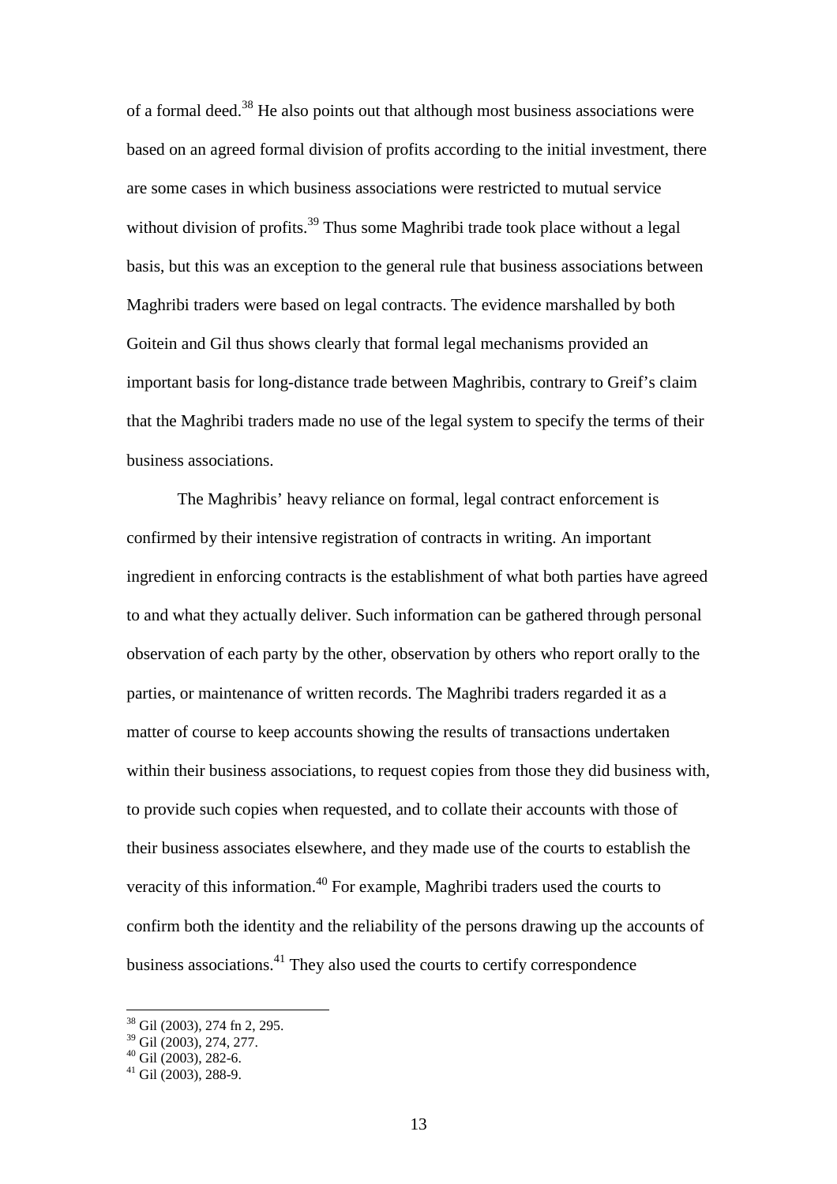of a formal deed.[38] He also points out that although most business associations were based on an agreed formal division of profits according to the initial investment, there are some cases in which business associations were restricted to mutual service without division of profits.[39] Thus some Maghribi trade took place without a legal basis, but this was an exception to the general rule that business associations between Maghribi traders were based on legal contracts. The evidence marshalled by both Goitein and Gil thus shows clearly that formal legal mechanisms provided an important basis for long-distance trade between Maghribis, contrary to Greif's claim that the Maghribi traders made no use of the legal system to specify the terms of their business associations.

The Maghribis' heavy reliance on formal, legal contract enforcement is confirmed by their intensive registration of contracts in writing. An important ingredient in enforcing contracts is the establishment of what both parties have agreed to and what they actually deliver. Such information can be gathered through personal observation of each party by the other, observation by others who report orally to the parties, or maintenance of written records. The Maghribi traders regarded it as a matter of course to keep accounts showing the results of transactions undertaken within their business associations, to request copies from those they did business with, to provide such copies when requested, and to collate their accounts with those of their business associates elsewhere, and they made use of the courts to establish the veracity of this information.[40] For example, Maghribi traders used the courts to confirm both the identity and the reliability of the persons drawing up the accounts of business associations.[41] They also used the courts to certify correspondence

---

[38] Gil (2003), 274 fn 2, 295.

[39] Gil (2003), 274, 277.

[40] Gil (2003), 282-6.

[41] Gil (2003), 288-9.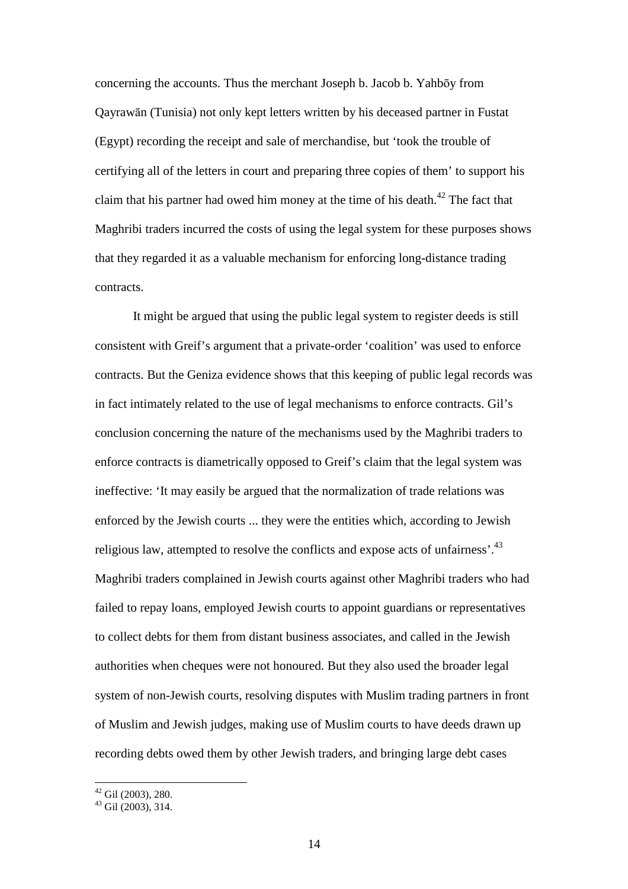concerning the accounts. Thus the merchant Joseph b. Jacob b. Yahbōy from Qayrawān (Tunisia) not only kept letters written by his deceased partner in Fustat (Egypt) recording the receipt and sale of merchandise, but 'took the trouble of certifying all of the letters in court and preparing three copies of them' to support his claim that his partner had owed him money at the time of his death.[42] The fact that Maghribi traders incurred the costs of using the legal system for these purposes shows that they regarded it as a valuable mechanism for enforcing long-distance trading contracts.

It might be argued that using the public legal system to register deeds is still consistent with Greif's argument that a private-order 'coalition' was used to enforce contracts. But the Geniza evidence shows that this keeping of public legal records was in fact intimately related to the use of legal mechanisms to enforce contracts. Gil's conclusion concerning the nature of the mechanisms used by the Maghribi traders to enforce contracts is diametrically opposed to Greif's claim that the legal system was ineffective: 'It may easily be argued that the normalization of trade relations was enforced by the Jewish courts ... they were the entities which, according to Jewish religious law, attempted to resolve the conflicts and expose acts of unfairness'.[43] Maghribi traders complained in Jewish courts against other Maghribi traders who had failed to repay loans, employed Jewish courts to appoint guardians or representatives to collect debts for them from distant business associates, and called in the Jewish authorities when cheques were not honoured. But they also used the broader legal system of non-Jewish courts, resolving disputes with Muslim trading partners in front of Muslim and Jewish judges, making use of Muslim courts to have deeds drawn up recording debts owed them by other Jewish traders, and bringing large debt cases

[42] Gil (2003), 280.
[43] Gil (2003), 314.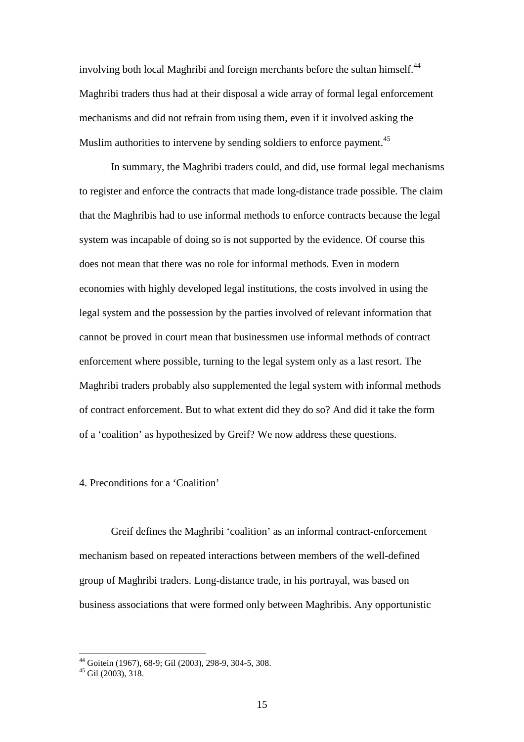involving both local Maghribi and foreign merchants before the sultan himself.[44] Maghribi traders thus had at their disposal a wide array of formal legal enforcement mechanisms and did not refrain from using them, even if it involved asking the Muslim authorities to intervene by sending soldiers to enforce payment.[45]

In summary, the Maghribi traders could, and did, use formal legal mechanisms to register and enforce the contracts that made long-distance trade possible. The claim that the Maghribis had to use informal methods to enforce contracts because the legal system was incapable of doing so is not supported by the evidence. Of course this does not mean that there was no role for informal methods. Even in modern economies with highly developed legal institutions, the costs involved in using the legal system and the possession by the parties involved of relevant information that cannot be proved in court mean that businessmen use informal methods of contract enforcement where possible, turning to the legal system only as a last resort. The Maghribi traders probably also supplemented the legal system with informal methods of contract enforcement. But to what extent did they do so? And did it take the form of a 'coalition' as hypothesized by Greif? We now address these questions.

## 4. Preconditions for a 'Coalition'

Greif defines the Maghribi 'coalition' as an informal contract-enforcement mechanism based on repeated interactions between members of the well-defined group of Maghribi traders. Long-distance trade, in his portrayal, was based on business associations that were formed only between Maghribis. Any opportunistic

---

[44] Goitein (1967), 68-9; Gil (2003), 298-9, 304-5, 308.

[45] Gil (2003), 318.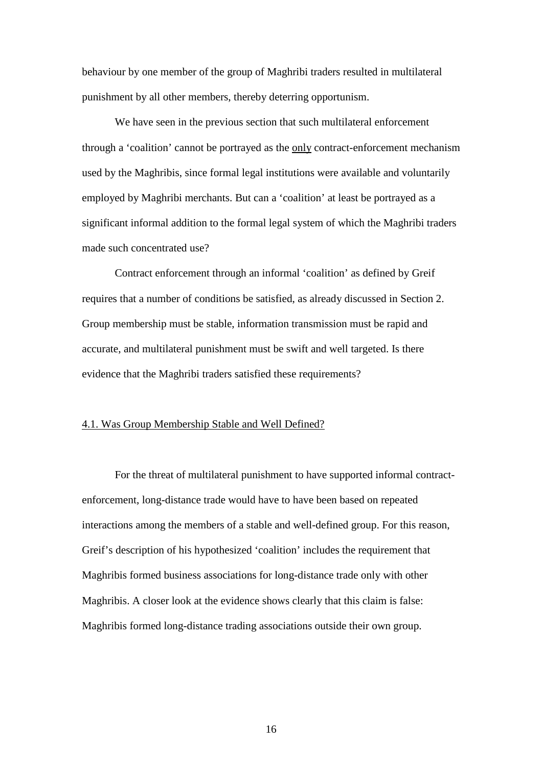behaviour by one member of the group of Maghribi traders resulted in multilateral punishment by all other members, thereby deterring opportunism.

We have seen in the previous section that such multilateral enforcement through a 'coalition' cannot be portrayed as the only contract-enforcement mechanism used by the Maghribis, since formal legal institutions were available and voluntarily employed by Maghribi merchants. But can a 'coalition' at least be portrayed as a significant informal addition to the formal legal system of which the Maghribi traders made such concentrated use?

Contract enforcement through an informal 'coalition' as defined by Greif requires that a number of conditions be satisfied, as already discussed in Section 2. Group membership must be stable, information transmission must be rapid and accurate, and multilateral punishment must be swift and well targeted. Is there evidence that the Maghribi traders satisfied these requirements?

### 4.1. Was Group Membership Stable and Well Defined?

For the threat of multilateral punishment to have supported informal contract-enforcement, long-distance trade would have to have been based on repeated interactions among the members of a stable and well-defined group. For this reason, Greif's description of his hypothesized 'coalition' includes the requirement that Maghribis formed business associations for long-distance trade only with other Maghribis. A closer look at the evidence shows clearly that this claim is false: Maghribis formed long-distance trading associations outside their own group.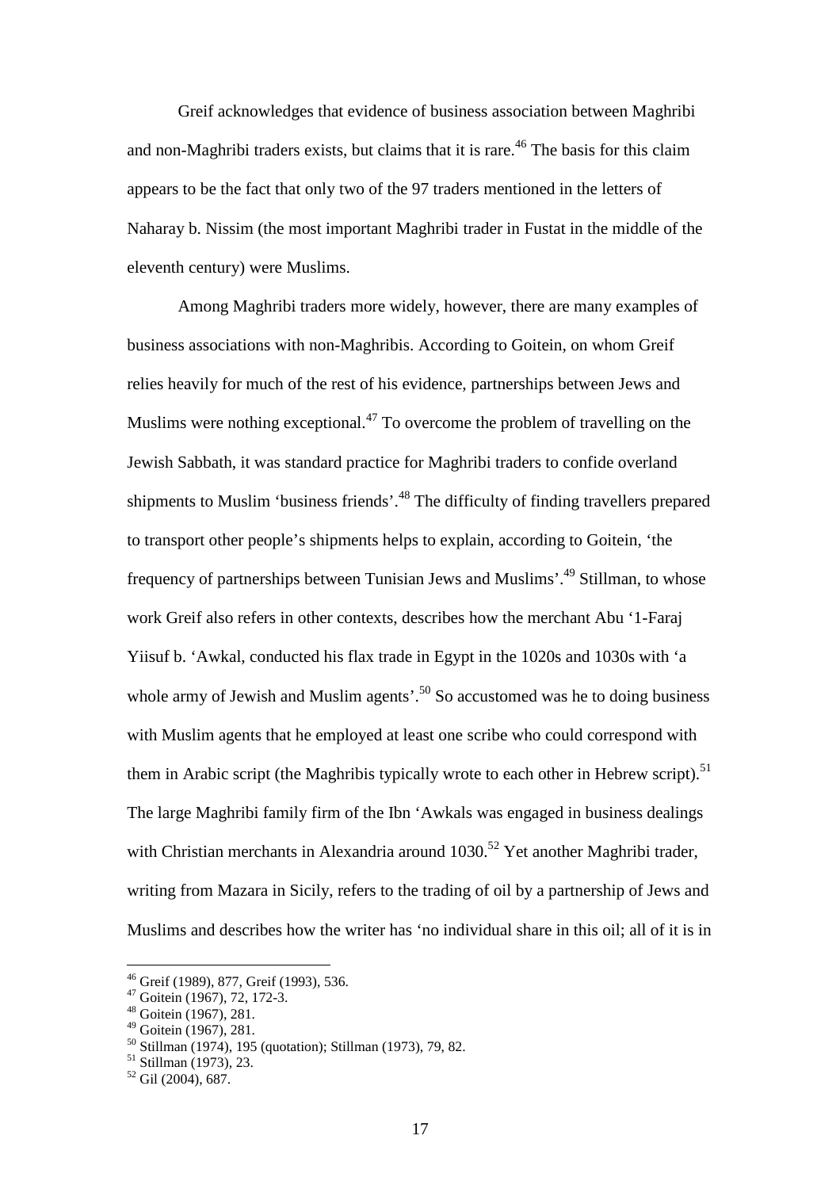Greif acknowledges that evidence of business association between Maghribi and non-Maghribi traders exists, but claims that it is rare.[46] The basis for this claim appears to be the fact that only two of the 97 traders mentioned in the letters of Naharay b. Nissim (the most important Maghribi trader in Fustat in the middle of the eleventh century) were Muslims.

Among Maghribi traders more widely, however, there are many examples of business associations with non-Maghribis. According to Goitein, on whom Greif relies heavily for much of the rest of his evidence, partnerships between Jews and Muslims were nothing exceptional.[47] To overcome the problem of travelling on the Jewish Sabbath, it was standard practice for Maghribi traders to confide overland shipments to Muslim 'business friends'.[48] The difficulty of finding travellers prepared to transport other people's shipments helps to explain, according to Goitein, 'the frequency of partnerships between Tunisian Jews and Muslims'.[49] Stillman, to whose work Greif also refers in other contexts, describes how the merchant Abu '1-Faraj Yiisuf b. 'Awkal, conducted his flax trade in Egypt in the 1020s and 1030s with 'a whole army of Jewish and Muslim agents'.[50] So accustomed was he to doing business with Muslim agents that he employed at least one scribe who could correspond with them in Arabic script (the Maghribis typically wrote to each other in Hebrew script).[51] The large Maghribi family firm of the Ibn 'Awkals was engaged in business dealings with Christian merchants in Alexandria around 1030.[52] Yet another Maghribi trader, writing from Mazara in Sicily, refers to the trading of oil by a partnership of Jews and Muslims and describes how the writer has 'no individual share in this oil; all of it is in

---

[46] Greif (1989), 877, Greif (1993), 536.
[47] Goitein (1967), 72, 172-3.
[48] Goitein (1967), 281.
[49] Goitein (1967), 281.
[50] Stillman (1974), 195 (quotation); Stillman (1973), 79, 82.
[51] Stillman (1973), 23.
[52] Gil (2004), 687.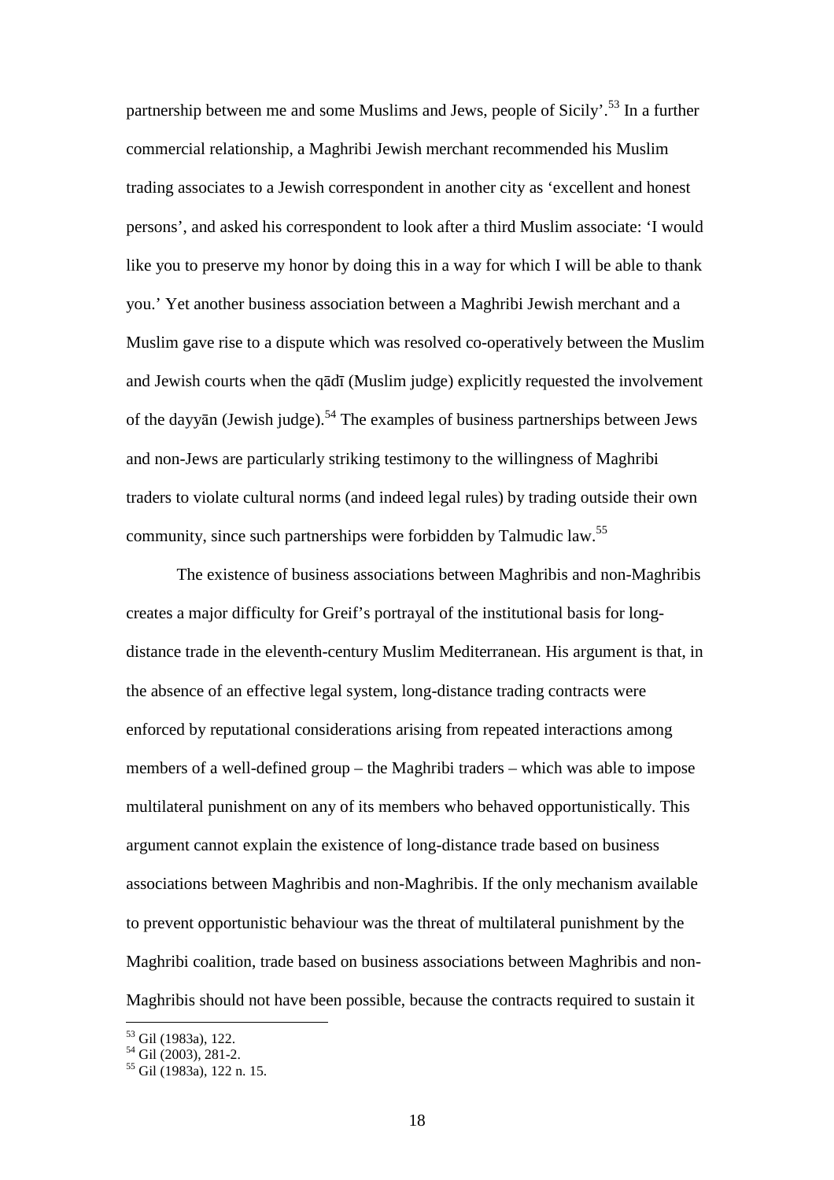partnership between me and some Muslims and Jews, people of Sicily'.[53] In a further commercial relationship, a Maghribi Jewish merchant recommended his Muslim trading associates to a Jewish correspondent in another city as 'excellent and honest persons', and asked his correspondent to look after a third Muslim associate: 'I would like you to preserve my honor by doing this in a way for which I will be able to thank you.' Yet another business association between a Maghribi Jewish merchant and a Muslim gave rise to a dispute which was resolved co-operatively between the Muslim and Jewish courts when the qādī (Muslim judge) explicitly requested the involvement of the dayyān (Jewish judge).[54] The examples of business partnerships between Jews and non-Jews are particularly striking testimony to the willingness of Maghribi traders to violate cultural norms (and indeed legal rules) by trading outside their own community, since such partnerships were forbidden by Talmudic law.[55]

The existence of business associations between Maghribis and non-Maghribis creates a major difficulty for Greif's portrayal of the institutional basis for long-distance trade in the eleventh-century Muslim Mediterranean. His argument is that, in the absence of an effective legal system, long-distance trading contracts were enforced by reputational considerations arising from repeated interactions among members of a well-defined group – the Maghribi traders – which was able to impose multilateral punishment on any of its members who behaved opportunistically. This argument cannot explain the existence of long-distance trade based on business associations between Maghribis and non-Maghribis. If the only mechanism available to prevent opportunistic behaviour was the threat of multilateral punishment by the Maghribi coalition, trade based on business associations between Maghribis and non-Maghribis should not have been possible, because the contracts required to sustain it

[53] Gil (1983a), 122.
[54] Gil (2003), 281-2.
[55] Gil (1983a), 122 n. 15.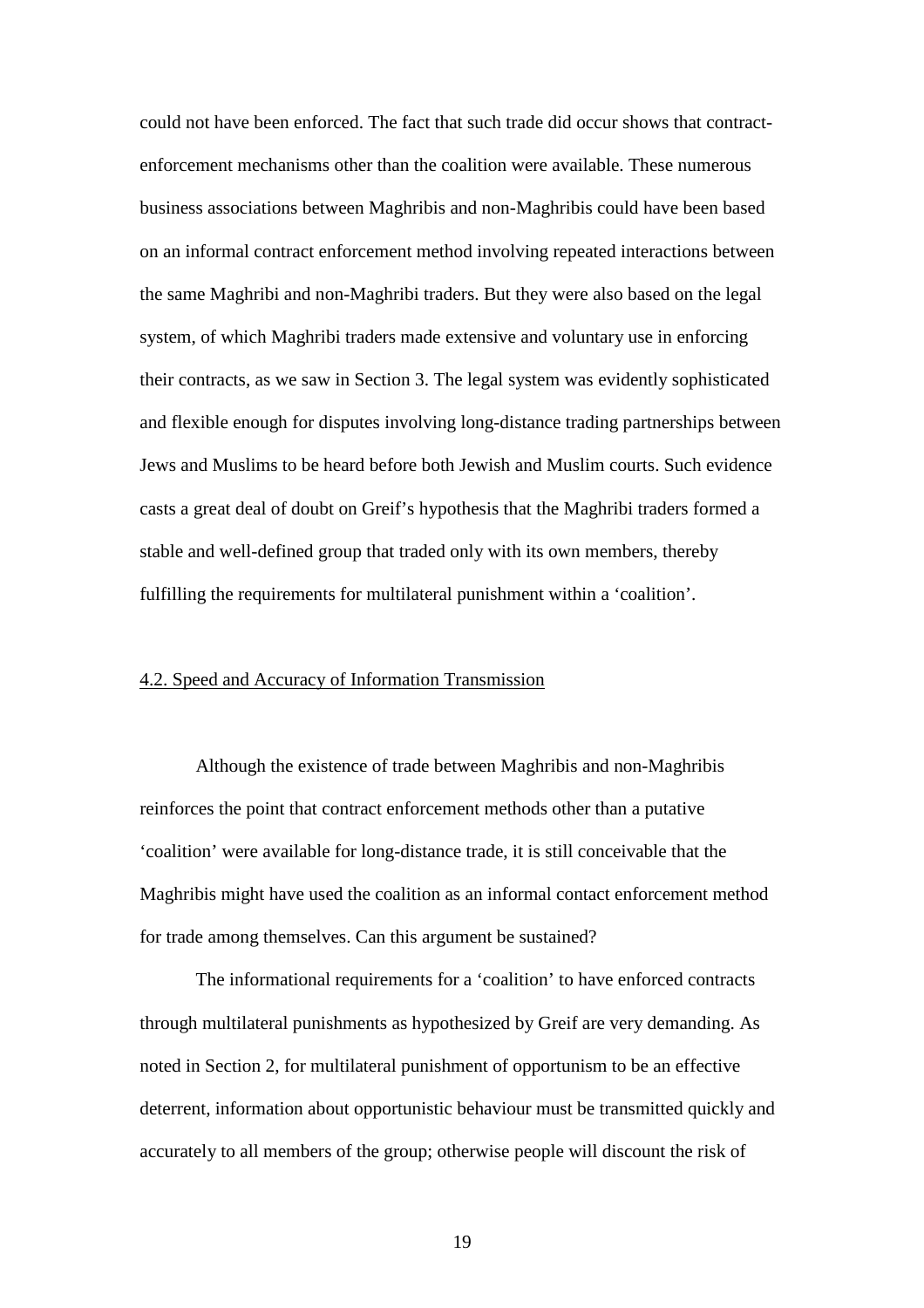could not have been enforced. The fact that such trade did occur shows that contract-enforcement mechanisms other than the coalition were available. These numerous business associations between Maghribis and non-Maghribis could have been based on an informal contract enforcement method involving repeated interactions between the same Maghribi and non-Maghribi traders. But they were also based on the legal system, of which Maghribi traders made extensive and voluntary use in enforcing their contracts, as we saw in Section 3. The legal system was evidently sophisticated and flexible enough for disputes involving long-distance trading partnerships between Jews and Muslims to be heard before both Jewish and Muslim courts. Such evidence casts a great deal of doubt on Greif's hypothesis that the Maghribi traders formed a stable and well-defined group that traded only with its own members, thereby fulfilling the requirements for multilateral punishment within a 'coalition'.

### 4.2. Speed and Accuracy of Information Transmission

Although the existence of trade between Maghribis and non-Maghribis reinforces the point that contract enforcement methods other than a putative 'coalition' were available for long-distance trade, it is still conceivable that the Maghribis might have used the coalition as an informal contact enforcement method for trade among themselves. Can this argument be sustained?

The informational requirements for a 'coalition' to have enforced contracts through multilateral punishments as hypothesized by Greif are very demanding. As noted in Section 2, for multilateral punishment of opportunism to be an effective deterrent, information about opportunistic behaviour must be transmitted quickly and accurately to all members of the group; otherwise people will discount the risk of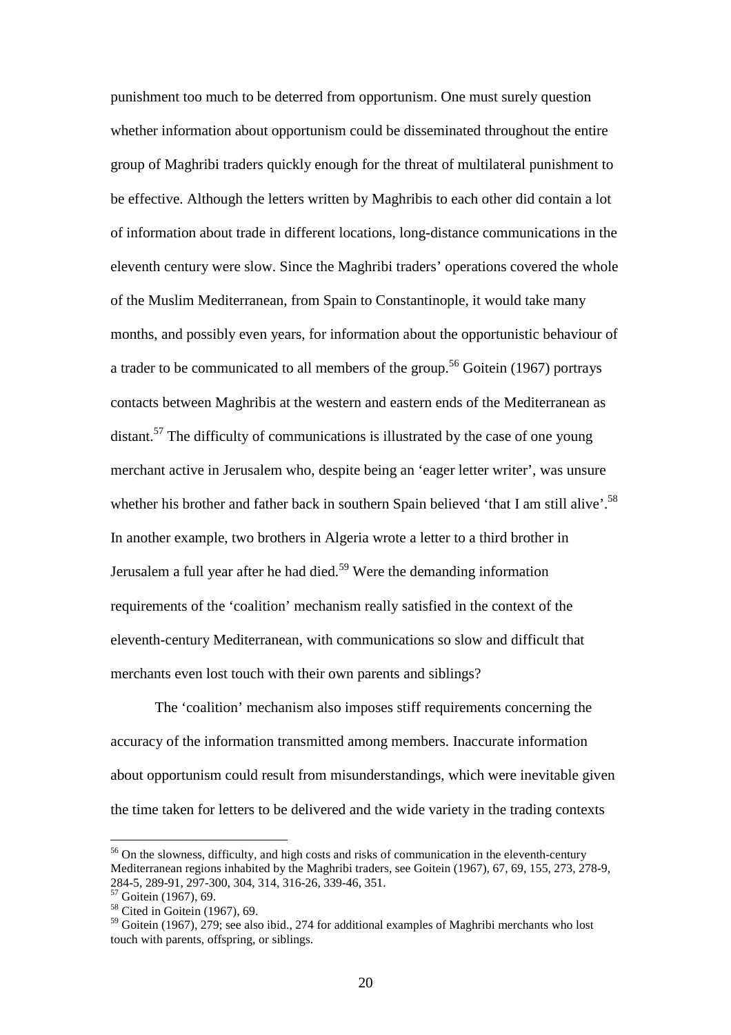punishment too much to be deterred from opportunism. One must surely question whether information about opportunism could be disseminated throughout the entire group of Maghribi traders quickly enough for the threat of multilateral punishment to be effective. Although the letters written by Maghribis to each other did contain a lot of information about trade in different locations, long-distance communications in the eleventh century were slow. Since the Maghribi traders' operations covered the whole of the Muslim Mediterranean, from Spain to Constantinople, it would take many months, and possibly even years, for information about the opportunistic behaviour of a trader to be communicated to all members of the group.[56] Goitein (1967) portrays contacts between Maghribis at the western and eastern ends of the Mediterranean as distant.[57] The difficulty of communications is illustrated by the case of one young merchant active in Jerusalem who, despite being an 'eager letter writer', was unsure whether his brother and father back in southern Spain believed 'that I am still alive'.[58] In another example, two brothers in Algeria wrote a letter to a third brother in Jerusalem a full year after he had died.[59] Were the demanding information requirements of the 'coalition' mechanism really satisfied in the context of the eleventh-century Mediterranean, with communications so slow and difficult that merchants even lost touch with their own parents and siblings?

The 'coalition' mechanism also imposes stiff requirements concerning the accuracy of the information transmitted among members. Inaccurate information about opportunism could result from misunderstandings, which were inevitable given the time taken for letters to be delivered and the wide variety in the trading contexts

[56] On the slowness, difficulty, and high costs and risks of communication in the eleventh-century Mediterranean regions inhabited by the Maghribi traders, see Goitein (1967), 67, 69, 155, 273, 278-9, 284-5, 289-91, 297-300, 304, 314, 316-26, 339-46, 351.

[57] Goitein (1967), 69.

[58] Cited in Goitein (1967), 69.

[59] Goitein (1967), 279; see also ibid., 274 for additional examples of Maghribi merchants who lost touch with parents, offspring, or siblings.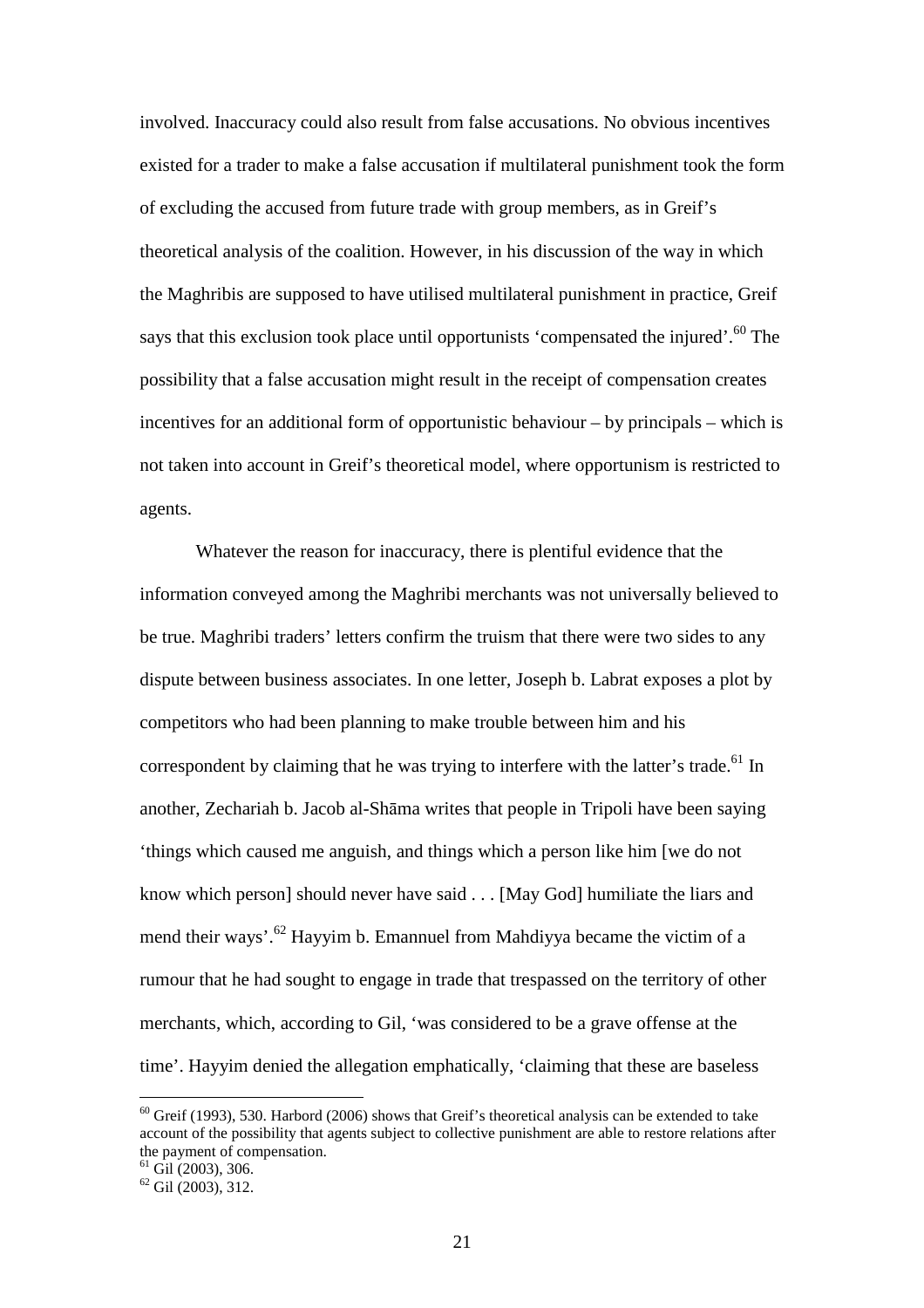involved. Inaccuracy could also result from false accusations. No obvious incentives existed for a trader to make a false accusation if multilateral punishment took the form of excluding the accused from future trade with group members, as in Greif's theoretical analysis of the coalition. However, in his discussion of the way in which the Maghribis are supposed to have utilised multilateral punishment in practice, Greif says that this exclusion took place until opportunists 'compensated the injured'.[60] The possibility that a false accusation might result in the receipt of compensation creates incentives for an additional form of opportunistic behaviour – by principals – which is not taken into account in Greif's theoretical model, where opportunism is restricted to agents.

Whatever the reason for inaccuracy, there is plentiful evidence that the information conveyed among the Maghribi merchants was not universally believed to be true. Maghribi traders' letters confirm the truism that there were two sides to any dispute between business associates. In one letter, Joseph b. Labrat exposes a plot by competitors who had been planning to make trouble between him and his correspondent by claiming that he was trying to interfere with the latter's trade.[61] In another, Zechariah b. Jacob al-Shāma writes that people in Tripoli have been saying 'things which caused me anguish, and things which a person like him [we do not know which person] should never have said . . . [May God] humiliate the liars and mend their ways'.[62] Hayyim b. Emannuel from Mahdiyya became the victim of a rumour that he had sought to engage in trade that trespassed on the territory of other merchants, which, according to Gil, 'was considered to be a grave offense at the time'. Hayyim denied the allegation emphatically, 'claiming that these are baseless

---

[60] Greif (1993), 530. Harbord (2006) shows that Greif's theoretical analysis can be extended to take account of the possibility that agents subject to collective punishment are able to restore relations after the payment of compensation.

[61] Gil (2003), 306.

[62] Gil (2003), 312.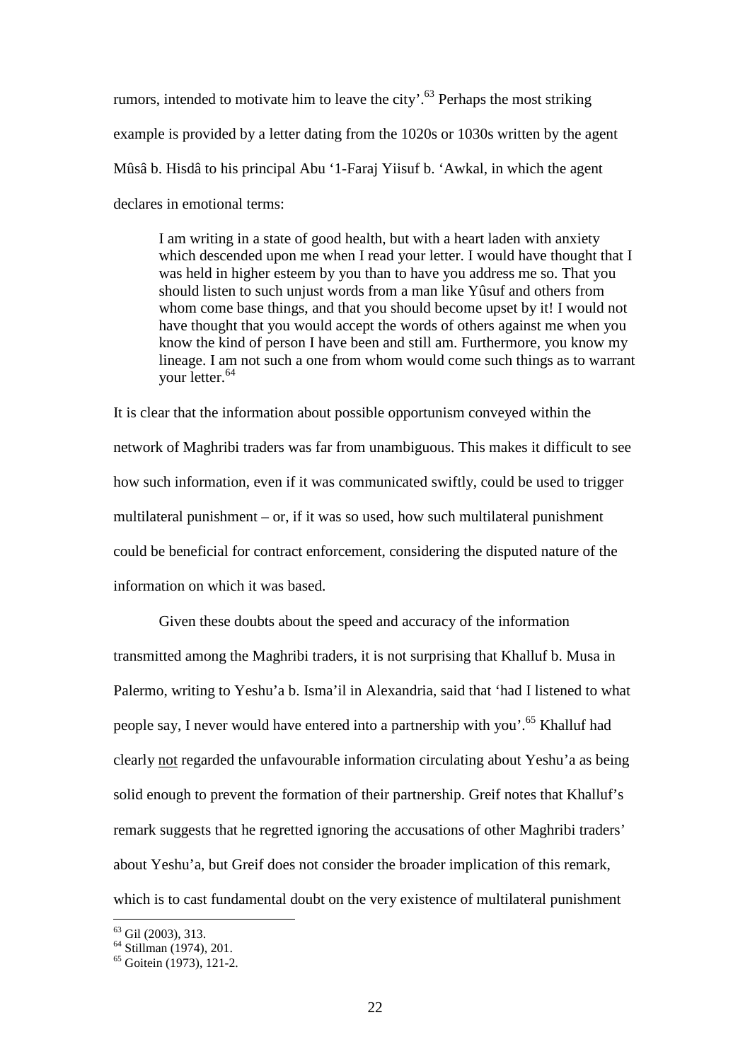rumors, intended to motivate him to leave the city'.[63] Perhaps the most striking example is provided by a letter dating from the 1020s or 1030s written by the agent Mûsâ b. Hisdâ to his principal Abu '1-Faraj Yiisuf b. 'Awkal, in which the agent declares in emotional terms:

> I am writing in a state of good health, but with a heart laden with anxiety which descended upon me when I read your letter. I would have thought that I was held in higher esteem by you than to have you address me so. That you should listen to such unjust words from a man like Yûsuf and others from whom come base things, and that you should become upset by it! I would not have thought that you would accept the words of others against me when you know the kind of person I have been and still am. Furthermore, you know my lineage. I am not such a one from whom would come such things as to warrant your letter.[64]

It is clear that the information about possible opportunism conveyed within the network of Maghribi traders was far from unambiguous. This makes it difficult to see how such information, even if it was communicated swiftly, could be used to trigger multilateral punishment – or, if it was so used, how such multilateral punishment could be beneficial for contract enforcement, considering the disputed nature of the information on which it was based.

Given these doubts about the speed and accuracy of the information transmitted among the Maghribi traders, it is not surprising that Khalluf b. Musa in Palermo, writing to Yeshu'a b. Isma'il in Alexandria, said that 'had I listened to what people say, I never would have entered into a partnership with you'.[65] Khalluf had clearly <u>not</u> regarded the unfavourable information circulating about Yeshu'a as being solid enough to prevent the formation of their partnership. Greif notes that Khalluf's remark suggests that he regretted ignoring the accusations of other Maghribi traders' about Yeshu'a, but Greif does not consider the broader implication of this remark, which is to cast fundamental doubt on the very existence of multilateral punishment

---

[63] Gil (2003), 313.

[64] Stillman (1974), 201.

[65] Goitein (1973), 121-2.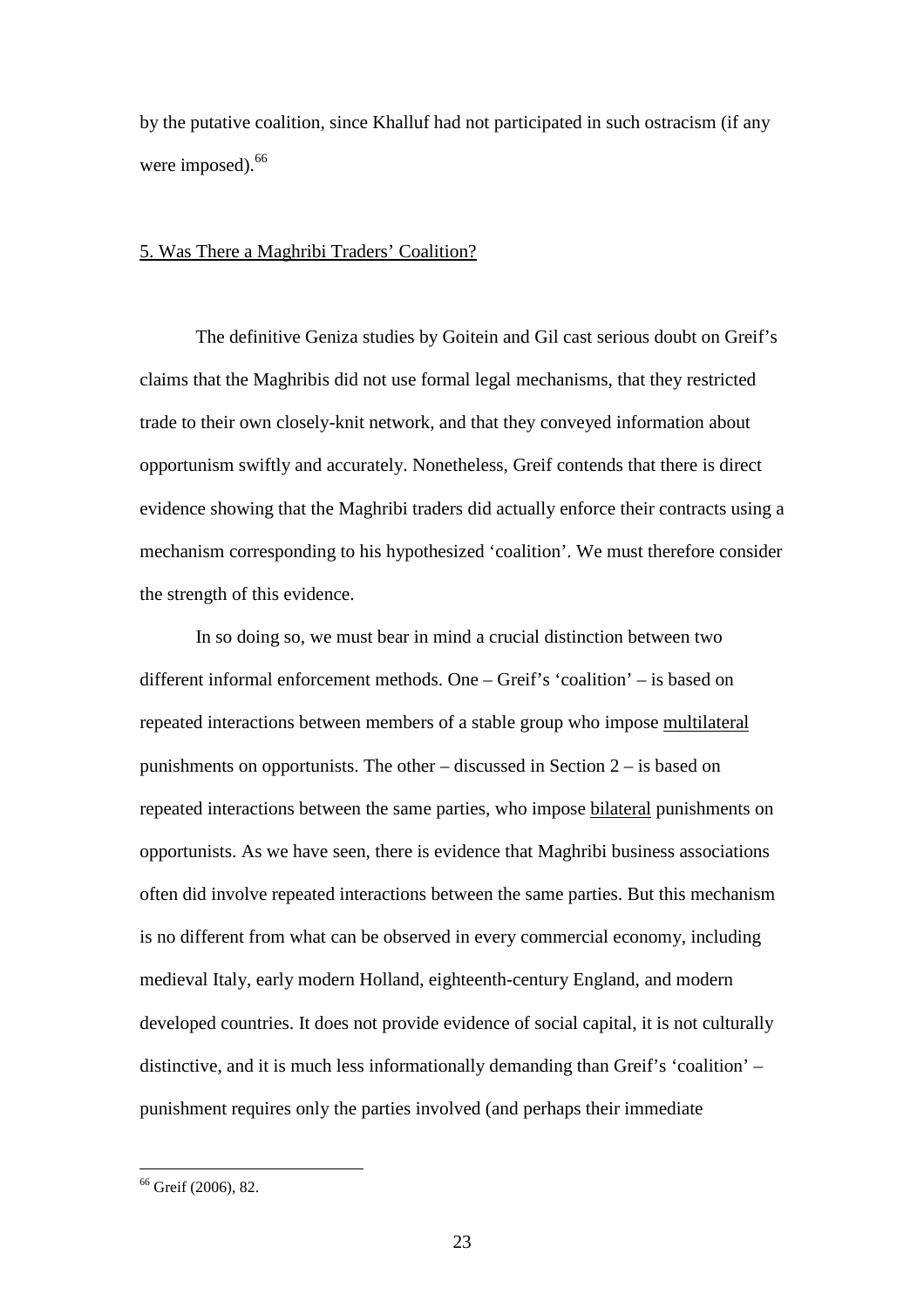by the putative coalition, since Khalluf had not participated in such ostracism (if any were imposed).[66]

## 5. Was There a Maghribi Traders' Coalition?

The definitive Geniza studies by Goitein and Gil cast serious doubt on Greif's claims that the Maghribis did not use formal legal mechanisms, that they restricted trade to their own closely-knit network, and that they conveyed information about opportunism swiftly and accurately. Nonetheless, Greif contends that there is direct evidence showing that the Maghribi traders did actually enforce their contracts using a mechanism corresponding to his hypothesized 'coalition'. We must therefore consider the strength of this evidence.

In so doing so, we must bear in mind a crucial distinction between two different informal enforcement methods. One – Greif's 'coalition' – is based on repeated interactions between members of a stable group who impose multilateral punishments on opportunists. The other – discussed in Section 2 – is based on repeated interactions between the same parties, who impose bilateral punishments on opportunists. As we have seen, there is evidence that Maghribi business associations often did involve repeated interactions between the same parties. But this mechanism is no different from what can be observed in every commercial economy, including medieval Italy, early modern Holland, eighteenth-century England, and modern developed countries. It does not provide evidence of social capital, it is not culturally distinctive, and it is much less informationally demanding than Greif's 'coalition' – punishment requires only the parties involved (and perhaps their immediate

[66] Greif (2006), 82.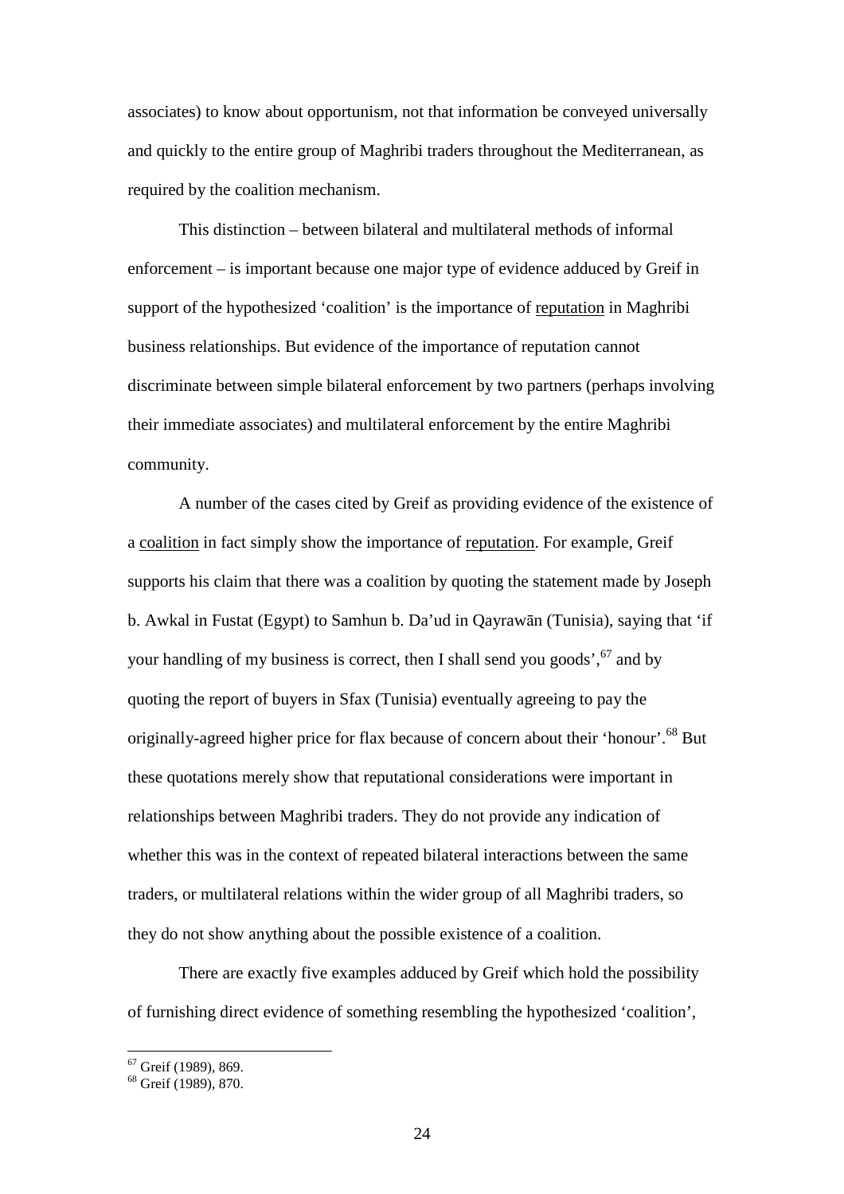associates) to know about opportunism, not that information be conveyed universally and quickly to the entire group of Maghribi traders throughout the Mediterranean, as required by the coalition mechanism.

This distinction – between bilateral and multilateral methods of informal enforcement – is important because one major type of evidence adduced by Greif in support of the hypothesized 'coalition' is the importance of reputation in Maghribi business relationships. But evidence of the importance of reputation cannot discriminate between simple bilateral enforcement by two partners (perhaps involving their immediate associates) and multilateral enforcement by the entire Maghribi community.

A number of the cases cited by Greif as providing evidence of the existence of a coalition in fact simply show the importance of reputation. For example, Greif supports his claim that there was a coalition by quoting the statement made by Joseph b. Awkal in Fustat (Egypt) to Samhun b. Da'ud in Qayrawān (Tunisia), saying that 'if your handling of my business is correct, then I shall send you goods',[67] and by quoting the report of buyers in Sfax (Tunisia) eventually agreeing to pay the originally-agreed higher price for flax because of concern about their 'honour'.[68] But these quotations merely show that reputational considerations were important in relationships between Maghribi traders. They do not provide any indication of whether this was in the context of repeated bilateral interactions between the same traders, or multilateral relations within the wider group of all Maghribi traders, so they do not show anything about the possible existence of a coalition.

There are exactly five examples adduced by Greif which hold the possibility of furnishing direct evidence of something resembling the hypothesized 'coalition',

[67] Greif (1989), 869.

[68] Greif (1989), 870.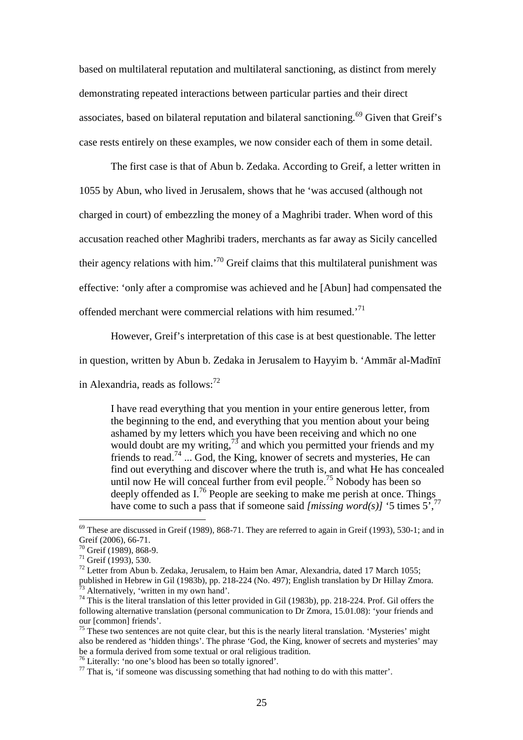based on multilateral reputation and multilateral sanctioning, as distinct from merely demonstrating repeated interactions between particular parties and their direct associates, based on bilateral reputation and bilateral sanctioning.[69] Given that Greif's case rests entirely on these examples, we now consider each of them in some detail.

The first case is that of Abun b. Zedaka. According to Greif, a letter written in 1055 by Abun, who lived in Jerusalem, shows that he 'was accused (although not charged in court) of embezzling the money of a Maghribi trader. When word of this accusation reached other Maghribi traders, merchants as far away as Sicily cancelled their agency relations with him.'[70] Greif claims that this multilateral punishment was effective: 'only after a compromise was achieved and he [Abun] had compensated the offended merchant were commercial relations with him resumed.'[71]

However, Greif's interpretation of this case is at best questionable. The letter in question, written by Abun b. Zedaka in Jerusalem to Hayyim b. 'Ammār al-Madīnī in Alexandria, reads as follows:[72]

> I have read everything that you mention in your entire generous letter, from the beginning to the end, and everything that you mention about your being ashamed by my letters which you have been receiving and which no one would doubt are my writing,[73] and which you permitted your friends and my friends to read.[74] ... God, the King, knower of secrets and mysteries, He can find out everything and discover where the truth is, and what He has concealed until now He will conceal further from evil people.[75] Nobody has been so deeply offended as I.[76] People are seeking to make me perish at once. Things have come to such a pass that if someone said *[missing word(s)]* '5 times 5',[77]

[69] These are discussed in Greif (1989), 868-71. They are referred to again in Greif (1993), 530-1; and in Greif (2006), 66-71.

[70] Greif (1989), 868-9.

[71] Greif (1993), 530.

[72] Letter from Abun b. Zedaka, Jerusalem, to Haim ben Amar, Alexandria, dated 17 March 1055; published in Hebrew in Gil (1983b), pp. 218-224 (No. 497); English translation by Dr Hillay Zmora.

[73] Alternatively, 'written in my own hand'.

[74] This is the literal translation of this letter provided in Gil (1983b), pp. 218-224. Prof. Gil offers the following alternative translation (personal communication to Dr Zmora, 15.01.08): 'your friends and our [common] friends'.

[75] These two sentences are not quite clear, but this is the nearly literal translation. 'Mysteries' might also be rendered as 'hidden things'. The phrase 'God, the King, knower of secrets and mysteries' may be a formula derived from some textual or oral religious tradition.

[76] Literally: 'no one's blood has been so totally ignored'.

[77] That is, 'if someone was discussing something that had nothing to do with this matter'.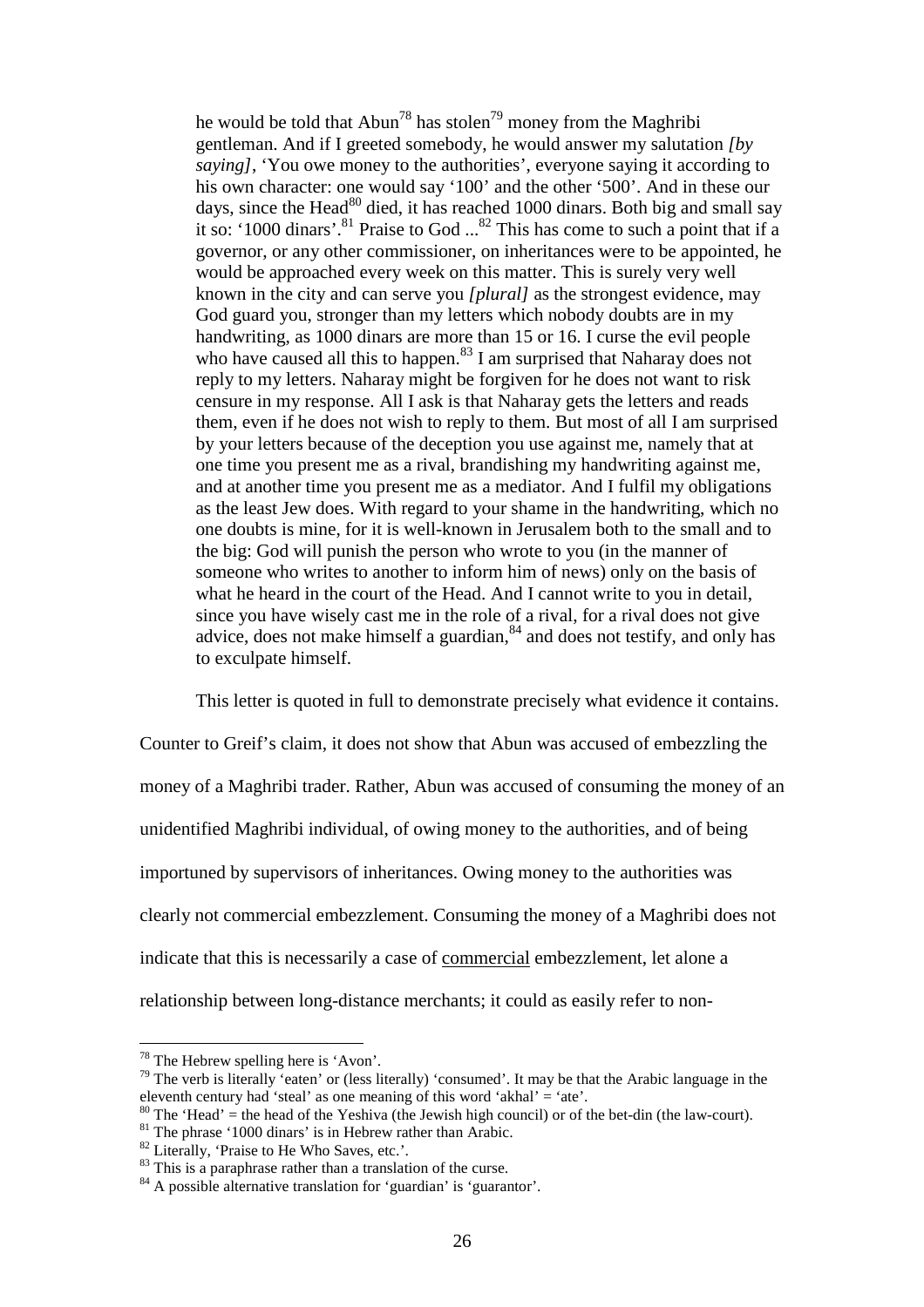> he would be told that Abun[78] has stolen[79] money from the Maghribi gentleman. And if I greeted somebody, he would answer my salutation *[by saying]*, 'You owe money to the authorities', everyone saying it according to his own character: one would say '100' and the other '500'. And in these our days, since the Head[80] died, it has reached 1000 dinars. Both big and small say it so: '1000 dinars'.[81] Praise to God ...[82] This has come to such a point that if a governor, or any other commissioner, on inheritances were to be appointed, he would be approached every week on this matter. This is surely very well known in the city and can serve you *[plural]* as the strongest evidence, may God guard you, stronger than my letters which nobody doubts are in my handwriting, as 1000 dinars are more than 15 or 16. I curse the evil people who have caused all this to happen.[83] I am surprised that Naharay does not reply to my letters. Naharay might be forgiven for he does not want to risk censure in my response. All I ask is that Naharay gets the letters and reads them, even if he does not wish to reply to them. But most of all I am surprised by your letters because of the deception you use against me, namely that at one time you present me as a rival, brandishing my handwriting against me, and at another time you present me as a mediator. And I fulfil my obligations as the least Jew does. With regard to your shame in the handwriting, which no one doubts is mine, for it is well-known in Jerusalem both to the small and to the big: God will punish the person who wrote to you (in the manner of someone who writes to another to inform him of news) only on the basis of what he heard in the court of the Head. And I cannot write to you in detail, since you have wisely cast me in the role of a rival, for a rival does not give advice, does not make himself a guardian,[84] and does not testify, and only has to exculpate himself.

This letter is quoted in full to demonstrate precisely what evidence it contains. Counter to Greif's claim, it does not show that Abun was accused of embezzling the money of a Maghribi trader. Rather, Abun was accused of consuming the money of an unidentified Maghribi individual, of owing money to the authorities, and of being importuned by supervisors of inheritances. Owing money to the authorities was clearly not commercial embezzlement. Consuming the money of a Maghribi does not indicate that this is necessarily a case of <u>commercial</u> embezzlement, let alone a relationship between long-distance merchants; it could as easily refer to non-

---

[78] The Hebrew spelling here is 'Avon'.

[79] The verb is literally 'eaten' or (less literally) 'consumed'. It may be that the Arabic language in the eleventh century had 'steal' as one meaning of this word 'akhal' = 'ate'.

[80] The 'Head' = the head of the Yeshiva (the Jewish high council) or of the bet-din (the law-court).

[81] The phrase '1000 dinars' is in Hebrew rather than Arabic.

[82] Literally, 'Praise to He Who Saves, etc.'.

[83] This is a paraphrase rather than a translation of the curse.

[84] A possible alternative translation for 'guardian' is 'guarantor'.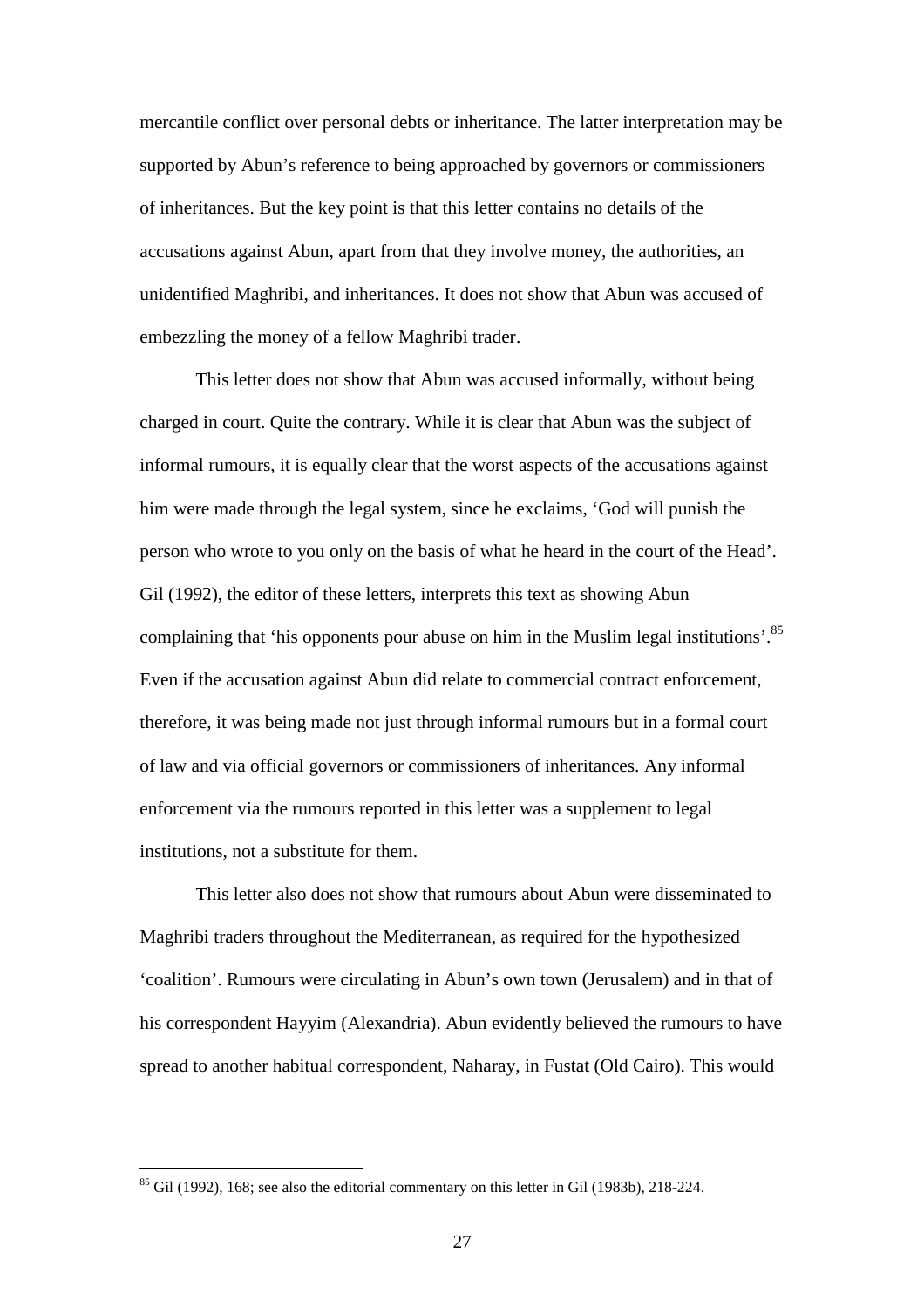mercantile conflict over personal debts or inheritance. The latter interpretation may be supported by Abun's reference to being approached by governors or commissioners of inheritances. But the key point is that this letter contains no details of the accusations against Abun, apart from that they involve money, the authorities, an unidentified Maghribi, and inheritances. It does not show that Abun was accused of embezzling the money of a fellow Maghribi trader.

This letter does not show that Abun was accused informally, without being charged in court. Quite the contrary. While it is clear that Abun was the subject of informal rumours, it is equally clear that the worst aspects of the accusations against him were made through the legal system, since he exclaims, 'God will punish the person who wrote to you only on the basis of what he heard in the court of the Head'. Gil (1992), the editor of these letters, interprets this text as showing Abun complaining that 'his opponents pour abuse on him in the Muslim legal institutions'.[85] Even if the accusation against Abun did relate to commercial contract enforcement, therefore, it was being made not just through informal rumours but in a formal court of law and via official governors or commissioners of inheritances. Any informal enforcement via the rumours reported in this letter was a supplement to legal institutions, not a substitute for them.

This letter also does not show that rumours about Abun were disseminated to Maghribi traders throughout the Mediterranean, as required for the hypothesized 'coalition'. Rumours were circulating in Abun's own town (Jerusalem) and in that of his correspondent Hayyim (Alexandria). Abun evidently believed the rumours to have spread to another habitual correspondent, Naharay, in Fustat (Old Cairo). This would

[85] Gil (1992), 168; see also the editorial commentary on this letter in Gil (1983b), 218-224.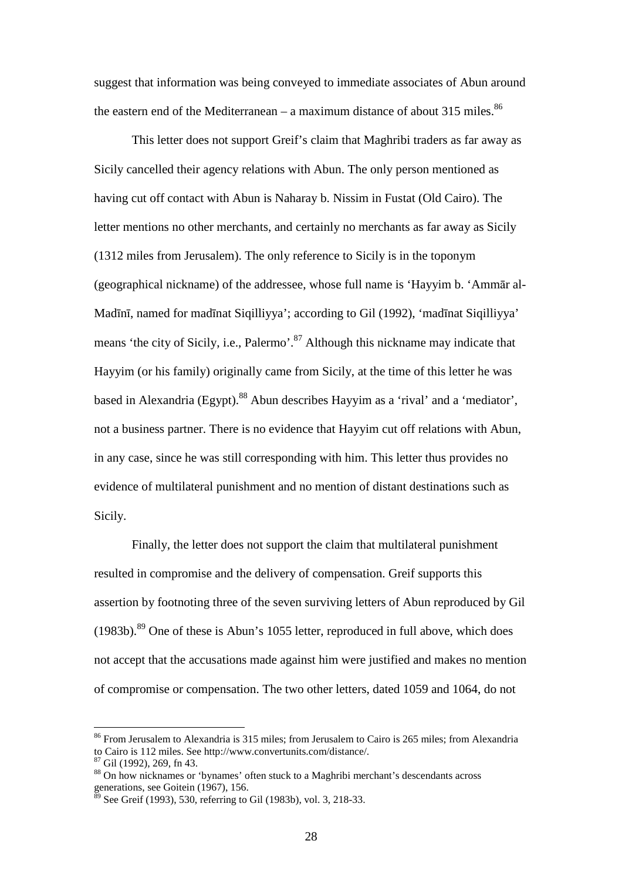suggest that information was being conveyed to immediate associates of Abun around the eastern end of the Mediterranean – a maximum distance of about 315 miles.[86]

This letter does not support Greif's claim that Maghribi traders as far away as Sicily cancelled their agency relations with Abun. The only person mentioned as having cut off contact with Abun is Naharay b. Nissim in Fustat (Old Cairo). The letter mentions no other merchants, and certainly no merchants as far away as Sicily (1312 miles from Jerusalem). The only reference to Sicily is in the toponym (geographical nickname) of the addressee, whose full name is 'Hayyim b. 'Ammār al-Madīnī, named for madīnat Siqilliyya'; according to Gil (1992), 'madīnat Siqilliyya' means 'the city of Sicily, i.e., Palermo'.[87] Although this nickname may indicate that Hayyim (or his family) originally came from Sicily, at the time of this letter he was based in Alexandria (Egypt).[88] Abun describes Hayyim as a 'rival' and a 'mediator', not a business partner. There is no evidence that Hayyim cut off relations with Abun, in any case, since he was still corresponding with him. This letter thus provides no evidence of multilateral punishment and no mention of distant destinations such as Sicily.

Finally, the letter does not support the claim that multilateral punishment resulted in compromise and the delivery of compensation. Greif supports this assertion by footnoting three of the seven surviving letters of Abun reproduced by Gil (1983b).[89] One of these is Abun's 1055 letter, reproduced in full above, which does not accept that the accusations made against him were justified and makes no mention of compromise or compensation. The two other letters, dated 1059 and 1064, do not

---

[86] From Jerusalem to Alexandria is 315 miles; from Jerusalem to Cairo is 265 miles; from Alexandria to Cairo is 112 miles. See http://www.convertunits.com/distance/.

[87] Gil (1992), 269, fn 43.

[88] On how nicknames or 'bynames' often stuck to a Maghribi merchant's descendants across generations, see Goitein (1967), 156.

[89] See Greif (1993), 530, referring to Gil (1983b), vol. 3, 218-33.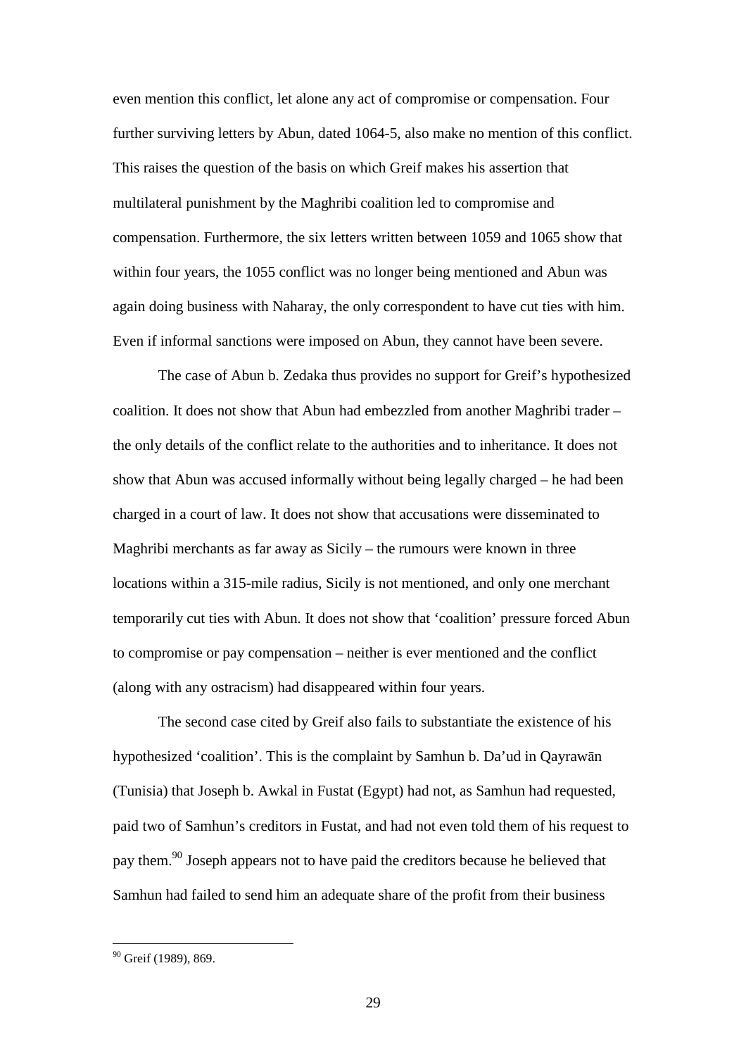even mention this conflict, let alone any act of compromise or compensation. Four further surviving letters by Abun, dated 1064-5, also make no mention of this conflict. This raises the question of the basis on which Greif makes his assertion that multilateral punishment by the Maghribi coalition led to compromise and compensation. Furthermore, the six letters written between 1059 and 1065 show that within four years, the 1055 conflict was no longer being mentioned and Abun was again doing business with Naharay, the only correspondent to have cut ties with him. Even if informal sanctions were imposed on Abun, they cannot have been severe.

The case of Abun b. Zedaka thus provides no support for Greif's hypothesized coalition. It does not show that Abun had embezzled from another Maghribi trader – the only details of the conflict relate to the authorities and to inheritance. It does not show that Abun was accused informally without being legally charged – he had been charged in a court of law. It does not show that accusations were disseminated to Maghribi merchants as far away as Sicily – the rumours were known in three locations within a 315-mile radius, Sicily is not mentioned, and only one merchant temporarily cut ties with Abun. It does not show that 'coalition' pressure forced Abun to compromise or pay compensation – neither is ever mentioned and the conflict (along with any ostracism) had disappeared within four years.

The second case cited by Greif also fails to substantiate the existence of his hypothesized 'coalition'. This is the complaint by Samhun b. Da'ud in Qayrawān (Tunisia) that Joseph b. Awkal in Fustat (Egypt) had not, as Samhun had requested, paid two of Samhun's creditors in Fustat, and had not even told them of his request to pay them.[90] Joseph appears not to have paid the creditors because he believed that Samhun had failed to send him an adequate share of the profit from their business

[90] Greif (1989), 869.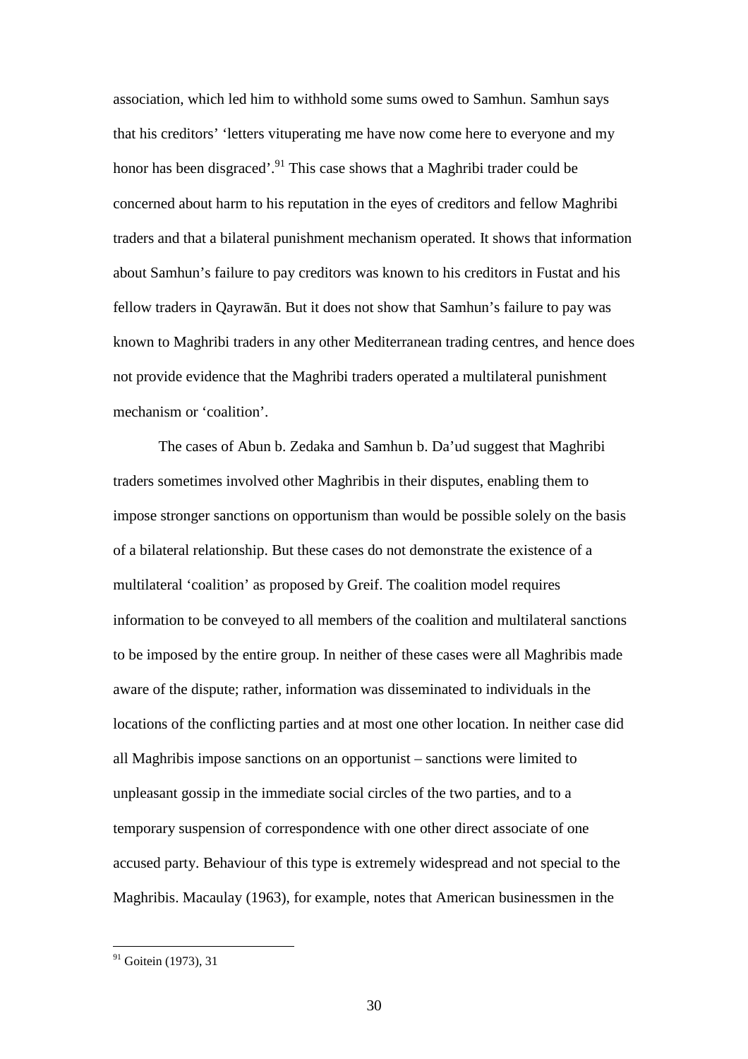association, which led him to withhold some sums owed to Samhun. Samhun says that his creditors' 'letters vituperating me have now come here to everyone and my honor has been disgraced'.[91] This case shows that a Maghribi trader could be concerned about harm to his reputation in the eyes of creditors and fellow Maghribi traders and that a bilateral punishment mechanism operated. It shows that information about Samhun's failure to pay creditors was known to his creditors in Fustat and his fellow traders in Qayrawān. But it does not show that Samhun's failure to pay was known to Maghribi traders in any other Mediterranean trading centres, and hence does not provide evidence that the Maghribi traders operated a multilateral punishment mechanism or 'coalition'.

The cases of Abun b. Zedaka and Samhun b. Da'ud suggest that Maghribi traders sometimes involved other Maghribis in their disputes, enabling them to impose stronger sanctions on opportunism than would be possible solely on the basis of a bilateral relationship. But these cases do not demonstrate the existence of a multilateral 'coalition' as proposed by Greif. The coalition model requires information to be conveyed to all members of the coalition and multilateral sanctions to be imposed by the entire group. In neither of these cases were all Maghribis made aware of the dispute; rather, information was disseminated to individuals in the locations of the conflicting parties and at most one other location. In neither case did all Maghribis impose sanctions on an opportunist – sanctions were limited to unpleasant gossip in the immediate social circles of the two parties, and to a temporary suspension of correspondence with one other direct associate of one accused party. Behaviour of this type is extremely widespread and not special to the Maghribis. Macaulay (1963), for example, notes that American businessmen in the

[91] Goitein (1973), 31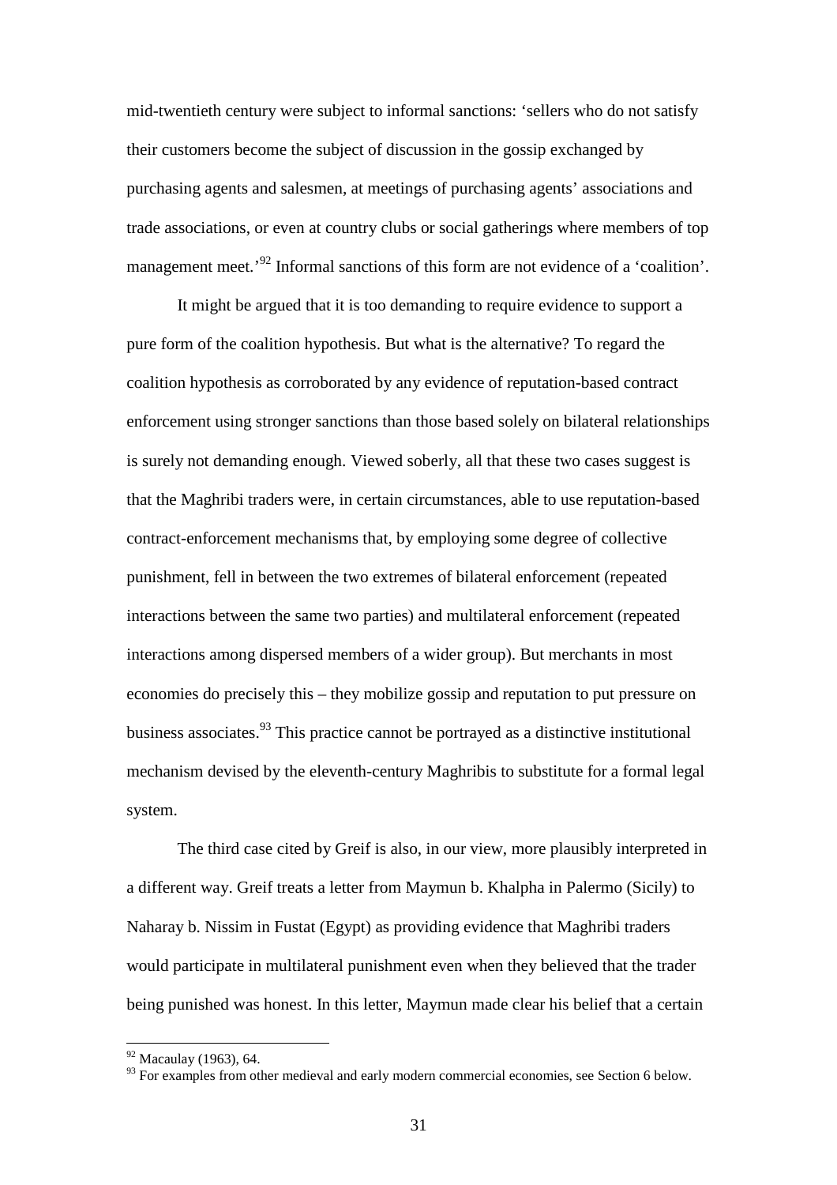mid-twentieth century were subject to informal sanctions: 'sellers who do not satisfy their customers become the subject of discussion in the gossip exchanged by purchasing agents and salesmen, at meetings of purchasing agents' associations and trade associations, or even at country clubs or social gatherings where members of top management meet.'[92] Informal sanctions of this form are not evidence of a 'coalition'.

It might be argued that it is too demanding to require evidence to support a pure form of the coalition hypothesis. But what is the alternative? To regard the coalition hypothesis as corroborated by any evidence of reputation-based contract enforcement using stronger sanctions than those based solely on bilateral relationships is surely not demanding enough. Viewed soberly, all that these two cases suggest is that the Maghribi traders were, in certain circumstances, able to use reputation-based contract-enforcement mechanisms that, by employing some degree of collective punishment, fell in between the two extremes of bilateral enforcement (repeated interactions between the same two parties) and multilateral enforcement (repeated interactions among dispersed members of a wider group). But merchants in most economies do precisely this – they mobilize gossip and reputation to put pressure on business associates.[93] This practice cannot be portrayed as a distinctive institutional mechanism devised by the eleventh-century Maghribis to substitute for a formal legal system.

The third case cited by Greif is also, in our view, more plausibly interpreted in a different way. Greif treats a letter from Maymun b. Khalpha in Palermo (Sicily) to Naharay b. Nissim in Fustat (Egypt) as providing evidence that Maghribi traders would participate in multilateral punishment even when they believed that the trader being punished was honest. In this letter, Maymun made clear his belief that a certain

---

[92] Macaulay (1963), 64.

[93] For examples from other medieval and early modern commercial economies, see Section 6 below.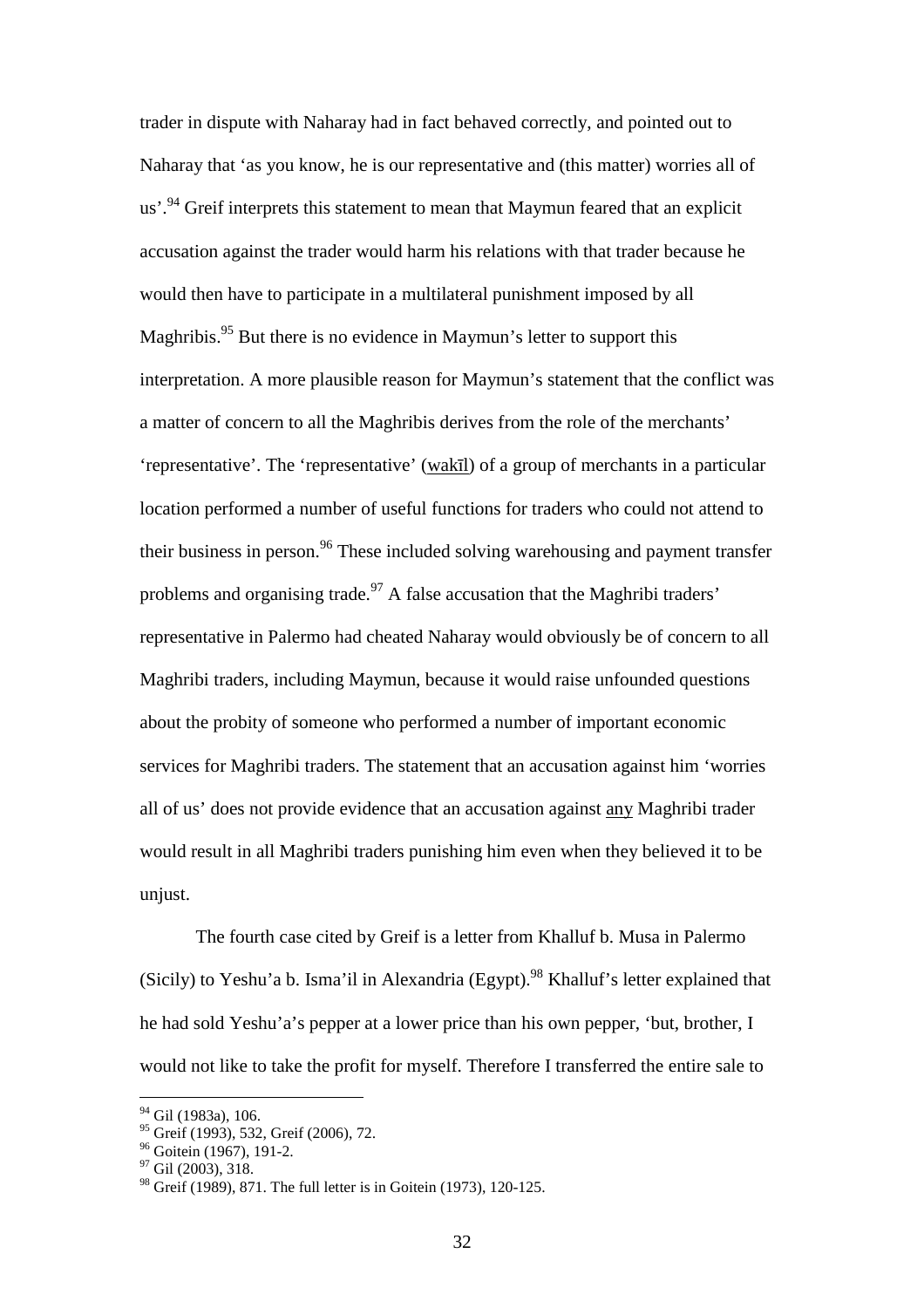trader in dispute with Naharay had in fact behaved correctly, and pointed out to Naharay that 'as you know, he is our representative and (this matter) worries all of us'.[94] Greif interprets this statement to mean that Maymun feared that an explicit accusation against the trader would harm his relations with that trader because he would then have to participate in a multilateral punishment imposed by all Maghribis.[95] But there is no evidence in Maymun's letter to support this interpretation. A more plausible reason for Maymun's statement that the conflict was a matter of concern to all the Maghribis derives from the role of the merchants' 'representative'. The 'representative' (wakīl) of a group of merchants in a particular location performed a number of useful functions for traders who could not attend to their business in person.[96] These included solving warehousing and payment transfer problems and organising trade.[97] A false accusation that the Maghribi traders' representative in Palermo had cheated Naharay would obviously be of concern to all Maghribi traders, including Maymun, because it would raise unfounded questions about the probity of someone who performed a number of important economic services for Maghribi traders. The statement that an accusation against him 'worries all of us' does not provide evidence that an accusation against any Maghribi trader would result in all Maghribi traders punishing him even when they believed it to be unjust.

The fourth case cited by Greif is a letter from Khalluf b. Musa in Palermo (Sicily) to Yeshu'a b. Isma'il in Alexandria (Egypt).[98] Khalluf's letter explained that he had sold Yeshu'a's pepper at a lower price than his own pepper, 'but, brother, I would not like to take the profit for myself. Therefore I transferred the entire sale to

---

[94] Gil (1983a), 106.

[95] Greif (1993), 532, Greif (2006), 72.

[96] Goitein (1967), 191-2.

[97] Gil (2003), 318.

[98] Greif (1989), 871. The full letter is in Goitein (1973), 120-125.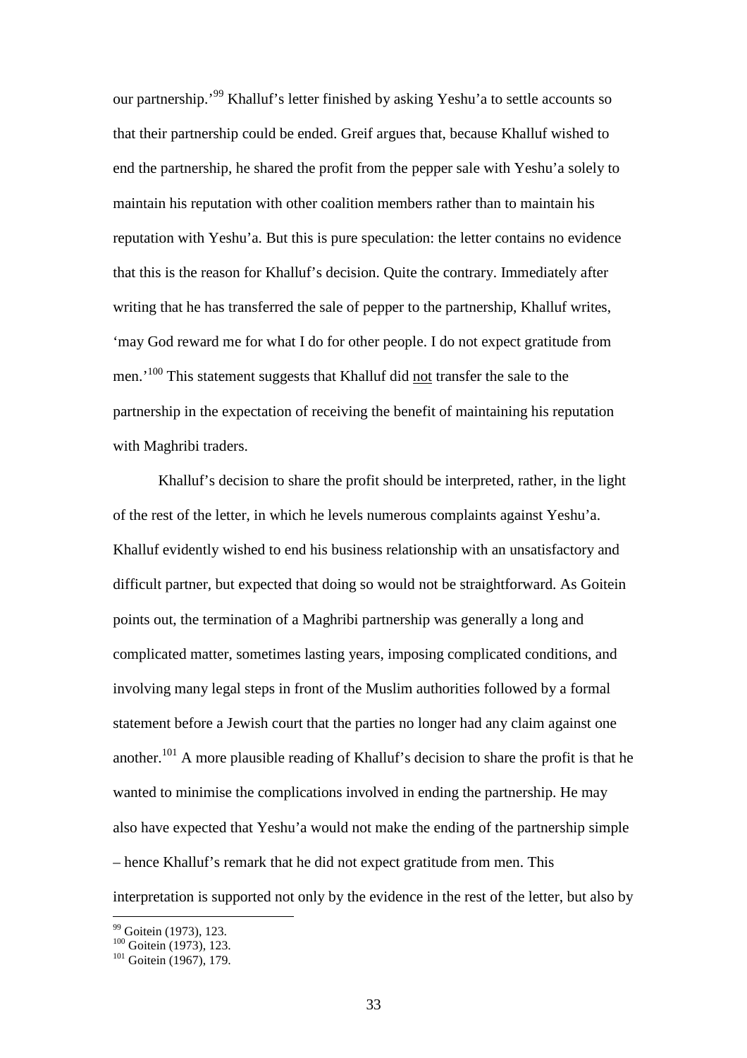our partnership.'[99] Khalluf's letter finished by asking Yeshu'a to settle accounts so that their partnership could be ended. Greif argues that, because Khalluf wished to end the partnership, he shared the profit from the pepper sale with Yeshu'a solely to maintain his reputation with other coalition members rather than to maintain his reputation with Yeshu'a. But this is pure speculation: the letter contains no evidence that this is the reason for Khalluf's decision. Quite the contrary. Immediately after writing that he has transferred the sale of pepper to the partnership, Khalluf writes, 'may God reward me for what I do for other people. I do not expect gratitude from men.'[100] This statement suggests that Khalluf did <u>not</u> transfer the sale to the partnership in the expectation of receiving the benefit of maintaining his reputation with Maghribi traders.

Khalluf's decision to share the profit should be interpreted, rather, in the light of the rest of the letter, in which he levels numerous complaints against Yeshu'a. Khalluf evidently wished to end his business relationship with an unsatisfactory and difficult partner, but expected that doing so would not be straightforward. As Goitein points out, the termination of a Maghribi partnership was generally a long and complicated matter, sometimes lasting years, imposing complicated conditions, and involving many legal steps in front of the Muslim authorities followed by a formal statement before a Jewish court that the parties no longer had any claim against one another.[101] A more plausible reading of Khalluf's decision to share the profit is that he wanted to minimise the complications involved in ending the partnership. He may also have expected that Yeshu'a would not make the ending of the partnership simple – hence Khalluf's remark that he did not expect gratitude from men. This interpretation is supported not only by the evidence in the rest of the letter, but also by

[99] Goitein (1973), 123.
[100] Goitein (1973), 123.
[101] Goitein (1967), 179.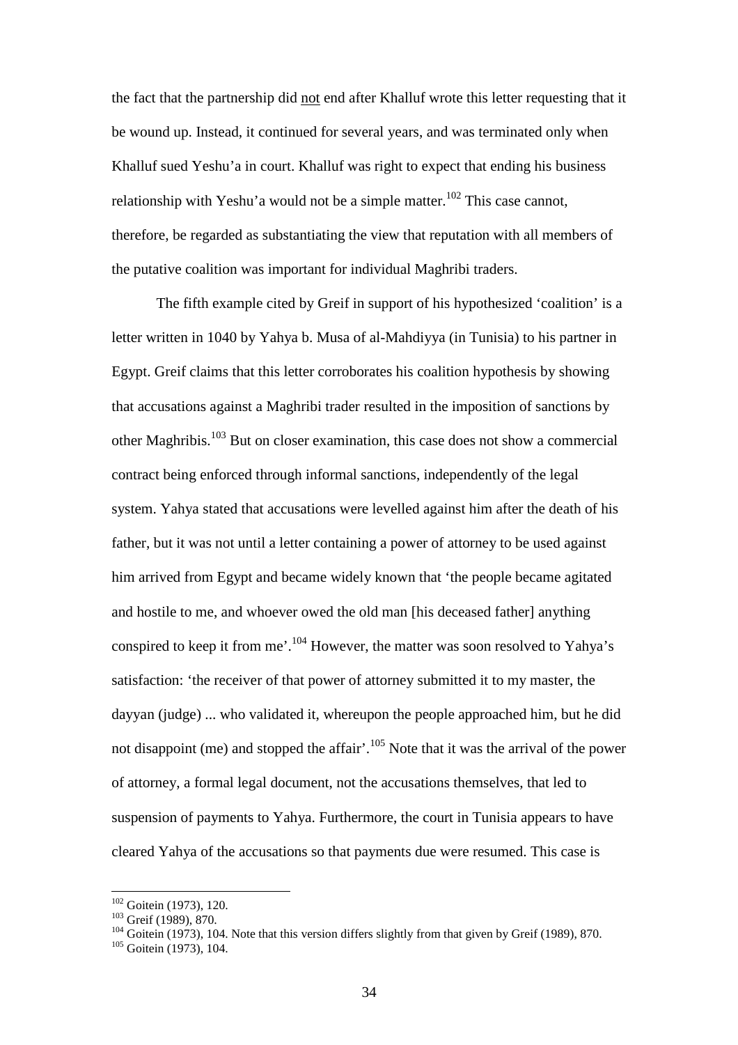the fact that the partnership did not end after Khalluf wrote this letter requesting that it be wound up. Instead, it continued for several years, and was terminated only when Khalluf sued Yeshu'a in court. Khalluf was right to expect that ending his business relationship with Yeshu'a would not be a simple matter.[102] This case cannot, therefore, be regarded as substantiating the view that reputation with all members of the putative coalition was important for individual Maghribi traders.

The fifth example cited by Greif in support of his hypothesized 'coalition' is a letter written in 1040 by Yahya b. Musa of al-Mahdiyya (in Tunisia) to his partner in Egypt. Greif claims that this letter corroborates his coalition hypothesis by showing that accusations against a Maghribi trader resulted in the imposition of sanctions by other Maghribis.[103] But on closer examination, this case does not show a commercial contract being enforced through informal sanctions, independently of the legal system. Yahya stated that accusations were levelled against him after the death of his father, but it was not until a letter containing a power of attorney to be used against him arrived from Egypt and became widely known that 'the people became agitated and hostile to me, and whoever owed the old man [his deceased father] anything conspired to keep it from me'.[104] However, the matter was soon resolved to Yahya's satisfaction: 'the receiver of that power of attorney submitted it to my master, the dayyan (judge) ... who validated it, whereupon the people approached him, but he did not disappoint (me) and stopped the affair'.[105] Note that it was the arrival of the power of attorney, a formal legal document, not the accusations themselves, that led to suspension of payments to Yahya. Furthermore, the court in Tunisia appears to have cleared Yahya of the accusations so that payments due were resumed. This case is

[102] Goitein (1973), 120.
[103] Greif (1989), 870.
[104] Goitein (1973), 104. Note that this version differs slightly from that given by Greif (1989), 870.
[105] Goitein (1973), 104.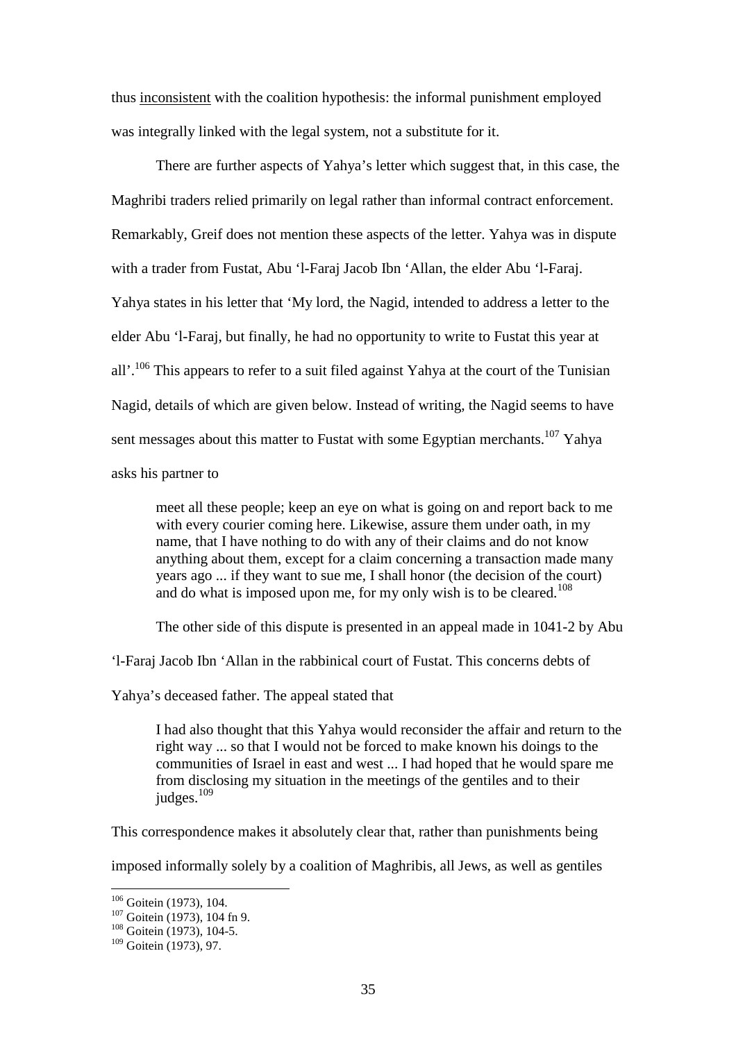thus <u>inconsistent</u> with the coalition hypothesis: the informal punishment employed was integrally linked with the legal system, not a substitute for it.

There are further aspects of Yahya's letter which suggest that, in this case, the Maghribi traders relied primarily on legal rather than informal contract enforcement. Remarkably, Greif does not mention these aspects of the letter. Yahya was in dispute with a trader from Fustat, Abu 'l-Faraj Jacob Ibn 'Allan, the elder Abu 'l-Faraj. Yahya states in his letter that 'My lord, the Nagid, intended to address a letter to the elder Abu 'l-Faraj, but finally, he had no opportunity to write to Fustat this year at all'.[106] This appears to refer to a suit filed against Yahya at the court of the Tunisian Nagid, details of which are given below. Instead of writing, the Nagid seems to have sent messages about this matter to Fustat with some Egyptian merchants.[107] Yahya asks his partner to

> meet all these people; keep an eye on what is going on and report back to me with every courier coming here. Likewise, assure them under oath, in my name, that I have nothing to do with any of their claims and do not know anything about them, except for a claim concerning a transaction made many years ago ... if they want to sue me, I shall honor (the decision of the court) and do what is imposed upon me, for my only wish is to be cleared.[108]

The other side of this dispute is presented in an appeal made in 1041-2 by Abu 'l-Faraj Jacob Ibn 'Allan in the rabbinical court of Fustat. This concerns debts of Yahya's deceased father. The appeal stated that

> I had also thought that this Yahya would reconsider the affair and return to the right way ... so that I would not be forced to make known his doings to the communities of Israel in east and west ... I had hoped that he would spare me from disclosing my situation in the meetings of the gentiles and to their judges.[109]

This correspondence makes it absolutely clear that, rather than punishments being imposed informally solely by a coalition of Maghribis, all Jews, as well as gentiles

---

[106] Goitein (1973), 104.

[107] Goitein (1973), 104 fn 9.

[108] Goitein (1973), 104-5.

[109] Goitein (1973), 97.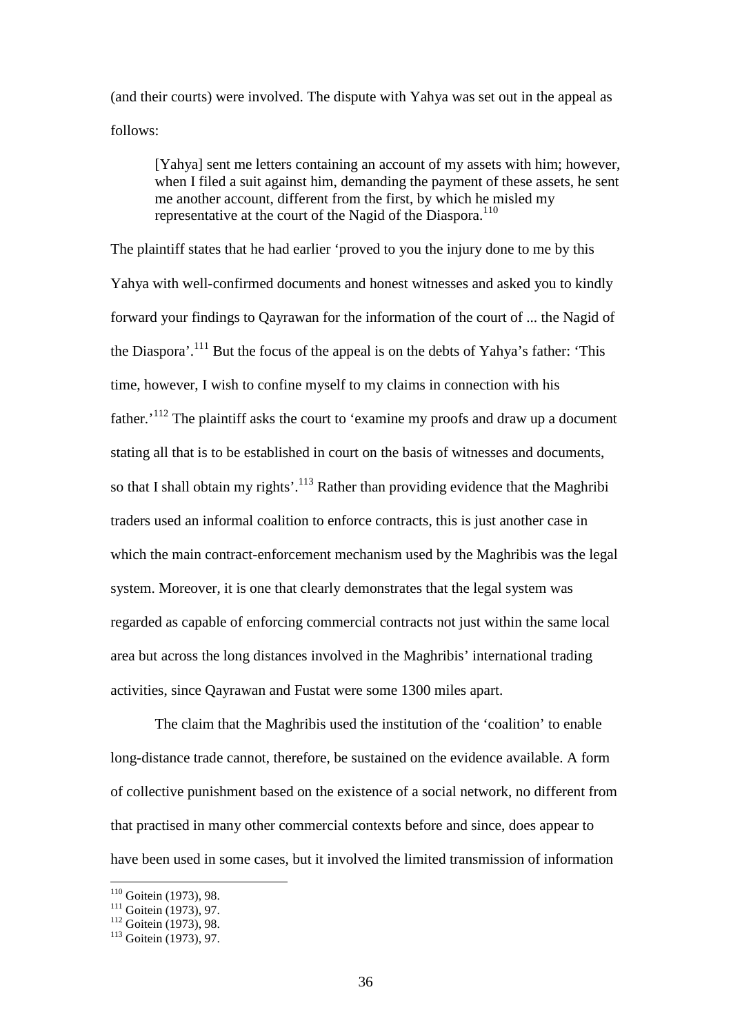(and their courts) were involved. The dispute with Yahya was set out in the appeal as follows:

> [Yahya] sent me letters containing an account of my assets with him; however, when I filed a suit against him, demanding the payment of these assets, he sent me another account, different from the first, by which he misled my representative at the court of the Nagid of the Diaspora.[110]

The plaintiff states that he had earlier 'proved to you the injury done to me by this Yahya with well-confirmed documents and honest witnesses and asked you to kindly forward your findings to Qayrawan for the information of the court of ... the Nagid of the Diaspora'.[111] But the focus of the appeal is on the debts of Yahya's father: 'This time, however, I wish to confine myself to my claims in connection with his father.'[112] The plaintiff asks the court to 'examine my proofs and draw up a document stating all that is to be established in court on the basis of witnesses and documents, so that I shall obtain my rights'.[113] Rather than providing evidence that the Maghribi traders used an informal coalition to enforce contracts, this is just another case in which the main contract-enforcement mechanism used by the Maghribis was the legal system. Moreover, it is one that clearly demonstrates that the legal system was regarded as capable of enforcing commercial contracts not just within the same local area but across the long distances involved in the Maghribis' international trading activities, since Qayrawan and Fustat were some 1300 miles apart.

The claim that the Maghribis used the institution of the 'coalition' to enable long-distance trade cannot, therefore, be sustained on the evidence available. A form of collective punishment based on the existence of a social network, no different from that practised in many other commercial contexts before and since, does appear to have been used in some cases, but it involved the limited transmission of information

---

[110] Goitein (1973), 98.

[111] Goitein (1973), 97.

[112] Goitein (1973), 98.

[113] Goitein (1973), 97.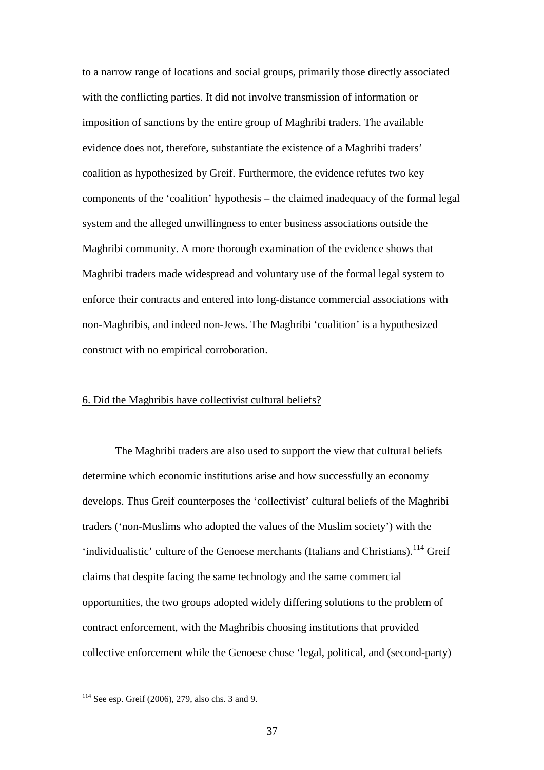to a narrow range of locations and social groups, primarily those directly associated with the conflicting parties. It did not involve transmission of information or imposition of sanctions by the entire group of Maghribi traders. The available evidence does not, therefore, substantiate the existence of a Maghribi traders' coalition as hypothesized by Greif. Furthermore, the evidence refutes two key components of the 'coalition' hypothesis – the claimed inadequacy of the formal legal system and the alleged unwillingness to enter business associations outside the Maghribi community. A more thorough examination of the evidence shows that Maghribi traders made widespread and voluntary use of the formal legal system to enforce their contracts and entered into long-distance commercial associations with non-Maghribis, and indeed non-Jews. The Maghribi 'coalition' is a hypothesized construct with no empirical corroboration.

## 6. Did the Maghribis have collectivist cultural beliefs?

The Maghribi traders are also used to support the view that cultural beliefs determine which economic institutions arise and how successfully an economy develops. Thus Greif counterposes the 'collectivist' cultural beliefs of the Maghribi traders ('non-Muslims who adopted the values of the Muslim society') with the 'individualistic' culture of the Genoese merchants (Italians and Christians).[114] Greif claims that despite facing the same technology and the same commercial opportunities, the two groups adopted widely differing solutions to the problem of contract enforcement, with the Maghribis choosing institutions that provided collective enforcement while the Genoese chose 'legal, political, and (second-party)

[114] See esp. Greif (2006), 279, also chs. 3 and 9.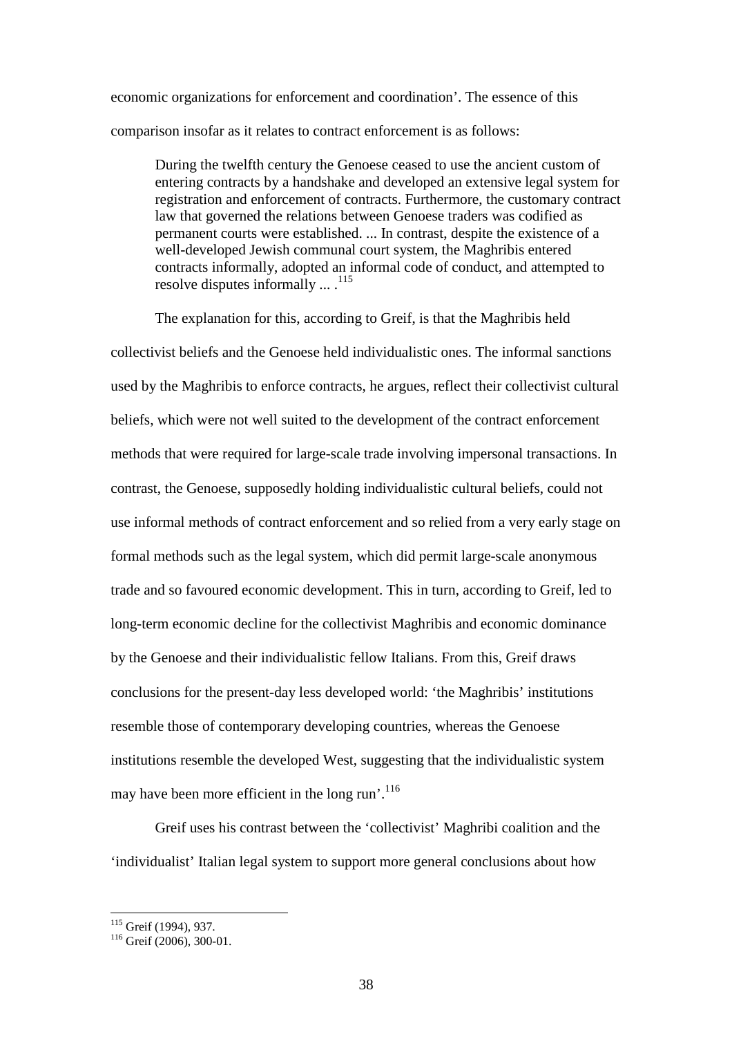economic organizations for enforcement and coordination'. The essence of this comparison insofar as it relates to contract enforcement is as follows:

> During the twelfth century the Genoese ceased to use the ancient custom of entering contracts by a handshake and developed an extensive legal system for registration and enforcement of contracts. Furthermore, the customary contract law that governed the relations between Genoese traders was codified as permanent courts were established. ... In contrast, despite the existence of a well-developed Jewish communal court system, the Maghribis entered contracts informally, adopted an informal code of conduct, and attempted to resolve disputes informally ... .[115]

The explanation for this, according to Greif, is that the Maghribis held collectivist beliefs and the Genoese held individualistic ones. The informal sanctions used by the Maghribis to enforce contracts, he argues, reflect their collectivist cultural beliefs, which were not well suited to the development of the contract enforcement methods that were required for large-scale trade involving impersonal transactions. In contrast, the Genoese, supposedly holding individualistic cultural beliefs, could not use informal methods of contract enforcement and so relied from a very early stage on formal methods such as the legal system, which did permit large-scale anonymous trade and so favoured economic development. This in turn, according to Greif, led to long-term economic decline for the collectivist Maghribis and economic dominance by the Genoese and their individualistic fellow Italians. From this, Greif draws conclusions for the present-day less developed world: 'the Maghribis' institutions resemble those of contemporary developing countries, whereas the Genoese institutions resemble the developed West, suggesting that the individualistic system may have been more efficient in the long run'.[116]

Greif uses his contrast between the 'collectivist' Maghribi coalition and the 'individualist' Italian legal system to support more general conclusions about how

---

[115] Greif (1994), 937.

[116] Greif (2006), 300-01.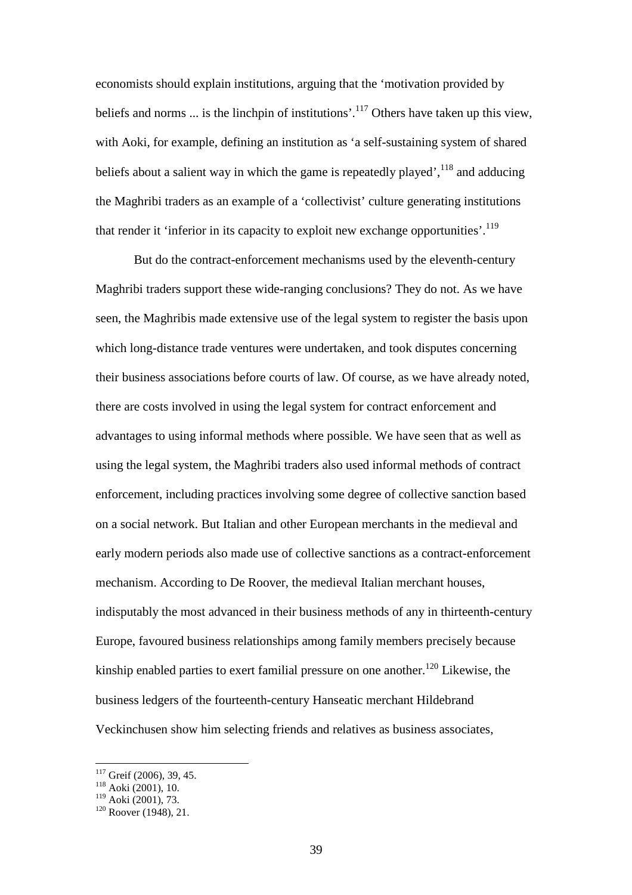economists should explain institutions, arguing that the 'motivation provided by beliefs and norms ... is the linchpin of institutions'.[117] Others have taken up this view, with Aoki, for example, defining an institution as 'a self-sustaining system of shared beliefs about a salient way in which the game is repeatedly played',[118] and adducing the Maghribi traders as an example of a 'collectivist' culture generating institutions that render it 'inferior in its capacity to exploit new exchange opportunities'.[119]

But do the contract-enforcement mechanisms used by the eleventh-century Maghribi traders support these wide-ranging conclusions? They do not. As we have seen, the Maghribis made extensive use of the legal system to register the basis upon which long-distance trade ventures were undertaken, and took disputes concerning their business associations before courts of law. Of course, as we have already noted, there are costs involved in using the legal system for contract enforcement and advantages to using informal methods where possible. We have seen that as well as using the legal system, the Maghribi traders also used informal methods of contract enforcement, including practices involving some degree of collective sanction based on a social network. But Italian and other European merchants in the medieval and early modern periods also made use of collective sanctions as a contract-enforcement mechanism. According to De Roover, the medieval Italian merchant houses, indisputably the most advanced in their business methods of any in thirteenth-century Europe, favoured business relationships among family members precisely because kinship enabled parties to exert familial pressure on one another.[120] Likewise, the business ledgers of the fourteenth-century Hanseatic merchant Hildebrand Veckinchusen show him selecting friends and relatives as business associates,

[117] Greif (2006), 39, 45.
[118] Aoki (2001), 10.
[119] Aoki (2001), 73.
[120] Roover (1948), 21.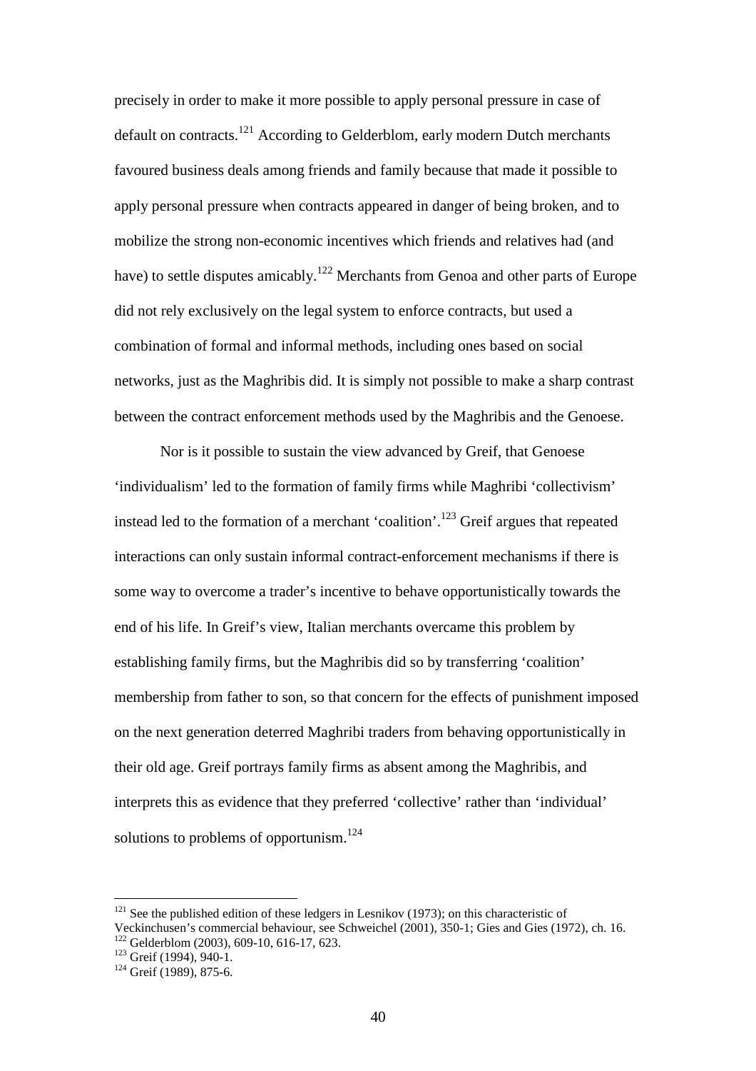precisely in order to make it more possible to apply personal pressure in case of default on contracts.[121] According to Gelderblom, early modern Dutch merchants favoured business deals among friends and family because that made it possible to apply personal pressure when contracts appeared in danger of being broken, and to mobilize the strong non-economic incentives which friends and relatives had (and have) to settle disputes amicably.[122] Merchants from Genoa and other parts of Europe did not rely exclusively on the legal system to enforce contracts, but used a combination of formal and informal methods, including ones based on social networks, just as the Maghribis did. It is simply not possible to make a sharp contrast between the contract enforcement methods used by the Maghribis and the Genoese.

Nor is it possible to sustain the view advanced by Greif, that Genoese 'individualism' led to the formation of family firms while Maghribi 'collectivism' instead led to the formation of a merchant 'coalition'.[123] Greif argues that repeated interactions can only sustain informal contract-enforcement mechanisms if there is some way to overcome a trader's incentive to behave opportunistically towards the end of his life. In Greif's view, Italian merchants overcame this problem by establishing family firms, but the Maghribis did so by transferring 'coalition' membership from father to son, so that concern for the effects of punishment imposed on the next generation deterred Maghribi traders from behaving opportunistically in their old age. Greif portrays family firms as absent among the Maghribis, and interprets this as evidence that they preferred 'collective' rather than 'individual' solutions to problems of opportunism.[124]

---

[121] See the published edition of these ledgers in Lesnikov (1973); on this characteristic of Veckinchusen's commercial behaviour, see Schweichel (2001), 350-1; Gies and Gies (1972), ch. 16.

[122] Gelderblom (2003), 609-10, 616-17, 623.

[123] Greif (1994), 940-1.

[124] Greif (1989), 875-6.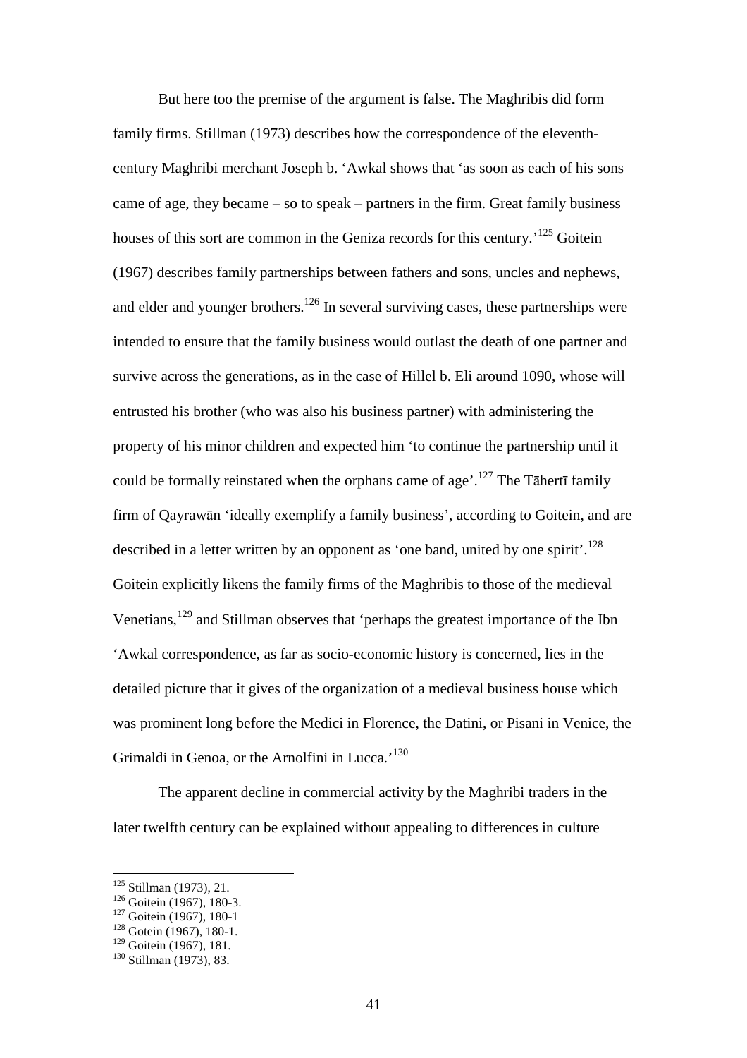But here too the premise of the argument is false. The Maghribis did form family firms. Stillman (1973) describes how the correspondence of the eleventh-century Maghribi merchant Joseph b. 'Awkal shows that 'as soon as each of his sons came of age, they became – so to speak – partners in the firm. Great family business houses of this sort are common in the Geniza records for this century.'[125] Goitein (1967) describes family partnerships between fathers and sons, uncles and nephews, and elder and younger brothers.[126] In several surviving cases, these partnerships were intended to ensure that the family business would outlast the death of one partner and survive across the generations, as in the case of Hillel b. Eli around 1090, whose will entrusted his brother (who was also his business partner) with administering the property of his minor children and expected him 'to continue the partnership until it could be formally reinstated when the orphans came of age'.[127] The Tāhertī family firm of Qayrawān 'ideally exemplify a family business', according to Goitein, and are described in a letter written by an opponent as 'one band, united by one spirit'.[128] Goitein explicitly likens the family firms of the Maghribis to those of the medieval Venetians,[129] and Stillman observes that 'perhaps the greatest importance of the Ibn 'Awkal correspondence, as far as socio-economic history is concerned, lies in the detailed picture that it gives of the organization of a medieval business house which was prominent long before the Medici in Florence, the Datini, or Pisani in Venice, the Grimaldi in Genoa, or the Arnolfini in Lucca.'[130]

The apparent decline in commercial activity by the Maghribi traders in the later twelfth century can be explained without appealing to differences in culture

---

[125] Stillman (1973), 21.
[126] Goitein (1967), 180-3.
[127] Goitein (1967), 180-1
[128] Gotein (1967), 180-1.
[129] Goitein (1967), 181.
[130] Stillman (1973), 83.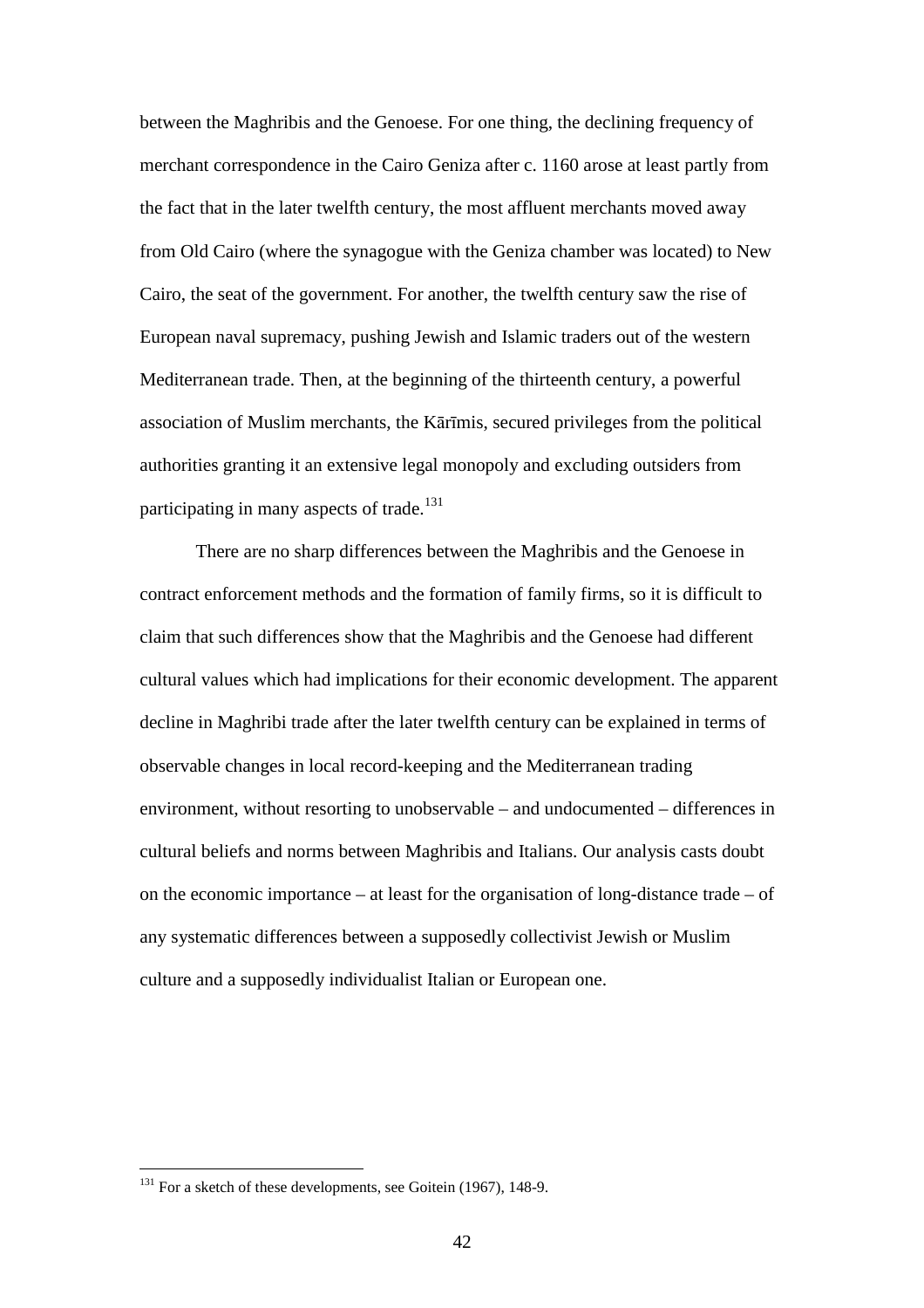between the Maghribis and the Genoese. For one thing, the declining frequency of merchant correspondence in the Cairo Geniza after c. 1160 arose at least partly from the fact that in the later twelfth century, the most affluent merchants moved away from Old Cairo (where the synagogue with the Geniza chamber was located) to New Cairo, the seat of the government. For another, the twelfth century saw the rise of European naval supremacy, pushing Jewish and Islamic traders out of the western Mediterranean trade. Then, at the beginning of the thirteenth century, a powerful association of Muslim merchants, the Kārīmis, secured privileges from the political authorities granting it an extensive legal monopoly and excluding outsiders from participating in many aspects of trade.[131]

There are no sharp differences between the Maghribis and the Genoese in contract enforcement methods and the formation of family firms, so it is difficult to claim that such differences show that the Maghribis and the Genoese had different cultural values which had implications for their economic development. The apparent decline in Maghribi trade after the later twelfth century can be explained in terms of observable changes in local record-keeping and the Mediterranean trading environment, without resorting to unobservable – and undocumented – differences in cultural beliefs and norms between Maghribis and Italians. Our analysis casts doubt on the economic importance – at least for the organisation of long-distance trade – of any systematic differences between a supposedly collectivist Jewish or Muslim culture and a supposedly individualist Italian or European one.

[131] For a sketch of these developments, see Goitein (1967), 148-9.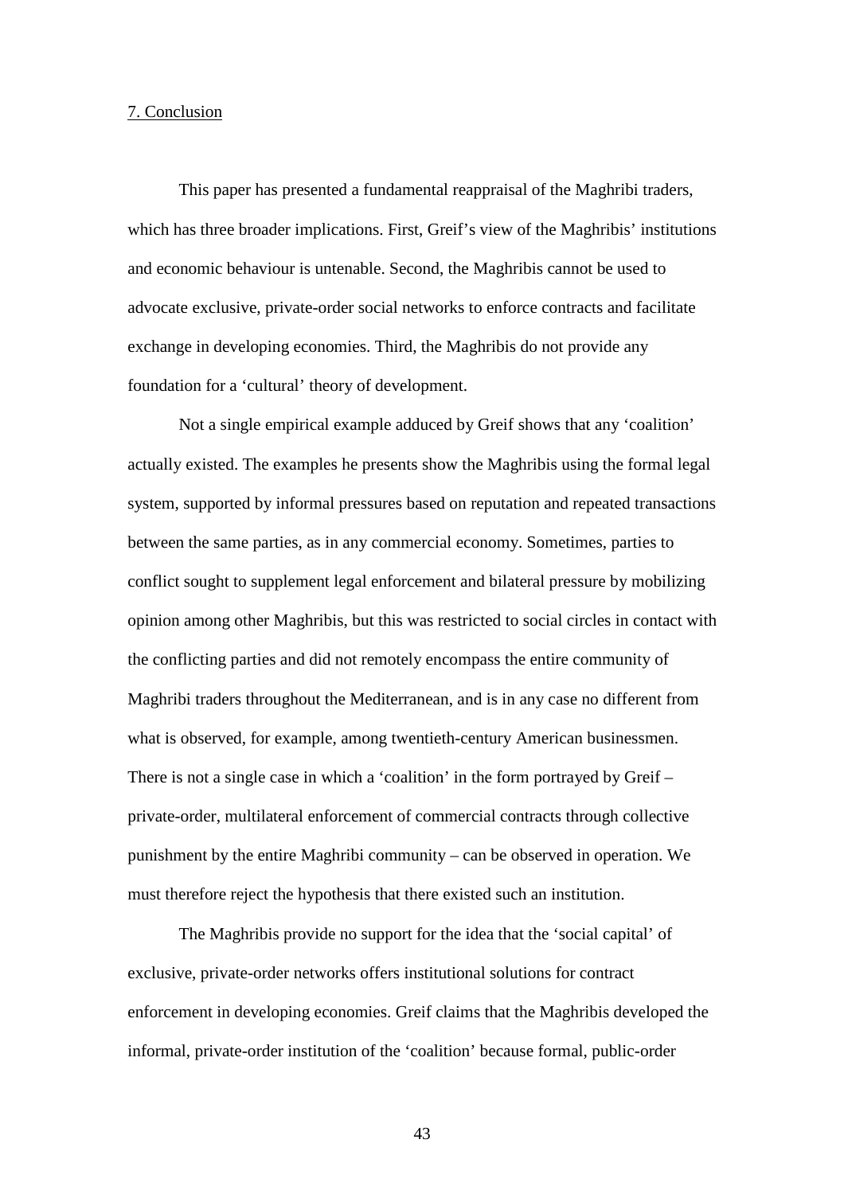## 7. Conclusion

This paper has presented a fundamental reappraisal of the Maghribi traders, which has three broader implications. First, Greif's view of the Maghribis' institutions and economic behaviour is untenable. Second, the Maghribis cannot be used to advocate exclusive, private-order social networks to enforce contracts and facilitate exchange in developing economies. Third, the Maghribis do not provide any foundation for a 'cultural' theory of development.

Not a single empirical example adduced by Greif shows that any 'coalition' actually existed. The examples he presents show the Maghribis using the formal legal system, supported by informal pressures based on reputation and repeated transactions between the same parties, as in any commercial economy. Sometimes, parties to conflict sought to supplement legal enforcement and bilateral pressure by mobilizing opinion among other Maghribis, but this was restricted to social circles in contact with the conflicting parties and did not remotely encompass the entire community of Maghribi traders throughout the Mediterranean, and is in any case no different from what is observed, for example, among twentieth-century American businessmen. There is not a single case in which a 'coalition' in the form portrayed by Greif – private-order, multilateral enforcement of commercial contracts through collective punishment by the entire Maghribi community – can be observed in operation. We must therefore reject the hypothesis that there existed such an institution.

The Maghribis provide no support for the idea that the 'social capital' of exclusive, private-order networks offers institutional solutions for contract enforcement in developing economies. Greif claims that the Maghribis developed the informal, private-order institution of the 'coalition' because formal, public-order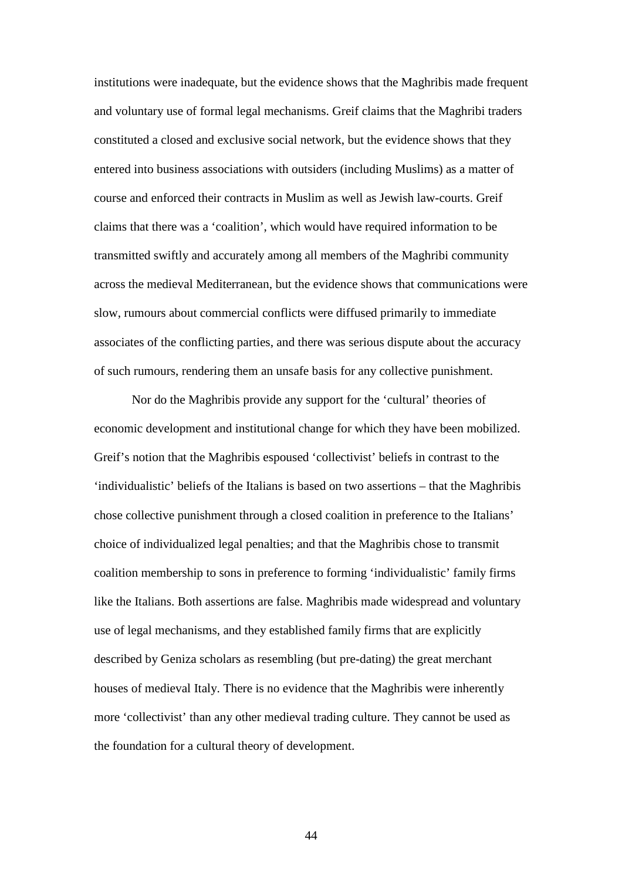institutions were inadequate, but the evidence shows that the Maghribis made frequent and voluntary use of formal legal mechanisms. Greif claims that the Maghribi traders constituted a closed and exclusive social network, but the evidence shows that they entered into business associations with outsiders (including Muslims) as a matter of course and enforced their contracts in Muslim as well as Jewish law-courts. Greif claims that there was a 'coalition', which would have required information to be transmitted swiftly and accurately among all members of the Maghribi community across the medieval Mediterranean, but the evidence shows that communications were slow, rumours about commercial conflicts were diffused primarily to immediate associates of the conflicting parties, and there was serious dispute about the accuracy of such rumours, rendering them an unsafe basis for any collective punishment.

Nor do the Maghribis provide any support for the 'cultural' theories of economic development and institutional change for which they have been mobilized. Greif's notion that the Maghribis espoused 'collectivist' beliefs in contrast to the 'individualistic' beliefs of the Italians is based on two assertions – that the Maghribis chose collective punishment through a closed coalition in preference to the Italians' choice of individualized legal penalties; and that the Maghribis chose to transmit coalition membership to sons in preference to forming 'individualistic' family firms like the Italians. Both assertions are false. Maghribis made widespread and voluntary use of legal mechanisms, and they established family firms that are explicitly described by Geniza scholars as resembling (but pre-dating) the great merchant houses of medieval Italy. There is no evidence that the Maghribis were inherently more 'collectivist' than any other medieval trading culture. They cannot be used as the foundation for a cultural theory of development.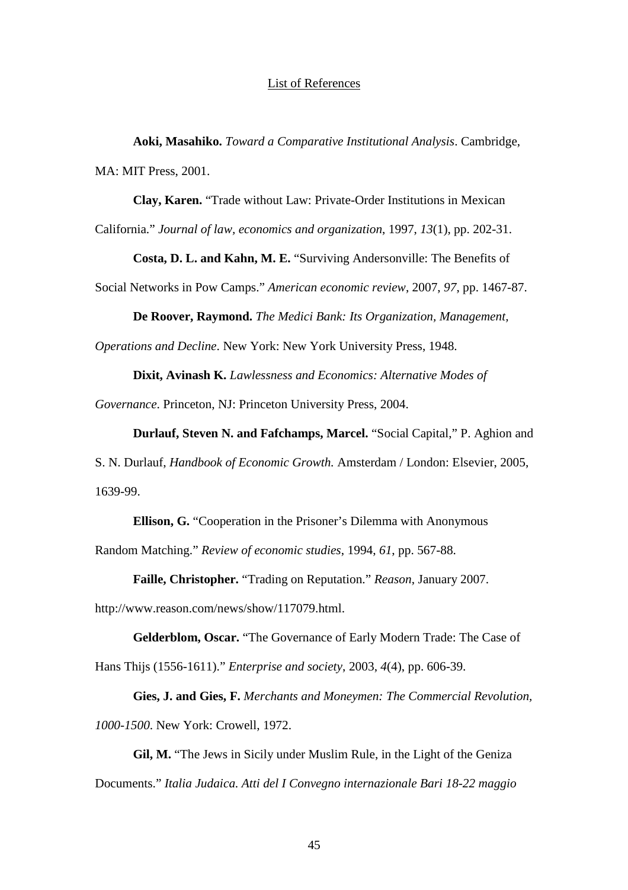List of References

**Aoki, Masahiko.** *Toward a Comparative Institutional Analysis*. Cambridge, MA: MIT Press, 2001.

**Clay, Karen.** "Trade without Law: Private-Order Institutions in Mexican California." *Journal of law, economics and organization*, 1997, *13*(1), pp. 202-31.

**Costa, D. L. and Kahn, M. E.** "Surviving Andersonville: The Benefits of Social Networks in Pow Camps." *American economic review*, 2007, *97*, pp. 1467-87.

**De Roover, Raymond.** *The Medici Bank: Its Organization, Management, Operations and Decline*. New York: New York University Press, 1948.

**Dixit, Avinash K.** *Lawlessness and Economics: Alternative Modes of Governance*. Princeton, NJ: Princeton University Press, 2004.

**Durlauf, Steven N. and Fafchamps, Marcel.** "Social Capital," P. Aghion and S. N. Durlauf, *Handbook of Economic Growth.* Amsterdam / London: Elsevier, 2005, 1639-99.

**Ellison, G.** "Cooperation in the Prisoner's Dilemma with Anonymous Random Matching." *Review of economic studies*, 1994, *61*, pp. 567-88.

**Faille, Christopher.** "Trading on Reputation." *Reason*, January 2007. http://www.reason.com/news/show/117079.html.

**Gelderblom, Oscar.** "The Governance of Early Modern Trade: The Case of Hans Thijs (1556-1611)." *Enterprise and society*, 2003, *4*(4), pp. 606-39.

**Gies, J. and Gies, F.** *Merchants and Moneymen: The Commercial Revolution, 1000-1500*. New York: Crowell, 1972.

**Gil, M.** "The Jews in Sicily under Muslim Rule, in the Light of the Geniza Documents." *Italia Judaica. Atti del I Convegno internazionale Bari 18-22 maggio*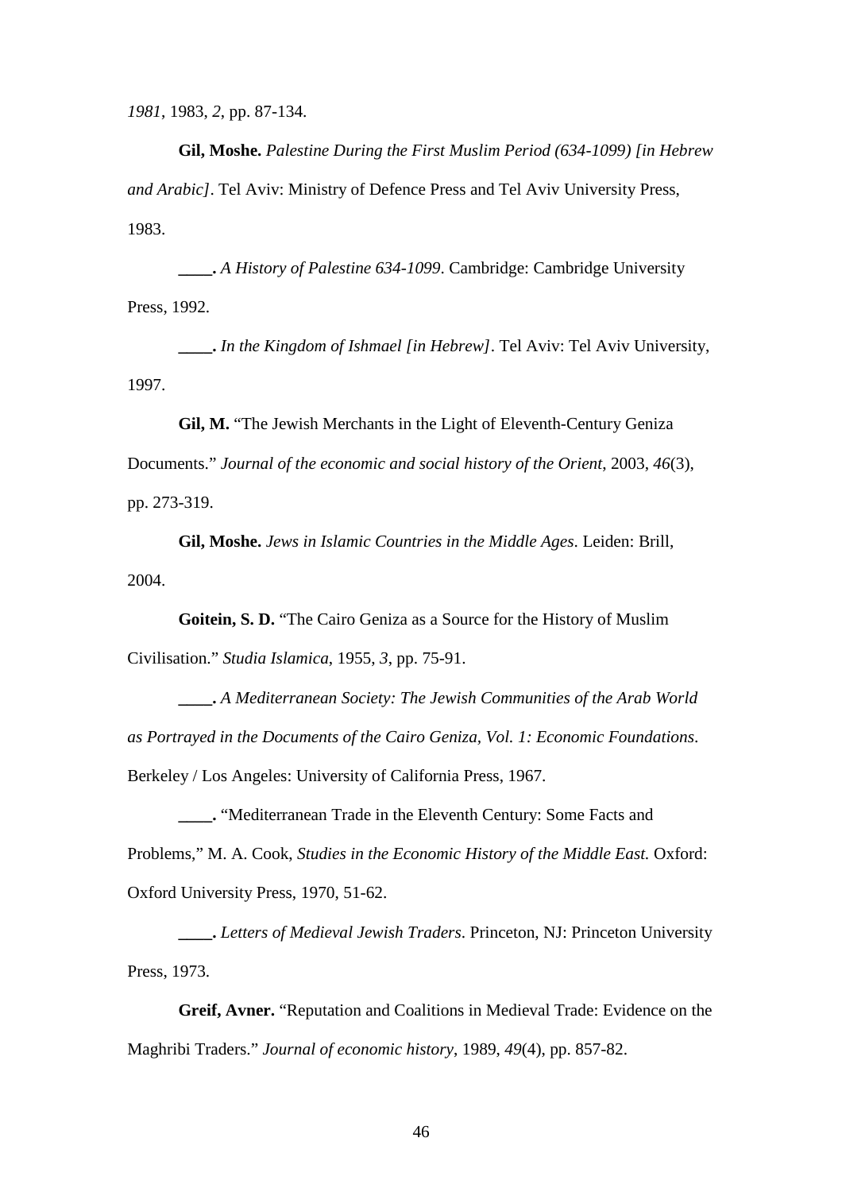*1981*, 1983, *2*, pp. 87-134.

**Gil, Moshe.** *Palestine During the First Muslim Period (634-1099) [in Hebrew and Arabic]*. Tel Aviv: Ministry of Defence Press and Tel Aviv University Press, 1983.

**____.** *A History of Palestine 634-1099*. Cambridge: Cambridge University Press, 1992.

**____.** *In the Kingdom of Ishmael [in Hebrew]*. Tel Aviv: Tel Aviv University, 1997.

**Gil, M.** "The Jewish Merchants in the Light of Eleventh-Century Geniza Documents." *Journal of the economic and social history of the Orient*, 2003, *46*(3), pp. 273-319.

**Gil, Moshe.** *Jews in Islamic Countries in the Middle Ages*. Leiden: Brill, 2004.

**Goitein, S. D.** "The Cairo Geniza as a Source for the History of Muslim Civilisation." *Studia Islamica*, 1955, *3*, pp. 75-91.

**____.** *A Mediterranean Society: The Jewish Communities of the Arab World as Portrayed in the Documents of the Cairo Geniza, Vol. 1: Economic Foundations*. Berkeley / Los Angeles: University of California Press, 1967.

**____.** "Mediterranean Trade in the Eleventh Century: Some Facts and Problems," M. A. Cook, *Studies in the Economic History of the Middle East.* Oxford: Oxford University Press, 1970, 51-62.

**____.** *Letters of Medieval Jewish Traders*. Princeton, NJ: Princeton University Press, 1973.

**Greif, Avner.** "Reputation and Coalitions in Medieval Trade: Evidence on the Maghribi Traders." *Journal of economic history*, 1989, *49*(4), pp. 857-82.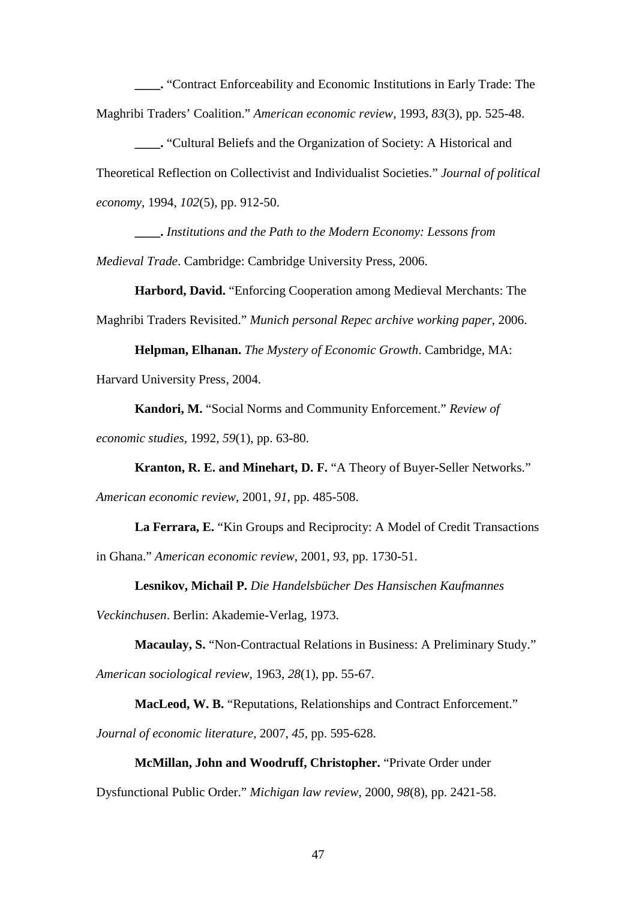**\_\_\_\_.** "Contract Enforceability and Economic Institutions in Early Trade: The Maghribi Traders' Coalition." *American economic review*, 1993, *83*(3), pp. 525-48.

**\_\_\_\_.** "Cultural Beliefs and the Organization of Society: A Historical and Theoretical Reflection on Collectivist and Individualist Societies." *Journal of political economy*, 1994, *102*(5), pp. 912-50.

**\_\_\_\_.** *Institutions and the Path to the Modern Economy: Lessons from Medieval Trade*. Cambridge: Cambridge University Press, 2006.

**Harbord, David.** "Enforcing Cooperation among Medieval Merchants: The Maghribi Traders Revisited." *Munich personal Repec archive working paper*, 2006.

**Helpman, Elhanan.** *The Mystery of Economic Growth*. Cambridge, MA: Harvard University Press, 2004.

**Kandori, M.** "Social Norms and Community Enforcement." *Review of economic studies*, 1992, *59*(1), pp. 63-80.

**Kranton, R. E. and Minehart, D. F.** "A Theory of Buyer-Seller Networks." *American economic review*, 2001, *91*, pp. 485-508.

**La Ferrara, E.** "Kin Groups and Reciprocity: A Model of Credit Transactions in Ghana." *American economic review*, 2001, *93*, pp. 1730-51.

**Lesnikov, Michail P.** *Die Handelsbücher Des Hansischen Kaufmannes Veckinchusen*. Berlin: Akademie-Verlag, 1973.

**Macaulay, S.** "Non-Contractual Relations in Business: A Preliminary Study." *American sociological review*, 1963, *28*(1), pp. 55-67.

**MacLeod, W. B.** "Reputations, Relationships and Contract Enforcement." *Journal of economic literature*, 2007, *45*, pp. 595-628.

**McMillan, John and Woodruff, Christopher.** "Private Order under Dysfunctional Public Order." *Michigan law review*, 2000, *98*(8), pp. 2421-58.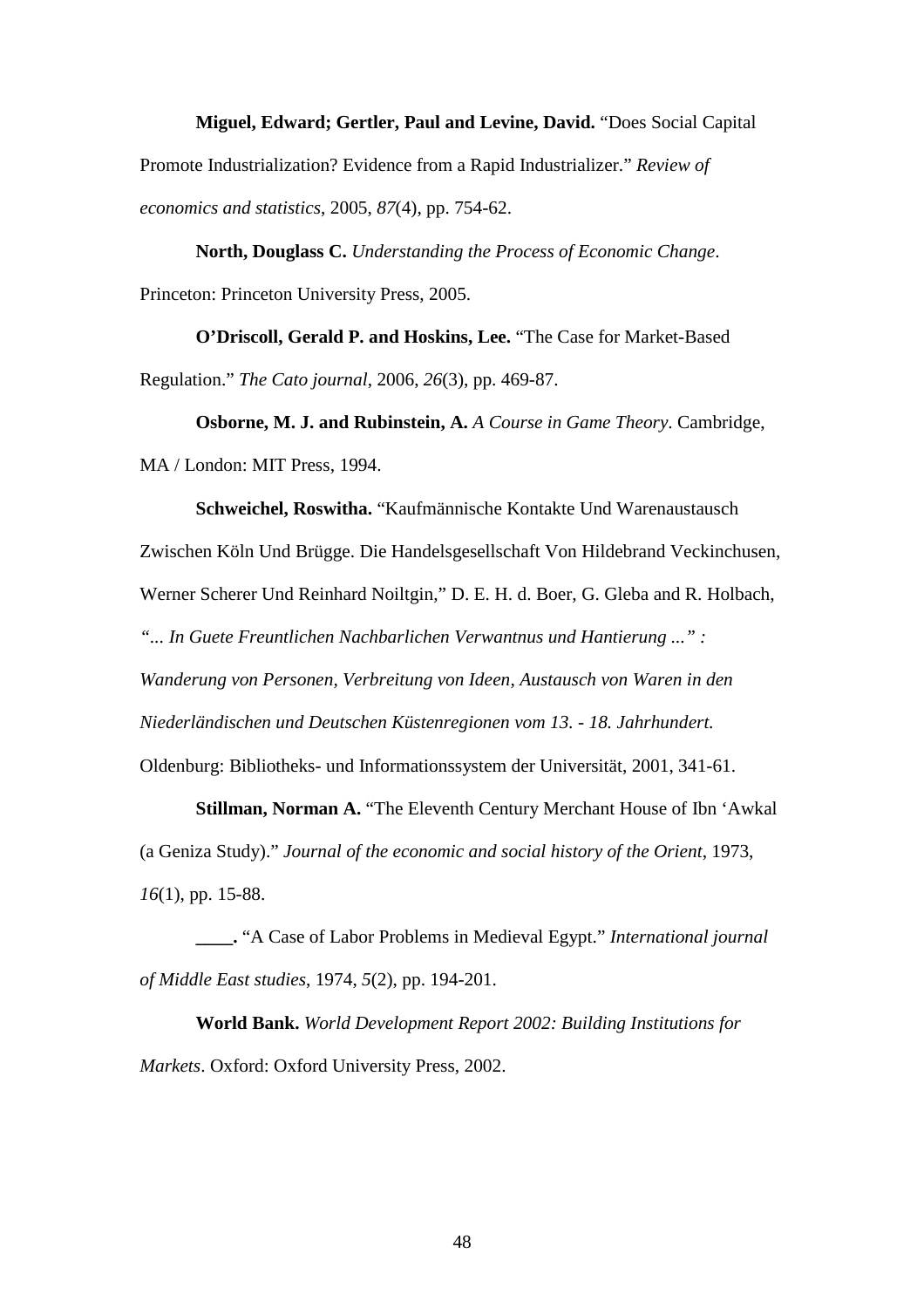**Miguel, Edward; Gertler, Paul and Levine, David.** “Does Social Capital Promote Industrialization? Evidence from a Rapid Industrializer.” *Review of economics and statistics*, 2005, *87*(4), pp. 754-62.

**North, Douglass C.** *Understanding the Process of Economic Change*. Princeton: Princeton University Press, 2005.

**O’Driscoll, Gerald P. and Hoskins, Lee.** “The Case for Market-Based Regulation.” *The Cato journal*, 2006, *26*(3), pp. 469-87.

**Osborne, M. J. and Rubinstein, A.** *A Course in Game Theory*. Cambridge, MA / London: MIT Press, 1994.

**Schweichel, Roswitha.** “Kaufmännische Kontakte Und Warenaustausch Zwischen Köln Und Brügge. Die Handelsgesellschaft Von Hildebrand Veckinchusen, Werner Scherer Und Reinhard Noiltgin,” D. E. H. d. Boer, G. Gleba and R. Holbach, *“... In Guete Freuntlichen Nachbarlichen Verwantnus und Hantierung ...” : Wanderung von Personen, Verbreitung von Ideen, Austausch von Waren in den Niederländischen und Deutschen Küstenregionen vom 13. - 18. Jahrhundert.* Oldenburg: Bibliotheks- und Informationssystem der Universität, 2001, 341-61.

**Stillman, Norman A.** “The Eleventh Century Merchant House of Ibn ‘Awkal (a Geniza Study).” *Journal of the economic and social history of the Orient*, 1973, *16*(1), pp. 15-88.

**____.** “A Case of Labor Problems in Medieval Egypt.” *International journal of Middle East studies*, 1974, *5*(2), pp. 194-201.

**World Bank.** *World Development Report 2002: Building Institutions for Markets*. Oxford: Oxford University Press, 2002.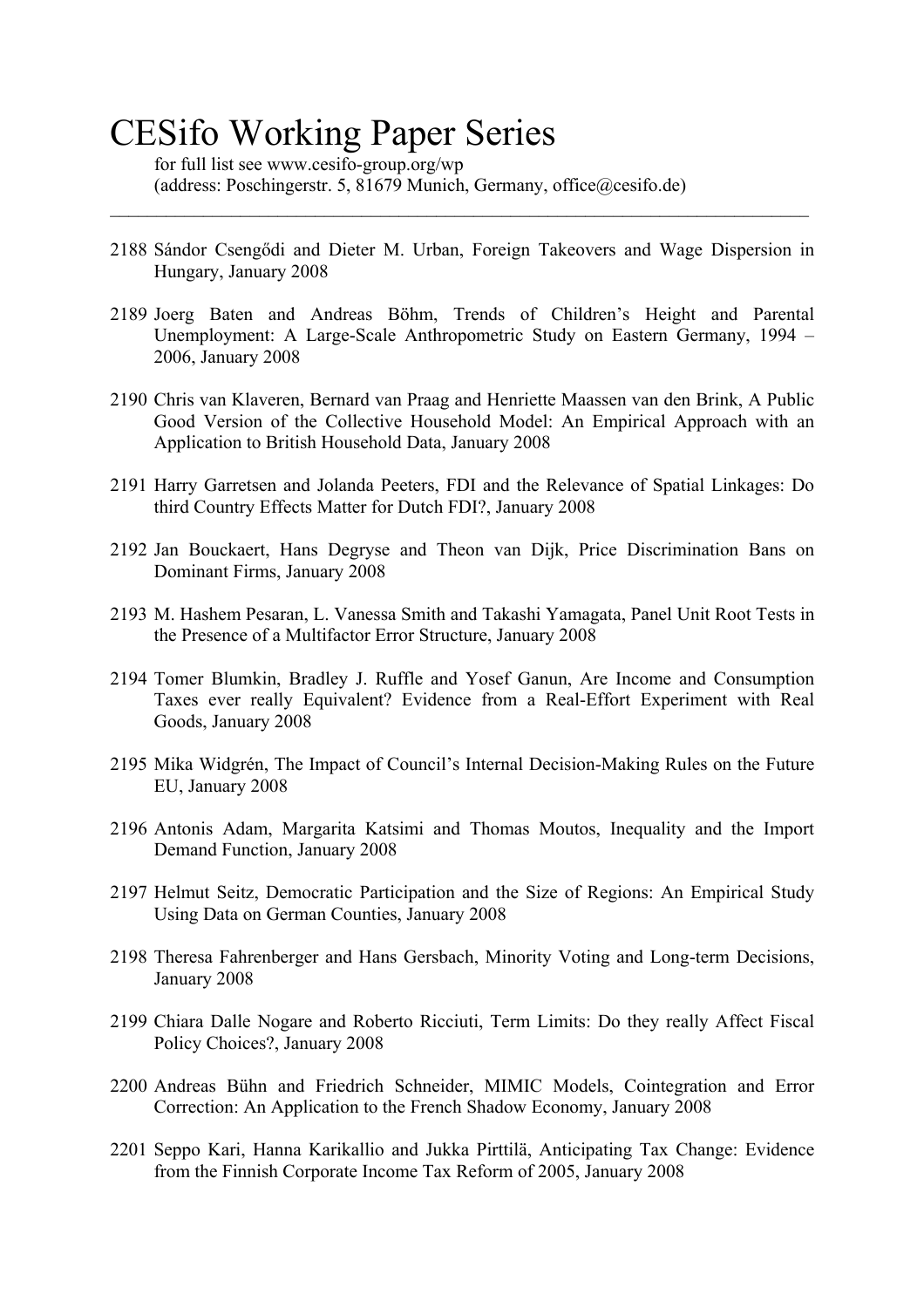# CESifo Working Paper Series

for full list see www.cesifo-group.org/wp
(address: Poschingerstr. 5, 81679 Munich, Germany, office@cesifo.de)

---

2188 Sándor Csengődi and Dieter M. Urban, Foreign Takeovers and Wage Dispersion in Hungary, January 2008

2189 Joerg Baten and Andreas Böhm, Trends of Children's Height and Parental Unemployment: A Large-Scale Anthropometric Study on Eastern Germany, 1994 – 2006, January 2008

2190 Chris van Klaveren, Bernard van Praag and Henriette Maassen van den Brink, A Public Good Version of the Collective Household Model: An Empirical Approach with an Application to British Household Data, January 2008

2191 Harry Garretsen and Jolanda Peeters, FDI and the Relevance of Spatial Linkages: Do third Country Effects Matter for Dutch FDI?, January 2008

2192 Jan Bouckaert, Hans Degryse and Theon van Dijk, Price Discrimination Bans on Dominant Firms, January 2008

2193 M. Hashem Pesaran, L. Vanessa Smith and Takashi Yamagata, Panel Unit Root Tests in the Presence of a Multifactor Error Structure, January 2008

2194 Tomer Blumkin, Bradley J. Ruffle and Yosef Ganun, Are Income and Consumption Taxes ever really Equivalent? Evidence from a Real-Effort Experiment with Real Goods, January 2008

2195 Mika Widgrén, The Impact of Council's Internal Decision-Making Rules on the Future EU, January 2008

2196 Antonis Adam, Margarita Katsimi and Thomas Moutos, Inequality and the Import Demand Function, January 2008

2197 Helmut Seitz, Democratic Participation and the Size of Regions: An Empirical Study Using Data on German Counties, January 2008

2198 Theresa Fahrenberger and Hans Gersbach, Minority Voting and Long-term Decisions, January 2008

2199 Chiara Dalle Nogare and Roberto Ricciuti, Term Limits: Do they really Affect Fiscal Policy Choices?, January 2008

2200 Andreas Bühn and Friedrich Schneider, MIMIC Models, Cointegration and Error Correction: An Application to the French Shadow Economy, January 2008

2201 Seppo Kari, Hanna Karikallio and Jukka Pirttilä, Anticipating Tax Change: Evidence from the Finnish Corporate Income Tax Reform of 2005, January 2008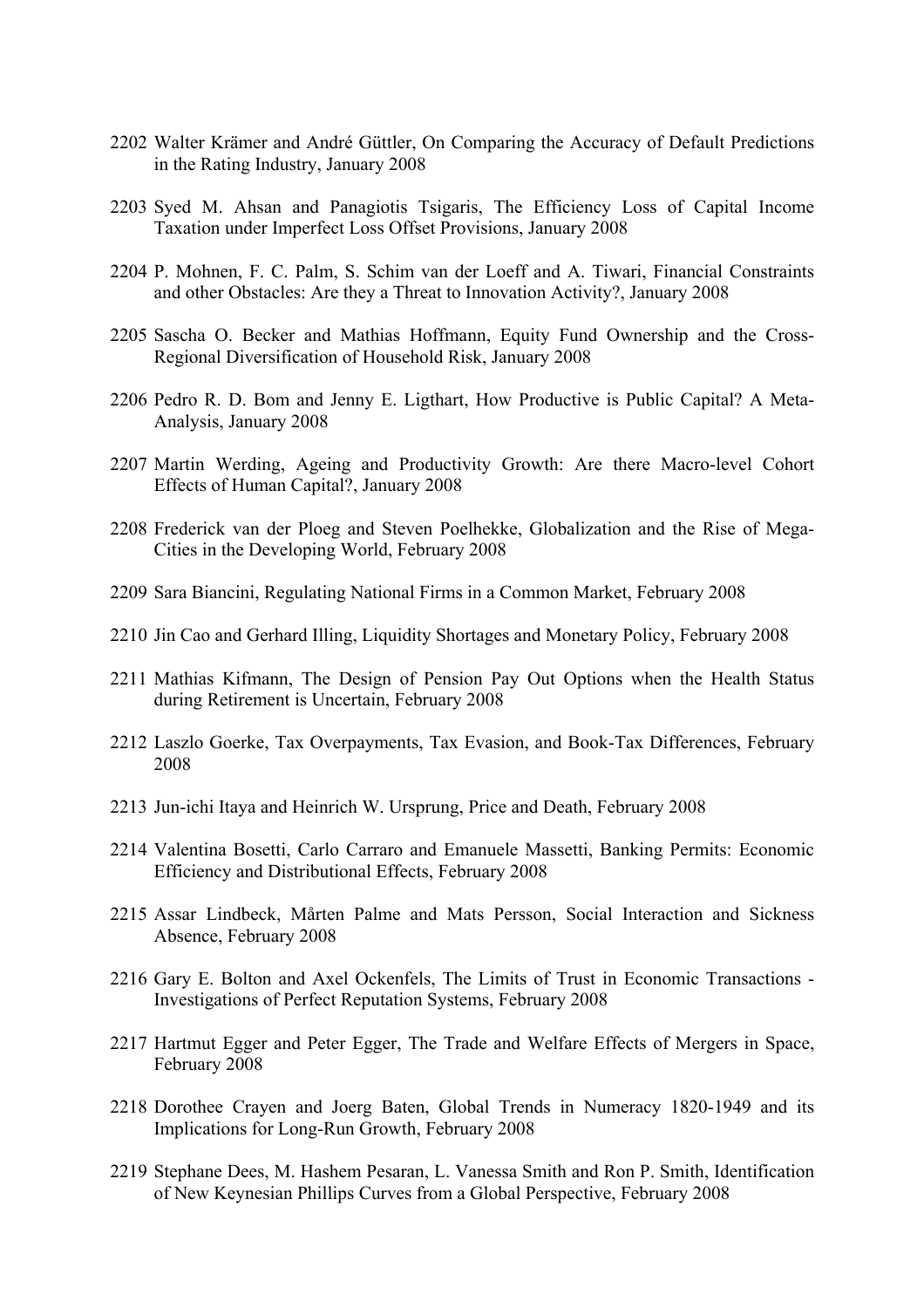2202 Walter Krämer and André Güttler, On Comparing the Accuracy of Default Predictions in the Rating Industry, January 2008

2203 Syed M. Ahsan and Panagiotis Tsigaris, The Efficiency Loss of Capital Income Taxation under Imperfect Loss Offset Provisions, January 2008

2204 P. Mohnen, F. C. Palm, S. Schim van der Loeff and A. Tiwari, Financial Constraints and other Obstacles: Are they a Threat to Innovation Activity?, January 2008

2205 Sascha O. Becker and Mathias Hoffmann, Equity Fund Ownership and the Cross-Regional Diversification of Household Risk, January 2008

2206 Pedro R. D. Bom and Jenny E. Ligthart, How Productive is Public Capital? A Meta-Analysis, January 2008

2207 Martin Werding, Ageing and Productivity Growth: Are there Macro-level Cohort Effects of Human Capital?, January 2008

2208 Frederick van der Ploeg and Steven Poelhekke, Globalization and the Rise of Mega-Cities in the Developing World, February 2008

2209 Sara Biancini, Regulating National Firms in a Common Market, February 2008

2210 Jin Cao and Gerhard Illing, Liquidity Shortages and Monetary Policy, February 2008

2211 Mathias Kifmann, The Design of Pension Pay Out Options when the Health Status during Retirement is Uncertain, February 2008

2212 Laszlo Goerke, Tax Overpayments, Tax Evasion, and Book-Tax Differences, February 2008

2213 Jun-ichi Itaya and Heinrich W. Ursprung, Price and Death, February 2008

2214 Valentina Bosetti, Carlo Carraro and Emanuele Massetti, Banking Permits: Economic Efficiency and Distributional Effects, February 2008

2215 Assar Lindbeck, Mårten Palme and Mats Persson, Social Interaction and Sickness Absence, February 2008

2216 Gary E. Bolton and Axel Ockenfels, The Limits of Trust in Economic Transactions - Investigations of Perfect Reputation Systems, February 2008

2217 Hartmut Egger and Peter Egger, The Trade and Welfare Effects of Mergers in Space, February 2008

2218 Dorothee Crayen and Joerg Baten, Global Trends in Numeracy 1820-1949 and its Implications for Long-Run Growth, February 2008

2219 Stephane Dees, M. Hashem Pesaran, L. Vanessa Smith and Ron P. Smith, Identification of New Keynesian Phillips Curves from a Global Perspective, February 2008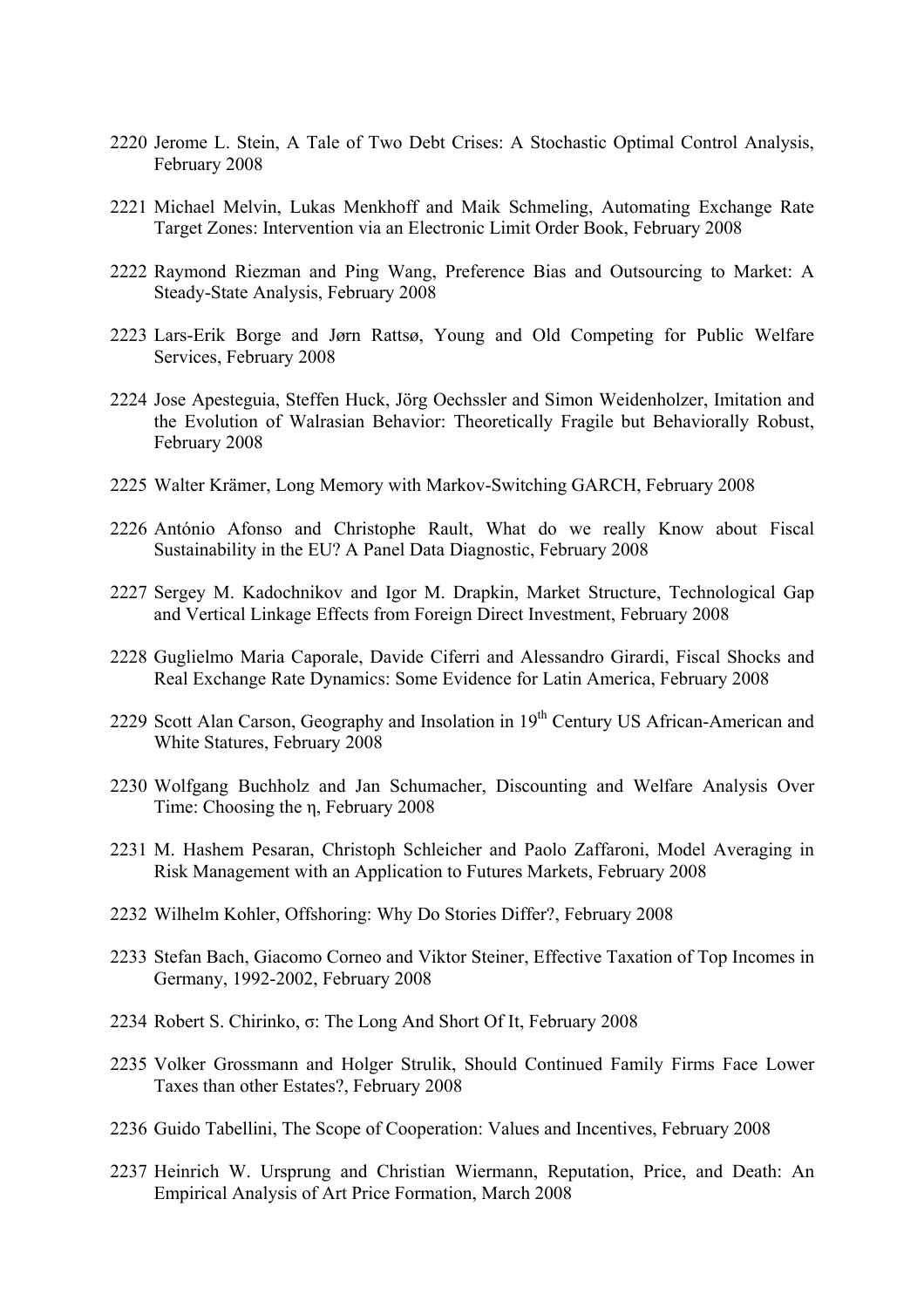2220 Jerome L. Stein, A Tale of Two Debt Crises: A Stochastic Optimal Control Analysis, February 2008

2221 Michael Melvin, Lukas Menkhoff and Maik Schmeling, Automating Exchange Rate Target Zones: Intervention via an Electronic Limit Order Book, February 2008

2222 Raymond Riezman and Ping Wang, Preference Bias and Outsourcing to Market: A Steady-State Analysis, February 2008

2223 Lars-Erik Borge and Jørn Rattsø, Young and Old Competing for Public Welfare Services, February 2008

2224 Jose Apesteguia, Steffen Huck, Jörg Oechssler and Simon Weidenholzer, Imitation and the Evolution of Walrasian Behavior: Theoretically Fragile but Behaviorally Robust, February 2008

2225 Walter Krämer, Long Memory with Markov-Switching GARCH, February 2008

2226 António Afonso and Christophe Rault, What do we really Know about Fiscal Sustainability in the EU? A Panel Data Diagnostic, February 2008

2227 Sergey M. Kadochnikov and Igor M. Drapkin, Market Structure, Technological Gap and Vertical Linkage Effects from Foreign Direct Investment, February 2008

2228 Guglielmo Maria Caporale, Davide Ciferri and Alessandro Girardi, Fiscal Shocks and Real Exchange Rate Dynamics: Some Evidence for Latin America, February 2008

2229 Scott Alan Carson, Geography and Insolation in 19th Century US African-American and White Statures, February 2008

2230 Wolfgang Buchholz and Jan Schumacher, Discounting and Welfare Analysis Over Time: Choosing the η, February 2008

2231 M. Hashem Pesaran, Christoph Schleicher and Paolo Zaffaroni, Model Averaging in Risk Management with an Application to Futures Markets, February 2008

2232 Wilhelm Kohler, Offshoring: Why Do Stories Differ?, February 2008

2233 Stefan Bach, Giacomo Corneo and Viktor Steiner, Effective Taxation of Top Incomes in Germany, 1992-2002, February 2008

2234 Robert S. Chirinko, σ: The Long And Short Of It, February 2008

2235 Volker Grossmann and Holger Strulik, Should Continued Family Firms Face Lower Taxes than other Estates?, February 2008

2236 Guido Tabellini, The Scope of Cooperation: Values and Incentives, February 2008

2237 Heinrich W. Ursprung and Christian Wiermann, Reputation, Price, and Death: An Empirical Analysis of Art Price Formation, March 2008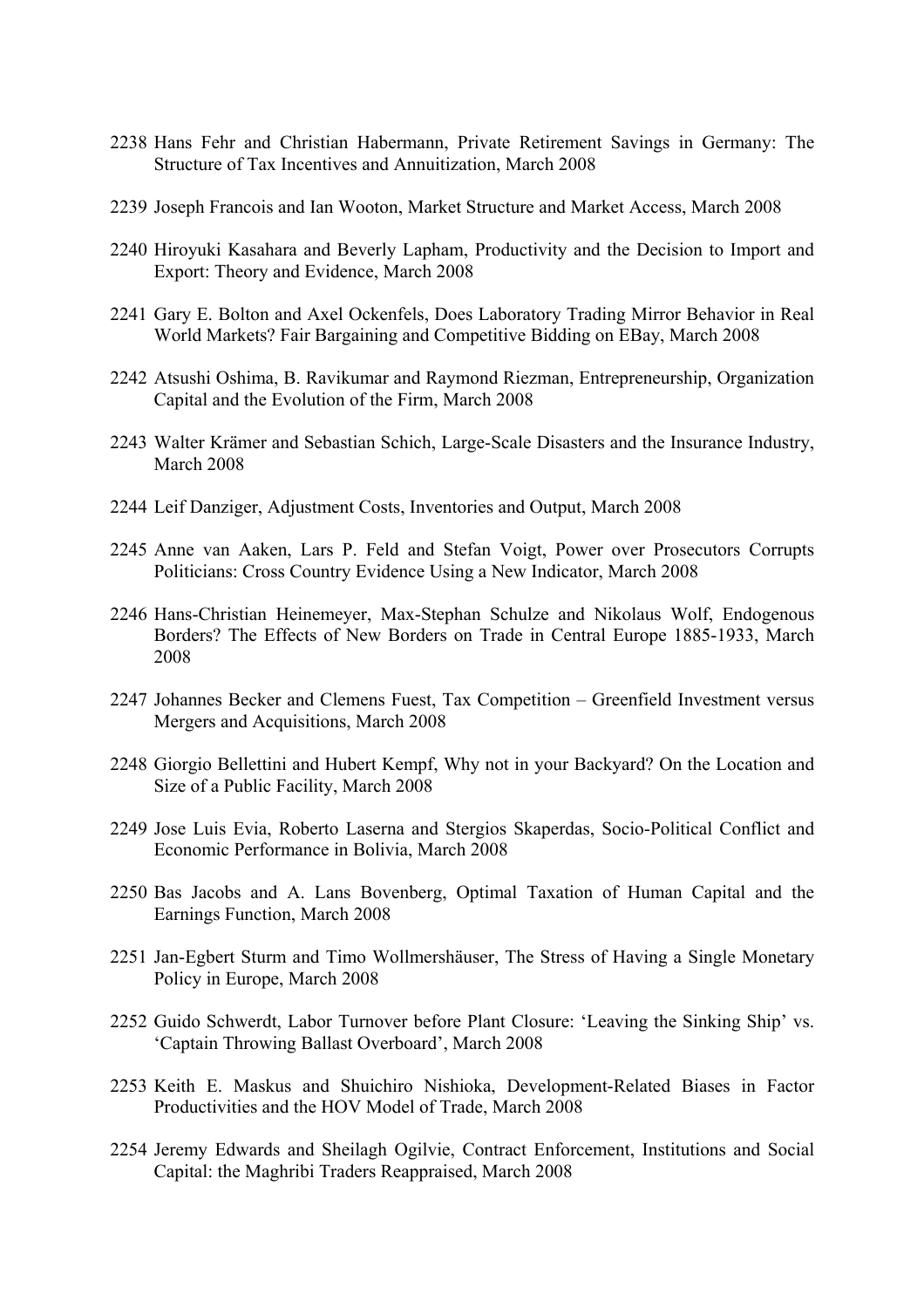2238 Hans Fehr and Christian Habermann, Private Retirement Savings in Germany: The Structure of Tax Incentives and Annuitization, March 2008

2239 Joseph Francois and Ian Wooton, Market Structure and Market Access, March 2008

2240 Hiroyuki Kasahara and Beverly Lapham, Productivity and the Decision to Import and Export: Theory and Evidence, March 2008

2241 Gary E. Bolton and Axel Ockenfels, Does Laboratory Trading Mirror Behavior in Real World Markets? Fair Bargaining and Competitive Bidding on EBay, March 2008

2242 Atsushi Oshima, B. Ravikumar and Raymond Riezman, Entrepreneurship, Organization Capital and the Evolution of the Firm, March 2008

2243 Walter Krämer and Sebastian Schich, Large-Scale Disasters and the Insurance Industry, March 2008

2244 Leif Danziger, Adjustment Costs, Inventories and Output, March 2008

2245 Anne van Aaken, Lars P. Feld and Stefan Voigt, Power over Prosecutors Corrupts Politicians: Cross Country Evidence Using a New Indicator, March 2008

2246 Hans-Christian Heinemeyer, Max-Stephan Schulze and Nikolaus Wolf, Endogenous Borders? The Effects of New Borders on Trade in Central Europe 1885-1933, March 2008

2247 Johannes Becker and Clemens Fuest, Tax Competition – Greenfield Investment versus Mergers and Acquisitions, March 2008

2248 Giorgio Bellettini and Hubert Kempf, Why not in your Backyard? On the Location and Size of a Public Facility, March 2008

2249 Jose Luis Evia, Roberto Laserna and Stergios Skaperdas, Socio-Political Conflict and Economic Performance in Bolivia, March 2008

2250 Bas Jacobs and A. Lans Bovenberg, Optimal Taxation of Human Capital and the Earnings Function, March 2008

2251 Jan-Egbert Sturm and Timo Wollmershäuser, The Stress of Having a Single Monetary Policy in Europe, March 2008

2252 Guido Schwerdt, Labor Turnover before Plant Closure: 'Leaving the Sinking Ship' vs. 'Captain Throwing Ballast Overboard', March 2008

2253 Keith E. Maskus and Shuichiro Nishioka, Development-Related Biases in Factor Productivities and the HOV Model of Trade, March 2008

2254 Jeremy Edwards and Sheilagh Ogilvie, Contract Enforcement, Institutions and Social Capital: the Maghribi Traders Reappraised, March 2008